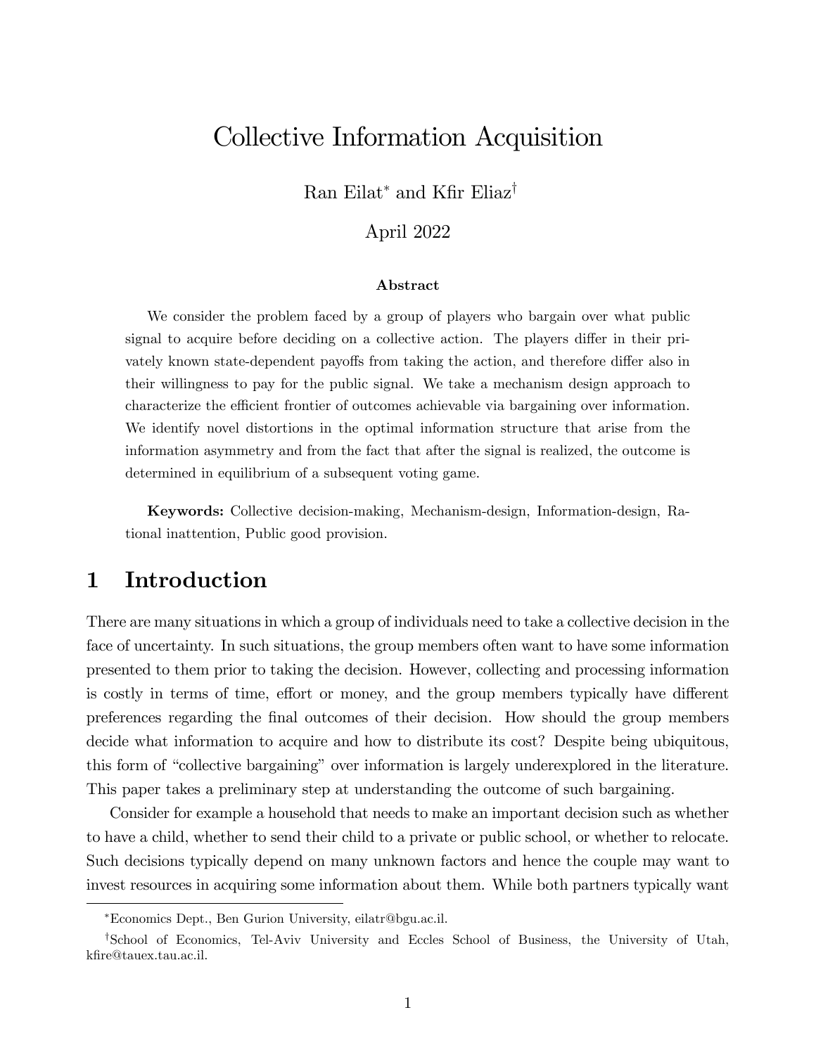# Collective Information Acquisition

Ran Eilat[*] and Kfir Eliaz[†]

April 2022

**Abstract**

We consider the problem faced by a group of players who bargain over what public signal to acquire before deciding on a collective action. The players differ in their privately known state-dependent payoffs from taking the action, and therefore differ also in their willingness to pay for the public signal. We take a mechanism design approach to characterize the efficient frontier of outcomes achievable via bargaining over information. We identify novel distortions in the optimal information structure that arise from the information asymmetry and from the fact that after the signal is realized, the outcome is determined in equilibrium of a subsequent voting game.

**Keywords:** Collective decision-making, Mechanism-design, Information-design, Rational inattention, Public good provision.

## 1 Introduction

There are many situations in which a group of individuals need to take a collective decision in the face of uncertainty. In such situations, the group members often want to have some information presented to them prior to taking the decision. However, collecting and processing information is costly in terms of time, effort or money, and the group members typically have different preferences regarding the final outcomes of their decision. How should the group members decide what information to acquire and how to distribute its cost? Despite being ubiquitous, this form of "collective bargaining" over information is largely underexplored in the literature. This paper takes a preliminary step at understanding the outcome of such bargaining.

Consider for example a household that needs to make an important decision such as whether to have a child, whether to send their child to a private or public school, or whether to relocate. Such decisions typically depend on many unknown factors and hence the couple may want to invest resources in acquiring some information about them. While both partners typically want

[*] Economics Dept., Ben Gurion University, eilatr@bgu.ac.il.

[†] School of Economics, Tel-Aviv University and Eccles School of Business, the University of Utah, kfire@tauex.tau.ac.il.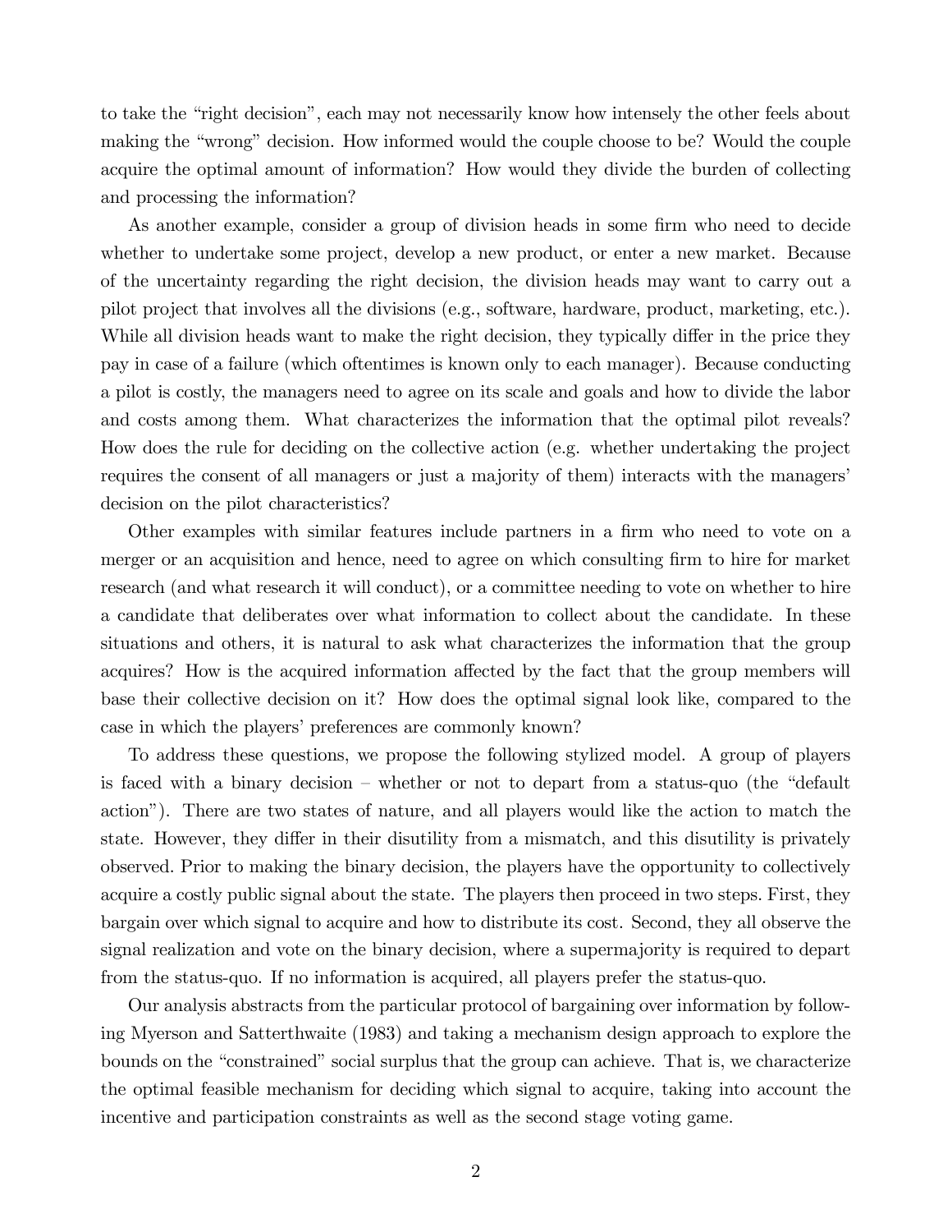to take the "right decision", each may not necessarily know how intensely the other feels about making the "wrong" decision. How informed would the couple choose to be? Would the couple acquire the optimal amount of information? How would they divide the burden of collecting and processing the information?

As another example, consider a group of division heads in some firm who need to decide whether to undertake some project, develop a new product, or enter a new market. Because of the uncertainty regarding the right decision, the division heads may want to carry out a pilot project that involves all the divisions (e.g., software, hardware, product, marketing, etc.). While all division heads want to make the right decision, they typically differ in the price they pay in case of a failure (which oftentimes is known only to each manager). Because conducting a pilot is costly, the managers need to agree on its scale and goals and how to divide the labor and costs among them. What characterizes the information that the optimal pilot reveals? How does the rule for deciding on the collective action (e.g. whether undertaking the project requires the consent of all managers or just a majority of them) interacts with the managers' decision on the pilot characteristics?

Other examples with similar features include partners in a firm who need to vote on a merger or an acquisition and hence, need to agree on which consulting firm to hire for market research (and what research it will conduct), or a committee needing to vote on whether to hire a candidate that deliberates over what information to collect about the candidate. In these situations and others, it is natural to ask what characterizes the information that the group acquires? How is the acquired information affected by the fact that the group members will base their collective decision on it? How does the optimal signal look like, compared to the case in which the players' preferences are commonly known?

To address these questions, we propose the following stylized model. A group of players is faced with a binary decision – whether or not to depart from a status-quo (the "default action"). There are two states of nature, and all players would like the action to match the state. However, they differ in their disutility from a mismatch, and this disutility is privately observed. Prior to making the binary decision, the players have the opportunity to collectively acquire a costly public signal about the state. The players then proceed in two steps. First, they bargain over which signal to acquire and how to distribute its cost. Second, they all observe the signal realization and vote on the binary decision, where a supermajority is required to depart from the status-quo. If no information is acquired, all players prefer the status-quo.

Our analysis abstracts from the particular protocol of bargaining over information by following Myerson and Satterthwaite (1983) and taking a mechanism design approach to explore the bounds on the "constrained" social surplus that the group can achieve. That is, we characterize the optimal feasible mechanism for deciding which signal to acquire, taking into account the incentive and participation constraints as well as the second stage voting game.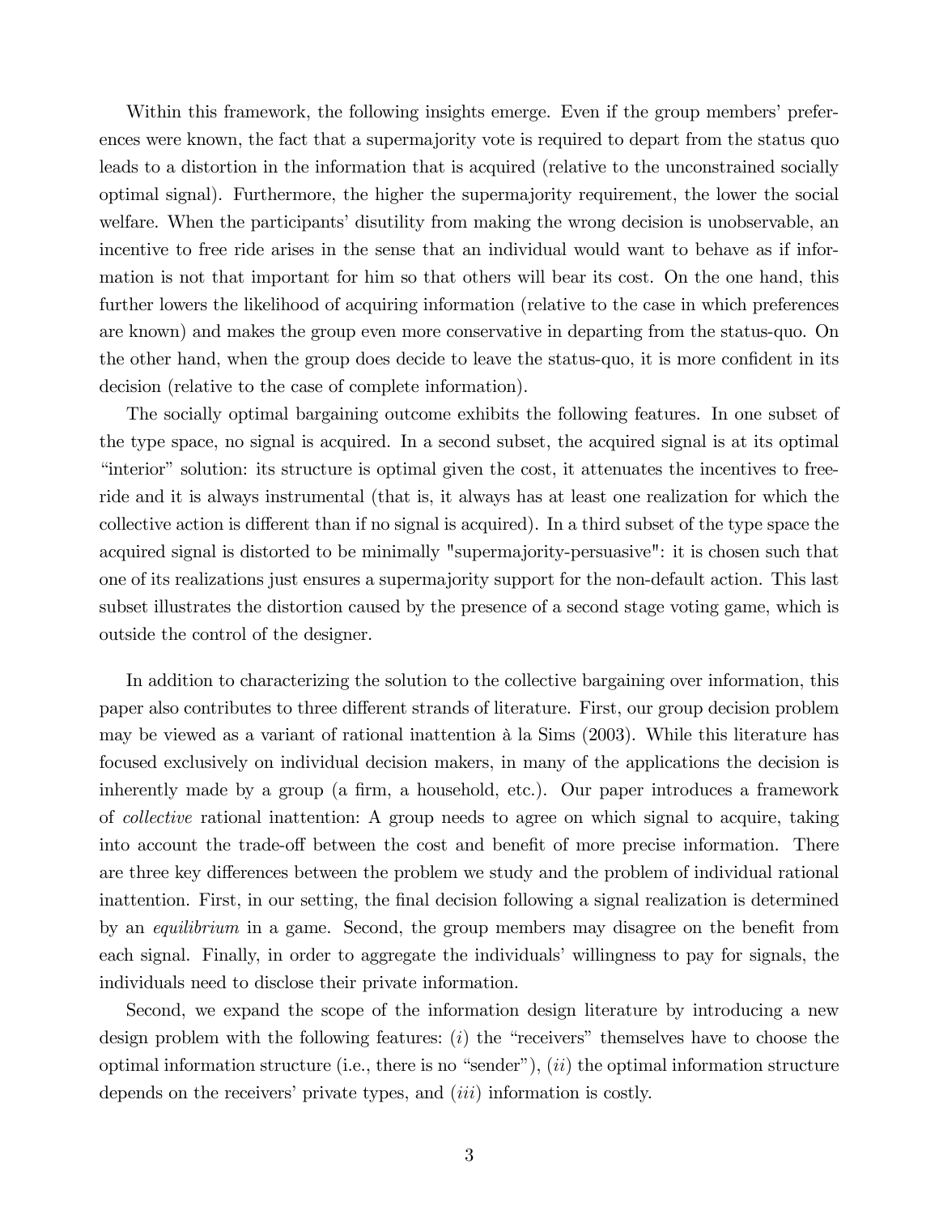Within this framework, the following insights emerge. Even if the group members' preferences were known, the fact that a supermajority vote is required to depart from the status quo leads to a distortion in the information that is acquired (relative to the unconstrained socially optimal signal). Furthermore, the higher the supermajority requirement, the lower the social welfare. When the participants' disutility from making the wrong decision is unobservable, an incentive to free ride arises in the sense that an individual would want to behave as if information is not that important for him so that others will bear its cost. On the one hand, this further lowers the likelihood of acquiring information (relative to the case in which preferences are known) and makes the group even more conservative in departing from the status-quo. On the other hand, when the group does decide to leave the status-quo, it is more confident in its decision (relative to the case of complete information).

The socially optimal bargaining outcome exhibits the following features. In one subset of the type space, no signal is acquired. In a second subset, the acquired signal is at its optimal "interior" solution: its structure is optimal given the cost, it attenuates the incentives to free-ride and it is always instrumental (that is, it always has at least one realization for which the collective action is different than if no signal is acquired). In a third subset of the type space the acquired signal is distorted to be minimally "supermajority-persuasive": it is chosen such that one of its realizations just ensures a supermajority support for the non-default action. This last subset illustrates the distortion caused by the presence of a second stage voting game, which is outside the control of the designer.

In addition to characterizing the solution to the collective bargaining over information, this paper also contributes to three different strands of literature. First, our group decision problem may be viewed as a variant of rational inattention à la Sims (2003). While this literature has focused exclusively on individual decision makers, in many of the applications the decision is inherently made by a group (a firm, a household, etc.). Our paper introduces a framework of *collective* rational inattention: A group needs to agree on which signal to acquire, taking into account the trade-off between the cost and benefit of more precise information. There are three key differences between the problem we study and the problem of individual rational inattention. First, in our setting, the final decision following a signal realization is determined by an *equilibrium* in a game. Second, the group members may disagree on the benefit from each signal. Finally, in order to aggregate the individuals' willingness to pay for signals, the individuals need to disclose their private information.

Second, we expand the scope of the information design literature by introducing a new design problem with the following features: (*i*) the "receivers" themselves have to choose the optimal information structure (i.e., there is no "sender"), (*ii*) the optimal information structure depends on the receivers' private types, and (*iii*) information is costly.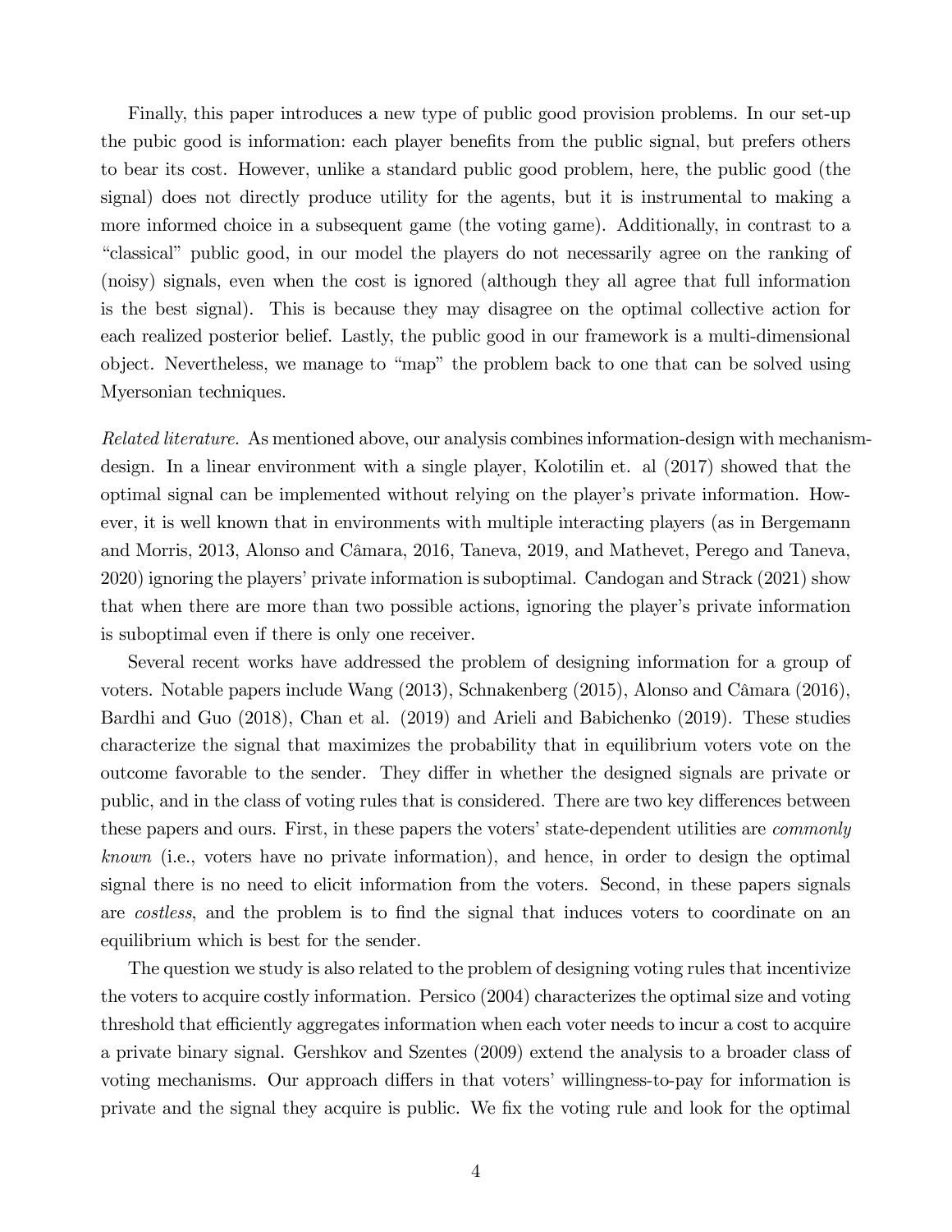Finally, this paper introduces a new type of public good provision problems. In our set-up the pubic good is information: each player benefits from the public signal, but prefers others to bear its cost. However, unlike a standard public good problem, here, the public good (the signal) does not directly produce utility for the agents, but it is instrumental to making a more informed choice in a subsequent game (the voting game). Additionally, in contrast to a "classical" public good, in our model the players do not necessarily agree on the ranking of (noisy) signals, even when the cost is ignored (although they all agree that full information is the best signal). This is because they may disagree on the optimal collective action for each realized posterior belief. Lastly, the public good in our framework is a multi-dimensional object. Nevertheless, we manage to "map" the problem back to one that can be solved using Myersonian techniques.

*Related literature.* As mentioned above, our analysis combines information-design with mechanism-design. In a linear environment with a single player, Kolotilin et. al (2017) showed that the optimal signal can be implemented without relying on the player's private information. However, it is well known that in environments with multiple interacting players (as in Bergemann and Morris, 2013, Alonso and Câmara, 2016, Taneva, 2019, and Mathevet, Perego and Taneva, 2020) ignoring the players' private information is suboptimal. Candogan and Strack (2021) show that when there are more than two possible actions, ignoring the player's private information is suboptimal even if there is only one receiver.

Several recent works have addressed the problem of designing information for a group of voters. Notable papers include Wang (2013), Schnakenberg (2015), Alonso and Câmara (2016), Bardhi and Guo (2018), Chan et al. (2019) and Arieli and Babichenko (2019). These studies characterize the signal that maximizes the probability that in equilibrium voters vote on the outcome favorable to the sender. They differ in whether the designed signals are private or public, and in the class of voting rules that is considered. There are two key differences between these papers and ours. First, in these papers the voters' state-dependent utilities are *commonly known* (i.e., voters have no private information), and hence, in order to design the optimal signal there is no need to elicit information from the voters. Second, in these papers signals are *costless*, and the problem is to find the signal that induces voters to coordinate on an equilibrium which is best for the sender.

The question we study is also related to the problem of designing voting rules that incentivize the voters to acquire costly information. Persico (2004) characterizes the optimal size and voting threshold that efficiently aggregates information when each voter needs to incur a cost to acquire a private binary signal. Gershkov and Szentes (2009) extend the analysis to a broader class of voting mechanisms. Our approach differs in that voters' willingness-to-pay for information is private and the signal they acquire is public. We fix the voting rule and look for the optimal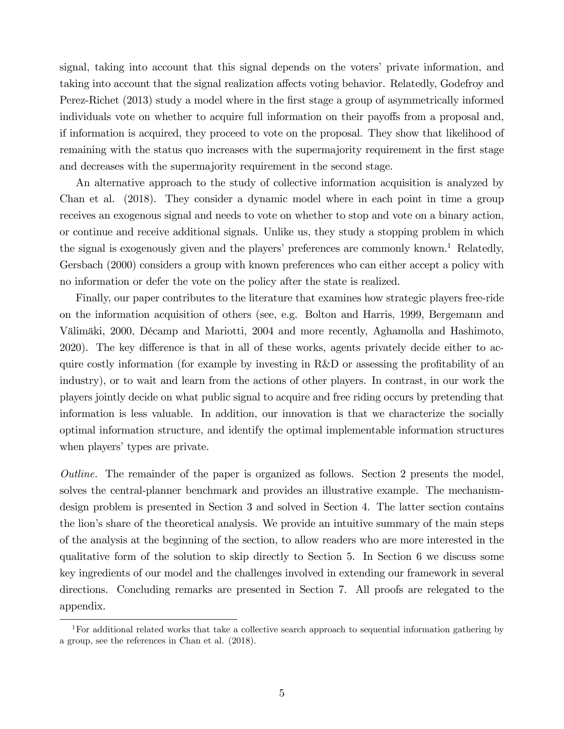signal, taking into account that this signal depends on the voters' private information, and taking into account that the signal realization affects voting behavior. Relatedly, Godefroy and Perez-Richet (2013) study a model where in the first stage a group of asymmetrically informed individuals vote on whether to acquire full information on their payoffs from a proposal and, if information is acquired, they proceed to vote on the proposal. They show that likelihood of remaining with the status quo increases with the supermajority requirement in the first stage and decreases with the supermajority requirement in the second stage.

An alternative approach to the study of collective information acquisition is analyzed by Chan et al. (2018). They consider a dynamic model where in each point in time a group receives an exogenous signal and needs to vote on whether to stop and vote on a binary action, or continue and receive additional signals. Unlike us, they study a stopping problem in which the signal is exogenously given and the players' preferences are commonly known.[1] Relatedly, Gersbach (2000) considers a group with known preferences who can either accept a policy with no information or defer the vote on the policy after the state is realized.

Finally, our paper contributes to the literature that examines how strategic players free-ride on the information acquisition of others (see, e.g. Bolton and Harris, 1999, Bergemann and Välimäki, 2000, Décamp and Mariotti, 2004 and more recently, Aghamolla and Hashimoto, 2020). The key difference is that in all of these works, agents privately decide either to acquire costly information (for example by investing in R&D or assessing the profitability of an industry), or to wait and learn from the actions of other players. In contrast, in our work the players jointly decide on what public signal to acquire and free riding occurs by pretending that information is less valuable. In addition, our innovation is that we characterize the socially optimal information structure, and identify the optimal implementable information structures when players' types are private.

*Outline.* The remainder of the paper is organized as follows. Section 2 presents the model, solves the central-planner benchmark and provides an illustrative example. The mechanism-design problem is presented in Section 3 and solved in Section 4. The latter section contains the lion's share of the theoretical analysis. We provide an intuitive summary of the main steps of the analysis at the beginning of the section, to allow readers who are more interested in the qualitative form of the solution to skip directly to Section 5. In Section 6 we discuss some key ingredients of our model and the challenges involved in extending our framework in several directions. Concluding remarks are presented in Section 7. All proofs are relegated to the appendix.

[1] For additional related works that take a collective search approach to sequential information gathering by a group, see the references in Chan et al. (2018).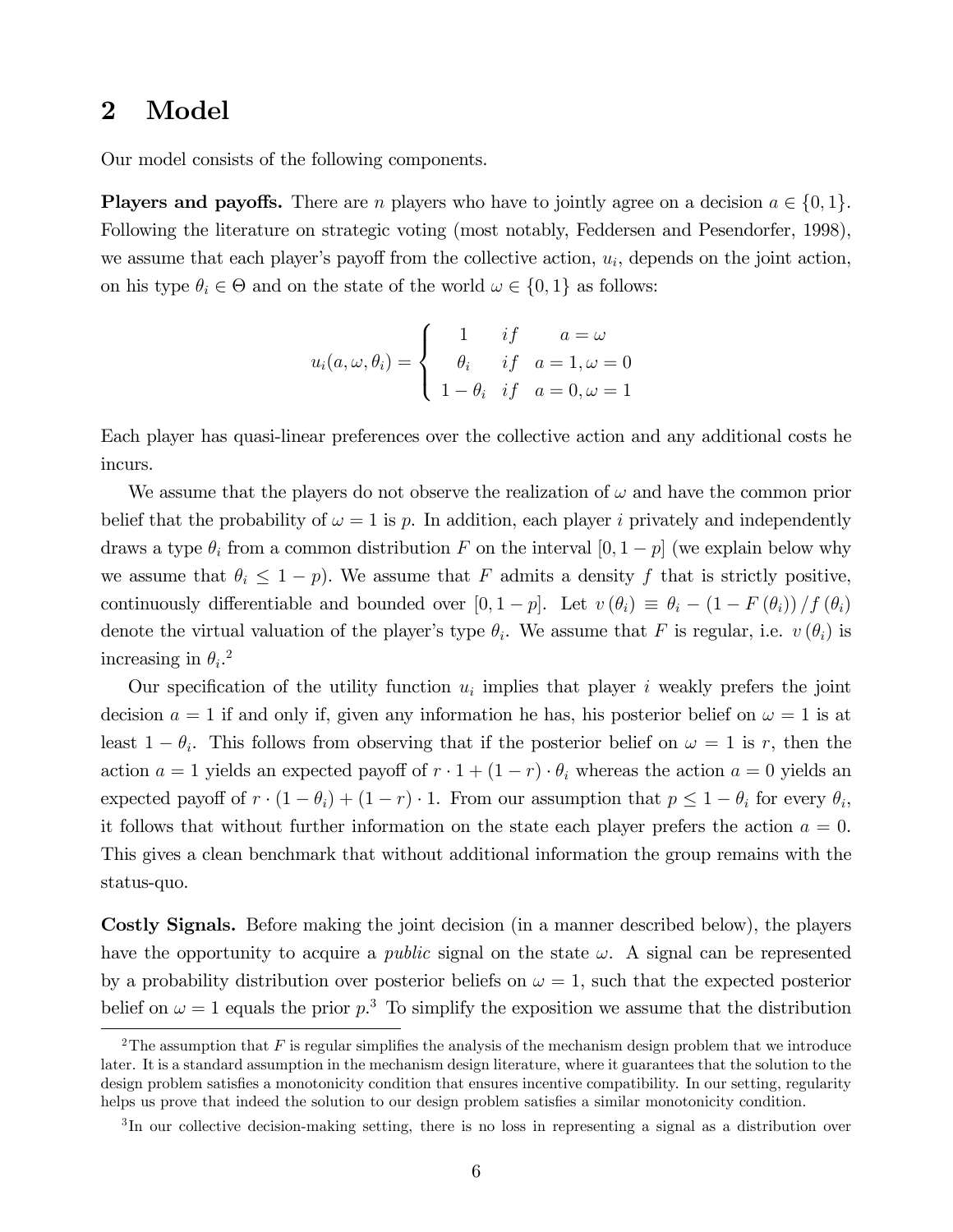# 2 Model

Our model consists of the following components.

**Players and payoffs.** There are $n$ players who have to jointly agree on a decision $a \in \{0,1\}$. Following the literature on strategic voting (most notably, Feddersen and Pesendorfer, 1998), we assume that each player's payoff from the collective action, $u_i$, depends on the joint action, on his type $\theta_i \in \Theta$ and on the state of the world $\omega \in \{0,1\}$ as follows:

$$u_i(a,\omega,\theta_i) = \begin{cases} 1 & if \quad a = \omega \\ \theta_i & if \quad a = 1, \omega = 0 \\ 1-\theta_i & if \quad a = 0, \omega = 1 \end{cases}$$

Each player has quasi-linear preferences over the collective action and any additional costs he incurs.

We assume that the players do not observe the realization of $\omega$ and have the common prior belief that the probability of $\omega = 1$ is $p$. In addition, each player $i$ privately and independently draws a type $\theta_i$ from a common distribution $F$ on the interval $[0, 1-p]$ (we explain below why we assume that $\theta_i \leq 1-p$). We assume that $F$ admits a density $f$ that is strictly positive, continuously differentiable and bounded over $[0, 1-p]$. Let $v(\theta_i) \equiv \theta_i - (1 - F(\theta_i))/f(\theta_i)$ denote the virtual valuation of the player's type $\theta_i$. We assume that $F$ is regular, i.e. $v(\theta_i)$ is increasing in $\theta_i$.[2]

Our specification of the utility function $u_i$ implies that player $i$ weakly prefers the joint decision $a = 1$ if and only if, given any information he has, his posterior belief on $\omega = 1$ is at least $1 - \theta_i$. This follows from observing that if the posterior belief on $\omega = 1$ is $r$, then the action $a = 1$ yields an expected payoff of $r \cdot 1 + (1-r) \cdot \theta_i$ whereas the action $a = 0$ yields an expected payoff of $r \cdot (1-\theta_i) + (1-r) \cdot 1$. From our assumption that $p \leq 1 - \theta_i$ for every $\theta_i$, it follows that without further information on the state each player prefers the action $a = 0$. This gives a clean benchmark that without additional information the group remains with the status-quo.

**Costly Signals.** Before making the joint decision (in a manner described below), the players have the opportunity to acquire a *public* signal on the state $\omega$. A signal can be represented by a probability distribution over posterior beliefs on $\omega = 1$, such that the expected posterior belief on $\omega = 1$ equals the prior $p$.[3] To simplify the exposition we assume that the distribution

[2] The assumption that $F$ is regular simplifies the analysis of the mechanism design problem that we introduce later. It is a standard assumption in the mechanism design literature, where it guarantees that the solution to the design problem satisfies a monotonicity condition that ensures incentive compatibility. In our setting, regularity helps us prove that indeed the solution to our design problem satisfies a similar monotonicity condition.

[3] In our collective decision-making setting, there is no loss in representing a signal as a distribution over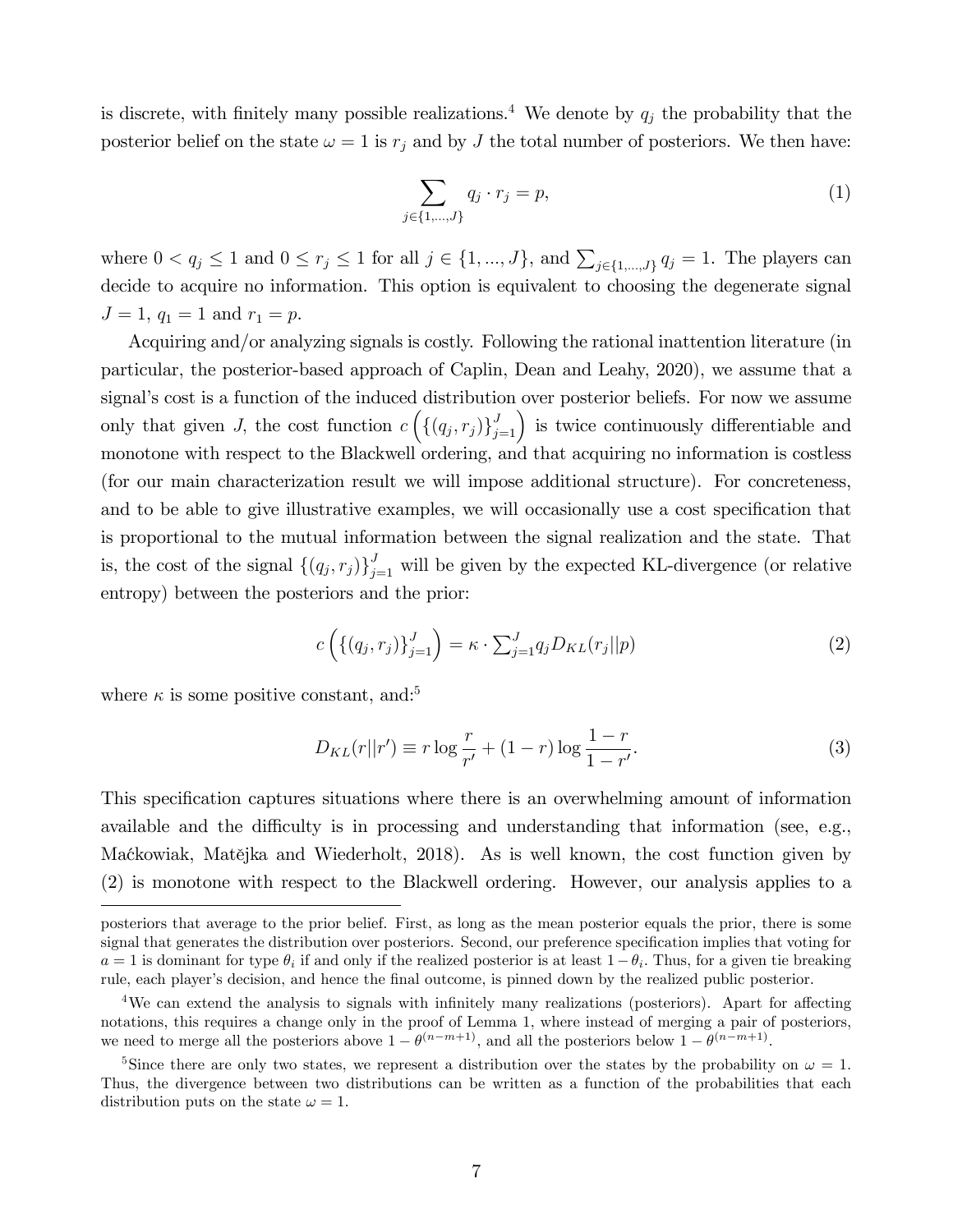is discrete, with finitely many possible realizations.[4] We denote by $q_j$ the probability that the posterior belief on the state $\omega = 1$ is $r_j$ and by $J$ the total number of posteriors. We then have:

$$\sum_{j\in\{1,...,J\}} q_j \cdot r_j = p, \tag{1}$$

where $0 < q_j \leq 1$ and $0 \leq r_j \leq 1$ for all $j \in \{1, ..., J\}$, and $\sum_{j\in\{1,...,J\}} q_j = 1$. The players can decide to acquire no information. This option is equivalent to choosing the degenerate signal $J = 1$, $q_1 = 1$ and $r_1 = p$.

Acquiring and/or analyzing signals is costly. Following the rational inattention literature (in particular, the posterior-based approach of Caplin, Dean and Leahy, 2020), we assume that a signal's cost is a function of the induced distribution over posterior beliefs. For now we assume only that given $J$, the cost function $c\left(\{(q_j, r_j)\}_{j=1}^J\right)$ is twice continuously differentiable and monotone with respect to the Blackwell ordering, and that acquiring no information is costless (for our main characterization result we will impose additional structure). For concreteness, and to be able to give illustrative examples, we will occasionally use a cost specification that is proportional to the mutual information between the signal realization and the state. That is, the cost of the signal $\{(q_j, r_j)\}_{j=1}^J$ will be given by the expected KL-divergence (or relative entropy) between the posteriors and the prior:

$$c\left(\{(q_j, r_j)\}_{j=1}^J\right) = \kappa \cdot \sum_{j=1}^J q_j D_{KL}(r_j||p) \tag{2}$$

where $\kappa$ is some positive constant, and:[5]

$$D_{KL}(r||r') \equiv r \log \frac{r}{r'} + (1-r) \log \frac{1-r}{1-r'}. \tag{3}$$

This specification captures situations where there is an overwhelming amount of information available and the difficulty is in processing and understanding that information (see, e.g., Maćkowiak, Matějka and Wiederholt, 2018). As is well known, the cost function given by (2) is monotone with respect to the Blackwell ordering. However, our analysis applies to a

---

posteriors that average to the prior belief. First, as long as the mean posterior equals the prior, there is some signal that generates the distribution over posteriors. Second, our preference specification implies that voting for $a = 1$ is dominant for type $\theta_i$ if and only if the realized posterior is at least $1 - \theta_i$. Thus, for a given tie breaking rule, each player's decision, and hence the final outcome, is pinned down by the realized public posterior.

[4] We can extend the analysis to signals with infinitely many realizations (posteriors). Apart for affecting notations, this requires a change only in the proof of Lemma 1, where instead of merging a pair of posteriors, we need to merge all the posteriors above $1 - \theta^{(n-m+1)}$, and all the posteriors below $1 - \theta^{(n-m+1)}$.

[5] Since there are only two states, we represent a distribution over the states by the probability on $\omega = 1$. Thus, the divergence between two distributions can be written as a function of the probabilities that each distribution puts on the state $\omega = 1$.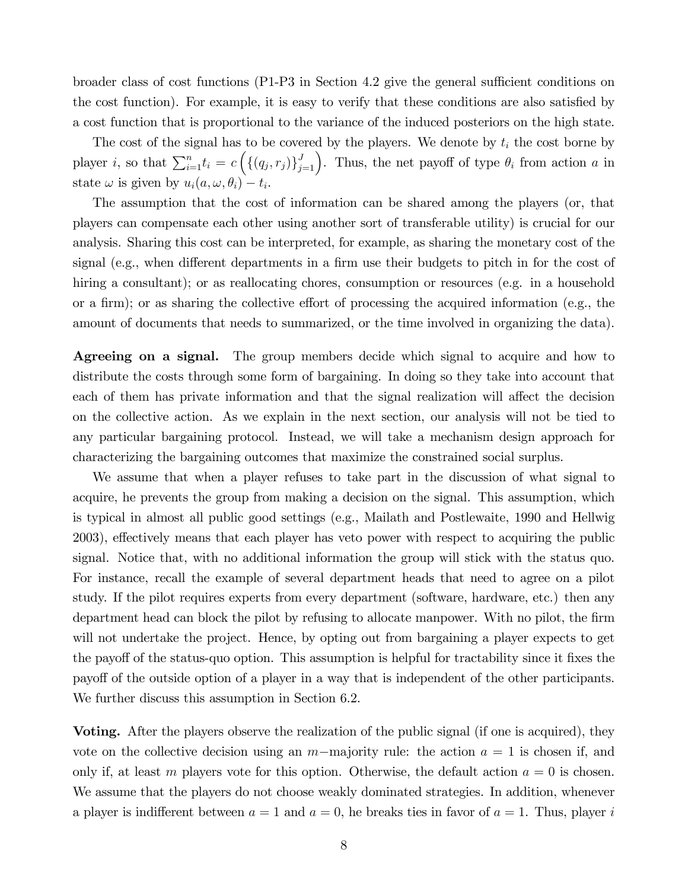broader class of cost functions (P1-P3 in Section 4.2 give the general sufficient conditions on the cost function). For example, it is easy to verify that these conditions are also satisfied by a cost function that is proportional to the variance of the induced posteriors on the high state.

The cost of the signal has to be covered by the players. We denote by $t_i$ the cost borne by player $i$, so that $\sum_{i=1}^{n} t_i = c\left(\{(q_j, r_j)\}_{j=1}^{J}\right)$. Thus, the net payoff of type $\theta_i$ from action $a$ in state $\omega$ is given by $u_i(a, \omega, \theta_i) - t_i$.

The assumption that the cost of information can be shared among the players (or, that players can compensate each other using another sort of transferable utility) is crucial for our analysis. Sharing this cost can be interpreted, for example, as sharing the monetary cost of the signal (e.g., when different departments in a firm use their budgets to pitch in for the cost of hiring a consultant); or as reallocating chores, consumption or resources (e.g. in a household or a firm); or as sharing the collective effort of processing the acquired information (e.g., the amount of documents that needs to summarized, or the time involved in organizing the data).

**Agreeing on a signal.** The group members decide which signal to acquire and how to distribute the costs through some form of bargaining. In doing so they take into account that each of them has private information and that the signal realization will affect the decision on the collective action. As we explain in the next section, our analysis will not be tied to any particular bargaining protocol. Instead, we will take a mechanism design approach for characterizing the bargaining outcomes that maximize the constrained social surplus.

We assume that when a player refuses to take part in the discussion of what signal to acquire, he prevents the group from making a decision on the signal. This assumption, which is typical in almost all public good settings (e.g., Mailath and Postlewaite, 1990 and Hellwig 2003), effectively means that each player has veto power with respect to acquiring the public signal. Notice that, with no additional information the group will stick with the status quo. For instance, recall the example of several department heads that need to agree on a pilot study. If the pilot requires experts from every department (software, hardware, etc.) then any department head can block the pilot by refusing to allocate manpower. With no pilot, the firm will not undertake the project. Hence, by opting out from bargaining a player expects to get the payoff of the status-quo option. This assumption is helpful for tractability since it fixes the payoff of the outside option of a player in a way that is independent of the other participants. We further discuss this assumption in Section 6.2.

**Voting.** After the players observe the realization of the public signal (if one is acquired), they vote on the collective decision using an $m-$majority rule: the action $a = 1$ is chosen if, and only if, at least $m$ players vote for this option. Otherwise, the default action $a = 0$ is chosen. We assume that the players do not choose weakly dominated strategies. In addition, whenever a player is indifferent between $a = 1$ and $a = 0$, he breaks ties in favor of $a = 1$. Thus, player $i$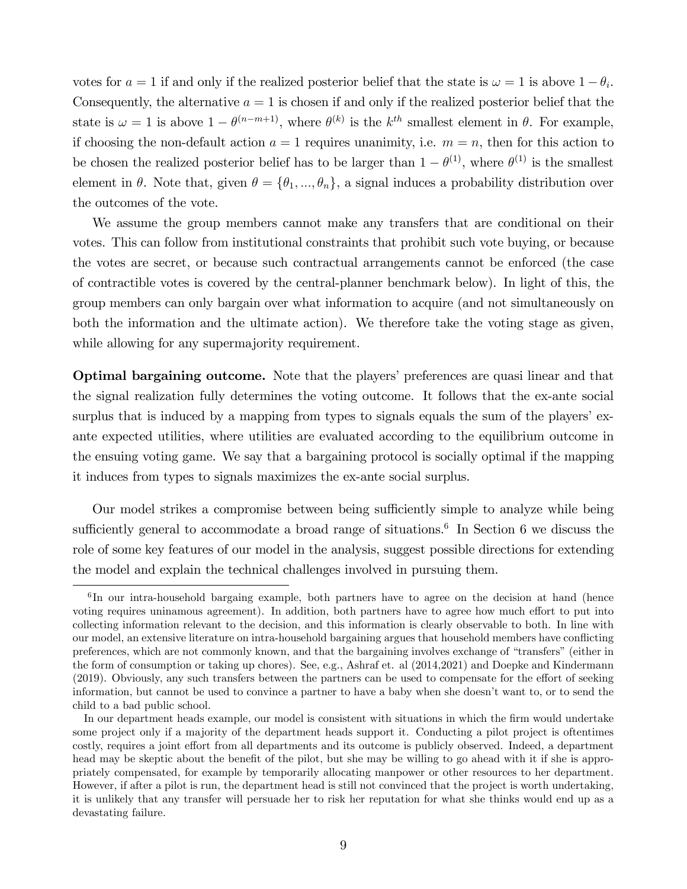votes for $a = 1$ if and only if the realized posterior belief that the state is $\omega = 1$ is above $1 - \theta_i$. Consequently, the alternative $a = 1$ is chosen if and only if the realized posterior belief that the state is $\omega = 1$ is above $1 - \theta^{(n-m+1)}$, where $\theta^{(k)}$ is the $k^{th}$ smallest element in $\theta$. For example, if choosing the non-default action $a = 1$ requires unanimity, i.e. $m = n$, then for this action to be chosen the realized posterior belief has to be larger than $1 - \theta^{(1)}$, where $\theta^{(1)}$ is the smallest element in $\theta$. Note that, given $\theta = \{\theta_1, ..., \theta_n\}$, a signal induces a probability distribution over the outcomes of the vote.

We assume the group members cannot make any transfers that are conditional on their votes. This can follow from institutional constraints that prohibit such vote buying, or because the votes are secret, or because such contractual arrangements cannot be enforced (the case of contractible votes is covered by the central-planner benchmark below). In light of this, the group members can only bargain over what information to acquire (and not simultaneously on both the information and the ultimate action). We therefore take the voting stage as given, while allowing for any supermajority requirement.

**Optimal bargaining outcome.** Note that the players' preferences are quasi linear and that the signal realization fully determines the voting outcome. It follows that the ex-ante social surplus that is induced by a mapping from types to signals equals the sum of the players' ex-ante expected utilities, where utilities are evaluated according to the equilibrium outcome in the ensuing voting game. We say that a bargaining protocol is socially optimal if the mapping it induces from types to signals maximizes the ex-ante social surplus.

Our model strikes a compromise between being sufficiently simple to analyze while being sufficiently general to accommodate a broad range of situations.[6] In Section 6 we discuss the role of some key features of our model in the analysis, suggest possible directions for extending the model and explain the technical challenges involved in pursuing them.

---

[6]In our intra-household bargaing example, both partners have to agree on the decision at hand (hence voting requires uninamous agreement). In addition, both partners have to agree how much effort to put into collecting information relevant to the decision, and this information is clearly observable to both. In line with our model, an extensive literature on intra-household bargaining argues that household members have conflicting preferences, which are not commonly known, and that the bargaining involves exchange of "transfers" (either in the form of consumption or taking up chores). See, e.g., Ashraf et. al (2014,2021) and Doepke and Kindermann (2019). Obviously, any such transfers between the partners can be used to compensate for the effort of seeking information, but cannot be used to convince a partner to have a baby when she doesn't want to, or to send the child to a bad public school.

In our department heads example, our model is consistent with situations in which the firm would undertake some project only if a majority of the department heads support it. Conducting a pilot project is oftentimes costly, requires a joint effort from all departments and its outcome is publicly observed. Indeed, a department head may be skeptic about the benefit of the pilot, but she may be willing to go ahead with it if she is appropriately compensated, for example by temporarily allocating manpower or other resources to her department. However, if after a pilot is run, the department head is still not convinced that the project is worth undertaking, it is unlikely that any transfer will persuade her to risk her reputation for what she thinks would end up as a devastating failure.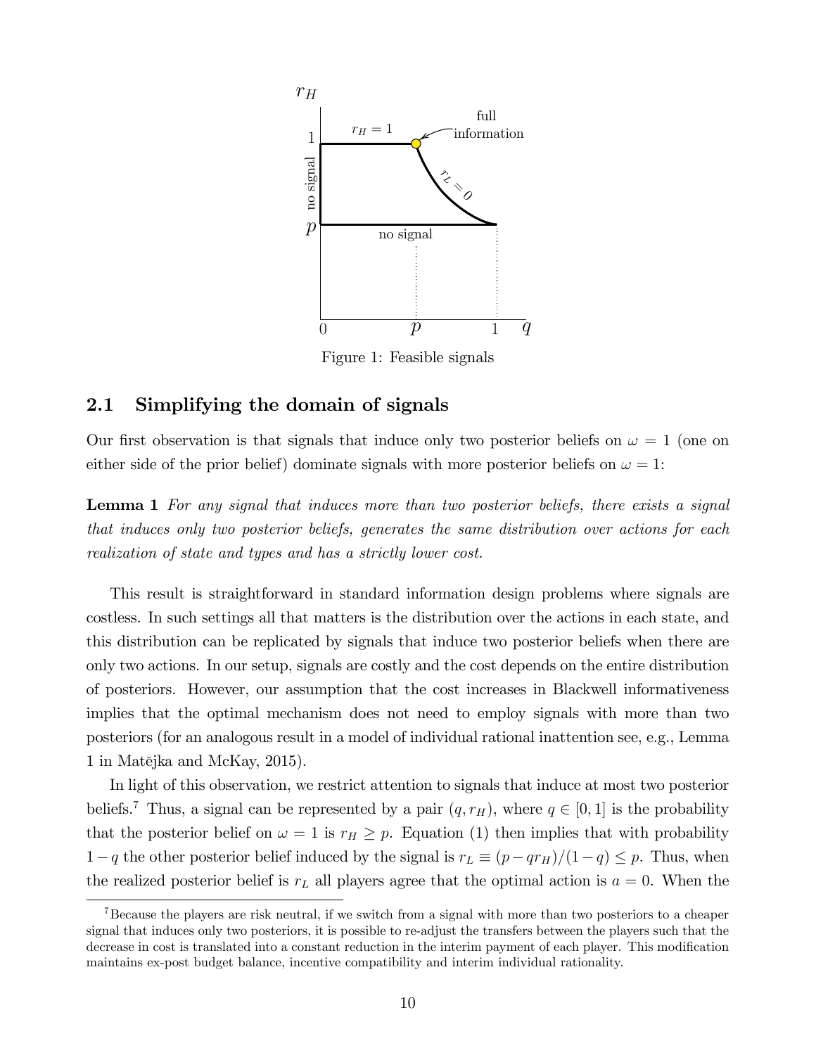Figure 1: Feasible signals

## 2.1 Simplifying the domain of signals

Our first observation is that signals that induce only two posterior beliefs on $\omega = 1$ (one on either side of the prior belief) dominate signals with more posterior beliefs on $\omega = 1$:

**Lemma 1** *For any signal that induces more than two posterior beliefs, there exists a signal that induces only two posterior beliefs, generates the same distribution over actions for each realization of state and types and has a strictly lower cost.*

This result is straightforward in standard information design problems where signals are costless. In such settings all that matters is the distribution over the actions in each state, and this distribution can be replicated by signals that induce two posterior beliefs when there are only two actions. In our setup, signals are costly and the cost depends on the entire distribution of posteriors. However, our assumption that the cost increases in Blackwell informativeness implies that the optimal mechanism does not need to employ signals with more than two posteriors (for an analogous result in a model of individual rational inattention see, e.g., Lemma 1 in Matějka and McKay, 2015).

In light of this observation, we restrict attention to signals that induce at most two posterior beliefs.[7] Thus, a signal can be represented by a pair $(q, r_H)$, where $q \in [0, 1]$ is the probability that the posterior belief on $\omega = 1$ is $r_H \geq p$. Equation (1) then implies that with probability $1 - q$ the other posterior belief induced by the signal is $r_L \equiv (p - qr_H)/(1 - q) \leq p$. Thus, when the realized posterior belief is $r_L$ all players agree that the optimal action is $a = 0$. When the

[7] Because the players are risk neutral, if we switch from a signal with more than two posteriors to a cheaper signal that induces only two posteriors, it is possible to re-adjust the transfers between the players such that the decrease in cost is translated into a constant reduction in the interim payment of each player. This modification maintains ex-post budget balance, incentive compatibility and interim individual rationality.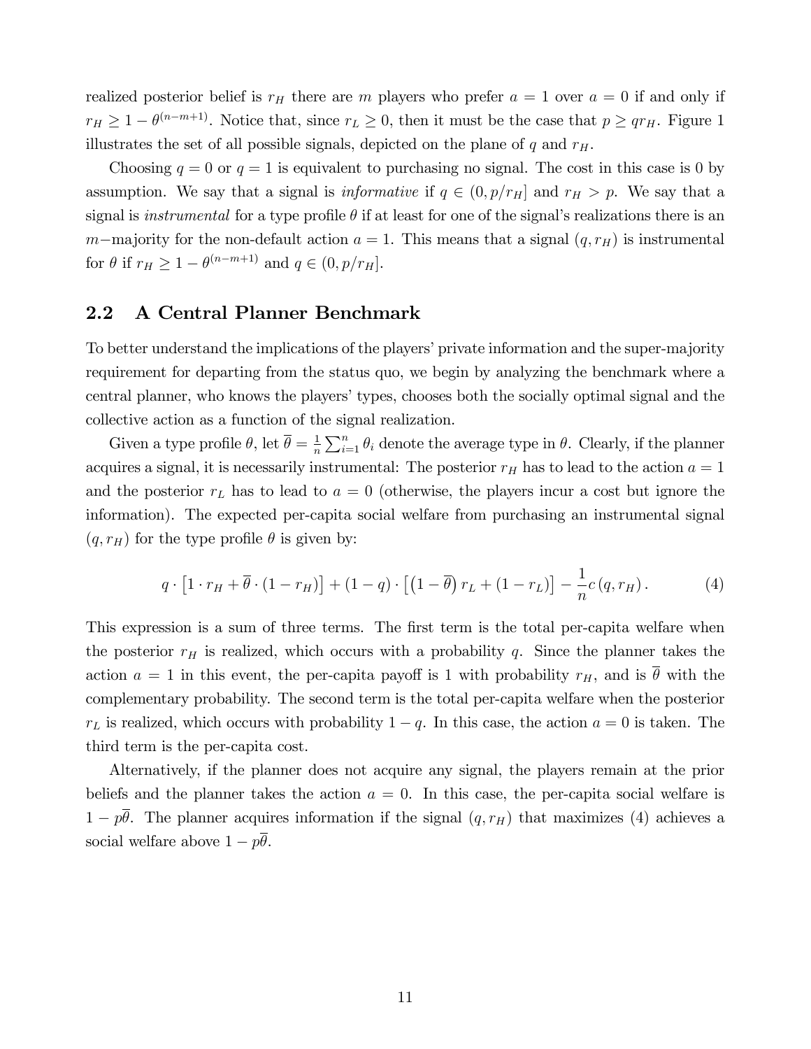realized posterior belief is $r_H$ there are $m$ players who prefer $a = 1$ over $a = 0$ if and only if $r_H \geq 1 - \theta^{(n-m+1)}$. Notice that, since $r_L \geq 0$, then it must be the case that $p \geq qr_H$. Figure 1 illustrates the set of all possible signals, depicted on the plane of $q$ and $r_H$.

Choosing $q = 0$ or $q = 1$ is equivalent to purchasing no signal. The cost in this case is 0 by assumption. We say that a signal is *informative* if $q \in (0, p/r_H]$ and $r_H > p$. We say that a signal is *instrumental* for a type profile $\theta$ if at least for one of the signal's realizations there is an $m-$majority for the non-default action $a = 1$. This means that a signal $(q, r_H)$ is instrumental for $\theta$ if $r_H \geq 1 - \theta^{(n-m+1)}$ and $q \in (0, p/r_H]$.

## 2.2 A Central Planner Benchmark

To better understand the implications of the players' private information and the super-majority requirement for departing from the status quo, we begin by analyzing the benchmark where a central planner, who knows the players' types, chooses both the socially optimal signal and the collective action as a function of the signal realization.

Given a type profile $\theta$, let $\overline{\theta} = \frac{1}{n}\sum_{i=1}^{n} \theta_i$ denote the average type in $\theta$. Clearly, if the planner acquires a signal, it is necessarily instrumental: The posterior $r_H$ has to lead to the action $a = 1$ and the posterior $r_L$ has to lead to $a = 0$ (otherwise, the players incur a cost but ignore the information). The expected per-capita social welfare from purchasing an instrumental signal $(q, r_H)$ for the type profile $\theta$ is given by:

$$q \cdot \left[1 \cdot r_H + \overline{\theta} \cdot (1 - r_H)\right] + (1 - q) \cdot \left[\left(1 - \overline{\theta}\right) r_L + (1 - r_L)\right] - \frac{1}{n} c\left(q, r_H\right). \tag{4}$$

This expression is a sum of three terms. The first term is the total per-capita welfare when the posterior $r_H$ is realized, which occurs with probability $q$. Since the planner takes the action $a = 1$ in this event, the per-capita payoff is 1 with probability $r_H$, and is $\overline{\theta}$ with the complementary probability. The second term is the total per-capita welfare when the posterior $r_L$ is realized, which occurs with probability $1 - q$. In this case, the action $a = 0$ is taken. The third term is the per-capita cost.

Alternatively, if the planner does not acquire any signal, the players remain at the prior beliefs and the planner takes the action $a = 0$. In this case, the per-capita social welfare is $1 - p\overline{\theta}$. The planner acquires information if the signal $(q, r_H)$ that maximizes (4) achieves a social welfare above $1 - p\overline{\theta}$.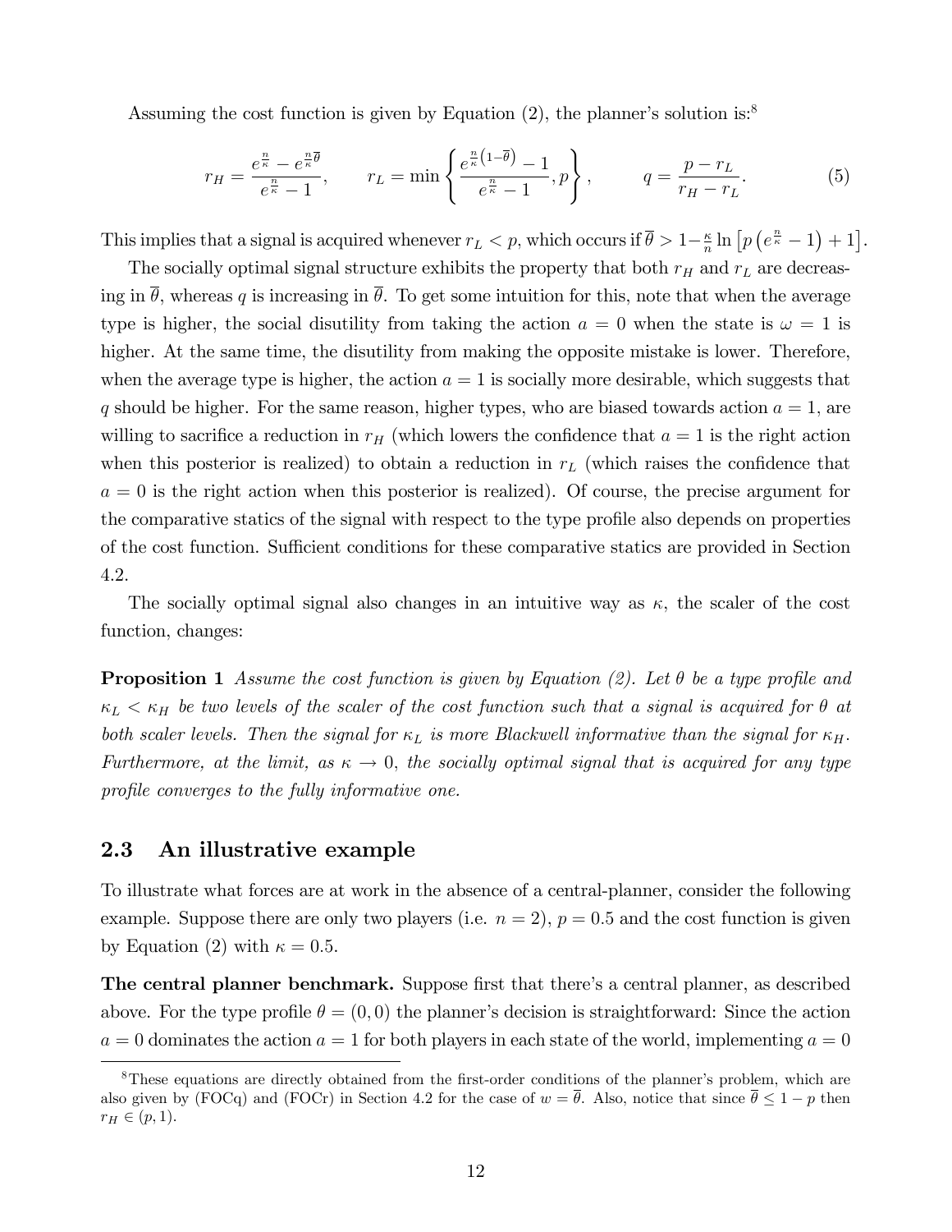Assuming the cost function is given by Equation (2), the planner's solution is:[8]

$$r_H = \frac{e^{\frac{n}{\kappa}} - e^{\frac{n}{\kappa}\overline{\theta}}}{e^{\frac{n}{\kappa}} - 1}, \qquad r_L = \min\left\{ \frac{e^{\frac{n}{\kappa}\left(1-\overline{\theta}\right)} - 1}{e^{\frac{n}{\kappa}} - 1}, p \right\}, \qquad q = \frac{p - r_L}{r_H - r_L}. \tag{5}$$

This implies that a signal is acquired whenever $r_L < p$, which occurs if $\overline{\theta} > 1 - \frac{\kappa}{n} \ln\left[p\left(e^{\frac{n}{\kappa}} - 1\right) + 1\right]$.

The socially optimal signal structure exhibits the property that both $r_H$ and $r_L$ are decreasing in $\overline{\theta}$, whereas $q$ is increasing in $\overline{\theta}$. To get some intuition for this, note that when the average type is higher, the social disutility from taking the action $a = 0$ when the state is $\omega = 1$ is higher. At the same time, the disutility from making the opposite mistake is lower. Therefore, when the average type is higher, the action $a = 1$ is socially more desirable, which suggests that $q$ should be higher. For the same reason, higher types, who are biased towards action $a = 1$, are willing to sacrifice a reduction in $r_H$ (which lowers the confidence that $a = 1$ is the right action when this posterior is realized) to obtain a reduction in $r_L$ (which raises the confidence that $a = 0$ is the right action when this posterior is realized). Of course, the precise argument for the comparative statics of the signal with respect to the type profile also depends on properties of the cost function. Sufficient conditions for these comparative statics are provided in Section 4.2.

The socially optimal signal also changes in an intuitive way as $\kappa$, the scaler of the cost function, changes:

**Proposition 1** *Assume the cost function is given by Equation (2). Let $\theta$ be a type profile and $\kappa_L < \kappa_H$ be two levels of the scaler of the cost function such that a signal is acquired for $\theta$ at both scaler levels. Then the signal for $\kappa_L$ is more Blackwell informative than the signal for $\kappa_H$. Furthermore, at the limit, as $\kappa \to 0$, the socially optimal signal that is acquired for any type profile converges to the fully informative one.*

## 2.3 An illustrative example

To illustrate what forces are at work in the absence of a central-planner, consider the following example. Suppose there are only two players (i.e. $n = 2$), $p = 0.5$ and the cost function is given by Equation (2) with $\kappa = 0.5$.

**The central planner benchmark.** Suppose first that there's a central planner, as described above. For the type profile $\theta = (0, 0)$ the planner's decision is straightforward: Since the action $a = 0$ dominates the action $a = 1$ for both players in each state of the world, implementing $a = 0$

[8] These equations are directly obtained from the first-order conditions of the planner's problem, which are also given by (FOCq) and (FOCr) in Section 4.2 for the case of $w = \overline{\theta}$. Also, notice that since $\overline{\theta} \leq 1 - p$ then $r_H \in (p, 1)$.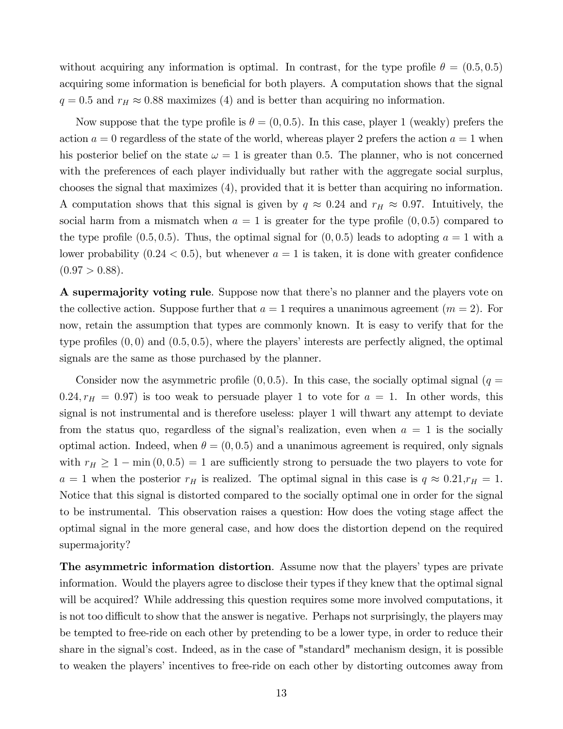without acquiring any information is optimal. In contrast, for the type profile $\theta = (0.5, 0.5)$ acquiring some information is beneficial for both players. A computation shows that the signal $q = 0.5$ and $r_H \approx 0.88$ maximizes (4) and is better than acquiring no information.

Now suppose that the type profile is $\theta = (0, 0.5)$. In this case, player 1 (weakly) prefers the action $a = 0$ regardless of the state of the world, whereas player 2 prefers the action $a = 1$ when his posterior belief on the state $\omega = 1$ is greater than 0.5. The planner, who is not concerned with the preferences of each player individually but rather with the aggregate social surplus, chooses the signal that maximizes (4), provided that it is better than acquiring no information. A computation shows that this signal is given by $q \approx 0.24$ and $r_H \approx 0.97$. Intuitively, the social harm from a mismatch when $a = 1$ is greater for the type profile $(0, 0.5)$ compared to the type profile $(0.5, 0.5)$. Thus, the optimal signal for $(0, 0.5)$ leads to adopting $a = 1$ with a lower probability $(0.24 < 0.5)$, but whenever $a = 1$ is taken, it is done with greater confidence $(0.97 > 0.88)$.

**A supermajority voting rule**. Suppose now that there's no planner and the players vote on the collective action. Suppose further that $a = 1$ requires a unanimous agreement ($m = 2$). For now, retain the assumption that types are commonly known. It is easy to verify that for the type profiles $(0, 0)$ and $(0.5, 0.5)$, where the players' interests are perfectly aligned, the optimal signals are the same as those purchased by the planner.

Consider now the asymmetric profile $(0, 0.5)$. In this case, the socially optimal signal ($q = 0.24, r_H = 0.97$) is too weak to persuade player 1 to vote for $a = 1$. In other words, this signal is not instrumental and is therefore useless: player 1 will thwart any attempt to deviate from the status quo, regardless of the signal's realization, even when $a = 1$ is the socially optimal action. Indeed, when $\theta = (0, 0.5)$ and a unanimous agreement is required, only signals with $r_H \geq 1 - \min(0, 0.5) = 1$ are sufficiently strong to persuade the two players to vote for $a = 1$ when the posterior $r_H$ is realized. The optimal signal in this case is $q \approx 0.21, r_H = 1$. Notice that this signal is distorted compared to the socially optimal one in order for the signal to be instrumental. This observation raises a question: How does the voting stage affect the optimal signal in the more general case, and how does the distortion depend on the required supermajority?

**The asymmetric information distortion**. Assume now that the players' types are private information. Would the players agree to disclose their types if they knew that the optimal signal will be acquired? While addressing this question requires some more involved computations, it is not too difficult to show that the answer is negative. Perhaps not surprisingly, the players may be tempted to free-ride on each other by pretending to be a lower type, in order to reduce their share in the signal's cost. Indeed, as in the case of "standard" mechanism design, it is possible to weaken the players' incentives to free-ride on each other by distorting outcomes away from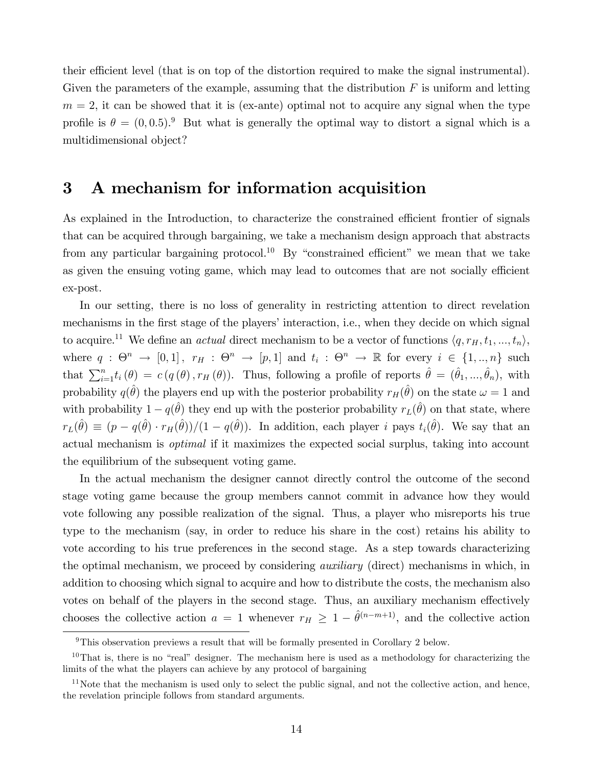their efficient level (that is on top of the distortion required to make the signal instrumental). Given the parameters of the example, assuming that the distribution $F$ is uniform and letting $m = 2$, it can be showed that it is (ex-ante) optimal not to acquire any signal when the type profile is $\theta = (0, 0.5)$.[9] But what is generally the optimal way to distort a signal which is a multidimensional object?

# 3 A mechanism for information acquisition

As explained in the Introduction, to characterize the constrained efficient frontier of signals that can be acquired through bargaining, we take a mechanism design approach that abstracts from any particular bargaining protocol.[10] By "constrained efficient" we mean that we take as given the ensuing voting game, which may lead to outcomes that are not socially efficient ex-post.

In our setting, there is no loss of generality in restricting attention to direct revelation mechanisms in the first stage of the players' interaction, i.e., when they decide on which signal to acquire.[11] We define an *actual* direct mechanism to be a vector of functions $\langle q, r_H, t_1, ..., t_n \rangle$, where $q : \Theta^n \to [0, 1]$, $r_H : \Theta^n \to [p, 1]$ and $t_i : \Theta^n \to \mathbb{R}$ for every $i \in \{1, .., n\}$ such that $\sum_{i=1}^{n} t_i(\theta) = c(q(\theta), r_H(\theta))$. Thus, following a profile of reports $\hat{\theta} = (\hat{\theta}_1, ..., \hat{\theta}_n)$, with probability $q(\hat{\theta})$ the players end up with the posterior probability $r_H(\hat{\theta})$ on the state $\omega = 1$ and with probability $1 - q(\hat{\theta})$ they end up with the posterior probability $r_L(\hat{\theta})$ on that state, where $r_L(\hat{\theta}) \equiv (p - q(\hat{\theta}) \cdot r_H(\hat{\theta}))/(1 - q(\hat{\theta}))$. In addition, each player $i$ pays $t_i(\hat{\theta})$. We say that an actual mechanism is *optimal* if it maximizes the expected social surplus, taking into account the equilibrium of the subsequent voting game.

In the actual mechanism the designer cannot directly control the outcome of the second stage voting game because the group members cannot commit in advance how they would vote following any possible realization of the signal. Thus, a player who misreports his true type to the mechanism (say, in order to reduce his share in the cost) retains his ability to vote according to his true preferences in the second stage. As a step towards characterizing the optimal mechanism, we proceed by considering *auxiliary* (direct) mechanisms in which, in addition to choosing which signal to acquire and how to distribute the costs, the mechanism also votes on behalf of the players in the second stage. Thus, an auxiliary mechanism effectively chooses the collective action $a = 1$ whenever $r_H \geq 1 - \hat{\theta}^{(n-m+1)}$, and the collective action

---

[9] This observation previews a result that will be formally presented in Corollary 2 below.

[10] That is, there is no "real" designer. The mechanism here is used as a methodology for characterizing the limits of the what the players can achieve by any protocol of bargaining

[11] Note that the mechanism is used only to select the public signal, and not the collective action, and hence, the revelation principle follows from standard arguments.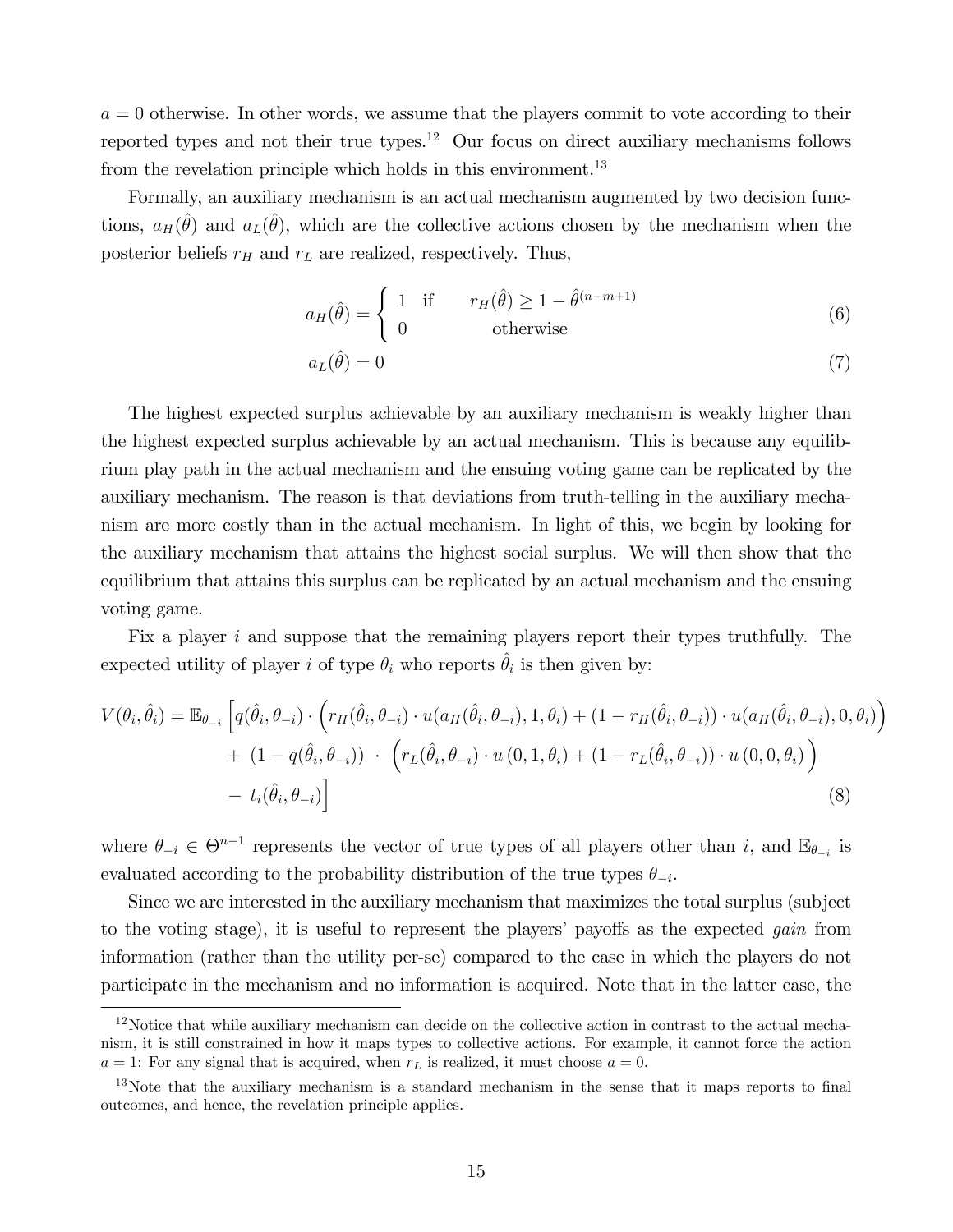$a = 0$ otherwise. In other words, we assume that the players commit to vote according to their reported types and not their true types.[12] Our focus on direct auxiliary mechanisms follows from the revelation principle which holds in this environment.[13]

Formally, an auxiliary mechanism is an actual mechanism augmented by two decision functions, $a_H(\hat{\theta})$ and $a_L(\hat{\theta})$, which are the collective actions chosen by the mechanism when the posterior beliefs $r_H$ and $r_L$ are realized, respectively. Thus,

$$a_H(\hat{\theta}) = \begin{cases} 1 & \text{if} \quad r_H(\hat{\theta}) \geq 1 - \hat{\theta}^{(n-m+1)} \\ 0 & \quad\quad \text{otherwise} \end{cases} \tag{6}$$

$$a_L(\hat{\theta}) = 0 \tag{7}$$

The highest expected surplus achievable by an auxiliary mechanism is weakly higher than the highest expected surplus achievable by an actual mechanism. This is because any equilibrium play path in the actual mechanism and the ensuing voting game can be replicated by the auxiliary mechanism. The reason is that deviations from truth-telling in the auxiliary mechanism are more costly than in the actual mechanism. In light of this, we begin by looking for the auxiliary mechanism that attains the highest social surplus. We will then show that the equilibrium that attains this surplus can be replicated by an actual mechanism and the ensuing voting game.

Fix a player $i$ and suppose that the remaining players report their types truthfully. The expected utility of player $i$ of type $\theta_i$ who reports $\hat{\theta}_i$ is then given by:

$$\begin{aligned} V(\theta_i, \hat{\theta}_i) = \mathbb{E}_{\theta_{-i}} \Big[ & q(\hat{\theta}_i, \theta_{-i}) \cdot \Big( r_H(\hat{\theta}_i, \theta_{-i}) \cdot u(a_H(\hat{\theta}_i, \theta_{-i}), 1, \theta_i) + (1 - r_H(\hat{\theta}_i, \theta_{-i})) \cdot u(a_H(\hat{\theta}_i, \theta_{-i}), 0, \theta_i) \Big) \\ & + \; (1 - q(\hat{\theta}_i, \theta_{-i})) \; \cdot \; \Big( r_L(\hat{\theta}_i, \theta_{-i}) \cdot u(0, 1, \theta_i) + (1 - r_L(\hat{\theta}_i, \theta_{-i})) \cdot u(0, 0, \theta_i) \Big) \\ & - \; t_i(\hat{\theta}_i, \theta_{-i}) \Big] \end{aligned} \tag{8}$$

where $\theta_{-i} \in \Theta^{n-1}$ represents the vector of true types of all players other than $i$, and $\mathbb{E}_{\theta_{-i}}$ is evaluated according to the probability distribution of the true types $\theta_{-i}$.

Since we are interested in the auxiliary mechanism that maximizes the total surplus (subject to the voting stage), it is useful to represent the players' payoffs as the expected *gain* from information (rather than the utility per-se) compared to the case in which the players do not participate in the mechanism and no information is acquired. Note that in the latter case, the

[12] Notice that while auxiliary mechanism can decide on the collective action in contrast to the actual mechanism, it is still constrained in how it maps types to collective actions. For example, it cannot force the action $a = 1$: For any signal that is acquired, when $r_L$ is realized, it must choose $a = 0$.

[13] Note that the auxiliary mechanism is a standard mechanism in the sense that it maps reports to final outcomes, and hence, the revelation principle applies.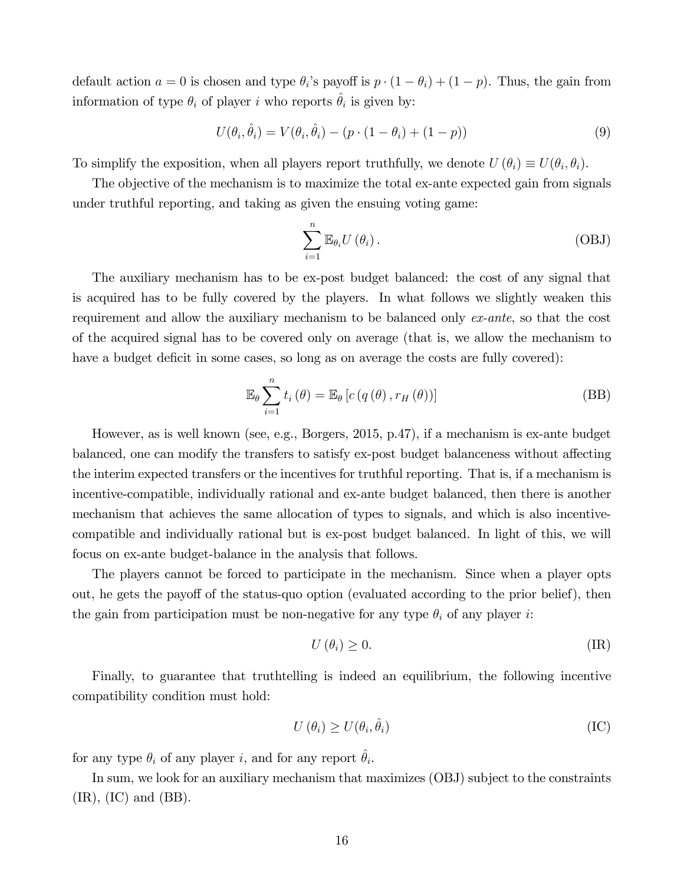default action $a = 0$ is chosen and type $\theta_i$'s payoff is $p \cdot (1 - \theta_i) + (1 - p)$. Thus, the gain from information of type $\theta_i$ of player $i$ who reports $\hat{\theta}_i$ is given by:

$$U(\theta_i, \hat{\theta}_i) = V(\theta_i, \hat{\theta}_i) - (p \cdot (1 - \theta_i) + (1 - p)) \tag{9}$$

To simplify the exposition, when all players report truthfully, we denote $U(\theta_i) \equiv U(\theta_i, \theta_i)$.

The objective of the mechanism is to maximize the total ex-ante expected gain from signals under truthful reporting, and taking as given the ensuing voting game:

$$\sum_{i=1}^{n} \mathbb{E}_{\theta_i} U(\theta_i). \tag{OBJ}$$

The auxiliary mechanism has to be ex-post budget balanced: the cost of any signal that is acquired has to be fully covered by the players. In what follows we slightly weaken this requirement and allow the auxiliary mechanism to be balanced only *ex-ante*, so that the cost of the acquired signal has to be covered only on average (that is, we allow the mechanism to have a budget deficit in some cases, so long as on average the costs are fully covered):

$$\mathbb{E}_{\theta} \sum_{i=1}^{n} t_i(\theta) = \mathbb{E}_{\theta} \left[ c(q(\theta), r_H(\theta)) \right] \tag{BB}$$

However, as is well known (see, e.g., Borgers, 2015, p.47), if a mechanism is ex-ante budget balanced, one can modify the transfers to satisfy ex-post budget balanceness without affecting the interim expected transfers or the incentives for truthful reporting. That is, if a mechanism is incentive-compatible, individually rational and ex-ante budget balanced, then there is another mechanism that achieves the same allocation of types to signals, and which is also incentive-compatible and individually rational but is ex-post budget balanced. In light of this, we will focus on ex-ante budget-balance in the analysis that follows.

The players cannot be forced to participate in the mechanism. Since when a player opts out, he gets the payoff of the status-quo option (evaluated according to the prior belief), then the gain from participation must be non-negative for any type $\theta_i$ of any player $i$:

$$U(\theta_i) \geq 0. \tag{IR}$$

Finally, to guarantee that truthtelling is indeed an equilibrium, the following incentive compatibility condition must hold:

$$U(\theta_i) \geq U(\theta_i, \hat{\theta}_i) \tag{IC}$$

for any type $\theta_i$ of any player $i$, and for any report $\hat{\theta}_i$.

In sum, we look for an auxiliary mechanism that maximizes (OBJ) subject to the constraints (IR), (IC) and (BB).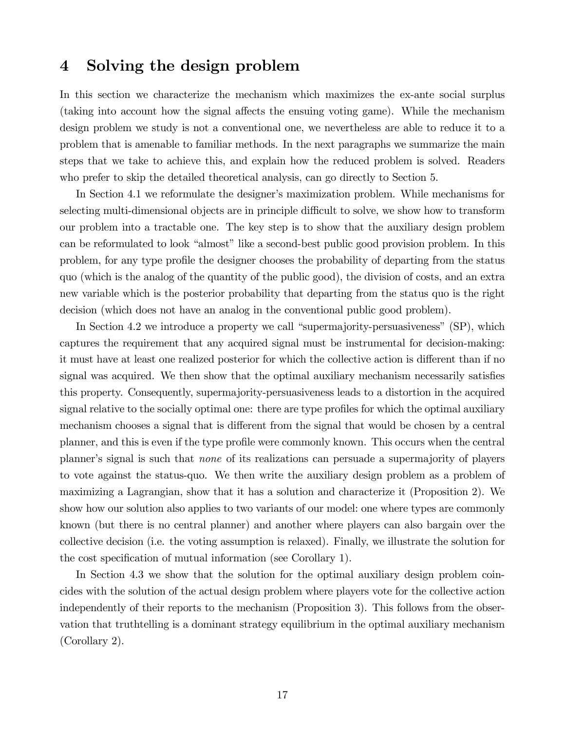# 4 Solving the design problem

In this section we characterize the mechanism which maximizes the ex-ante social surplus (taking into account how the signal affects the ensuing voting game). While the mechanism design problem we study is not a conventional one, we nevertheless are able to reduce it to a problem that is amenable to familiar methods. In the next paragraphs we summarize the main steps that we take to achieve this, and explain how the reduced problem is solved. Readers who prefer to skip the detailed theoretical analysis, can go directly to Section 5.

In Section 4.1 we reformulate the designer's maximization problem. While mechanisms for selecting multi-dimensional objects are in principle difficult to solve, we show how to transform our problem into a tractable one. The key step is to show that the auxiliary design problem can be reformulated to look "almost" like a second-best public good provision problem. In this problem, for any type profile the designer chooses the probability of departing from the status quo (which is the analog of the quantity of the public good), the division of costs, and an extra new variable which is the posterior probability that departing from the status quo is the right decision (which does not have an analog in the conventional public good problem).

In Section 4.2 we introduce a property we call "supermajority-persuasiveness" (SP), which captures the requirement that any acquired signal must be instrumental for decision-making: it must have at least one realized posterior for which the collective action is different than if no signal was acquired. We then show that the optimal auxiliary mechanism necessarily satisfies this property. Consequently, supermajority-persuasiveness leads to a distortion in the acquired signal relative to the socially optimal one: there are type profiles for which the optimal auxiliary mechanism chooses a signal that is different from the signal that would be chosen by a central planner, and this is even if the type profile were commonly known. This occurs when the central planner's signal is such that *none* of its realizations can persuade a supermajority of players to vote against the status-quo. We then write the auxiliary design problem as a problem of maximizing a Lagrangian, show that it has a solution and characterize it (Proposition 2). We show how our solution also applies to two variants of our model: one where types are commonly known (but there is no central planner) and another where players can also bargain over the collective decision (i.e. the voting assumption is relaxed). Finally, we illustrate the solution for the cost specification of mutual information (see Corollary 1).

In Section 4.3 we show that the solution for the optimal auxiliary design problem coincides with the solution of the actual design problem where players vote for the collective action independently of their reports to the mechanism (Proposition 3). This follows from the observation that truthtelling is a dominant strategy equilibrium in the optimal auxiliary mechanism (Corollary 2).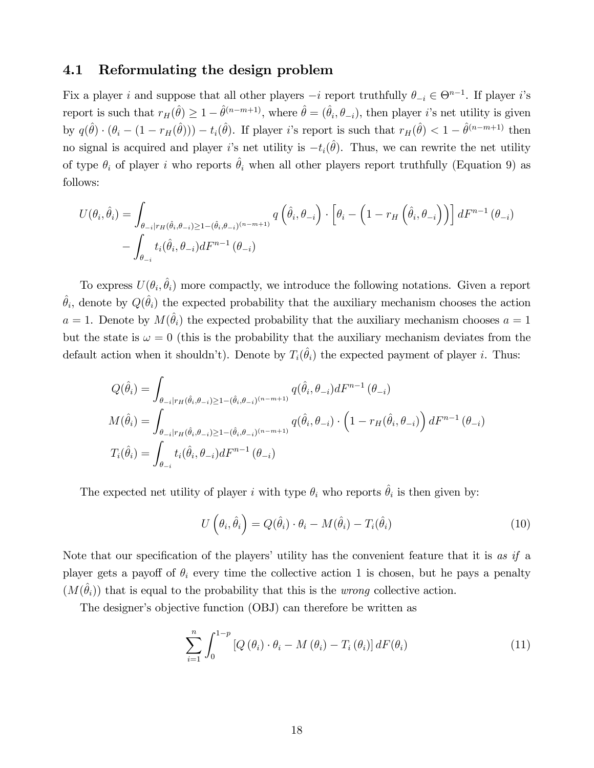## 4.1 Reformulating the design problem

Fix a player $i$ and suppose that all other players $-i$ report truthfully $\theta_{-i} \in \Theta^{n-1}$. If player $i$'s report is such that $r_H(\hat{\theta}) \geq 1 - \hat{\theta}^{(n-m+1)}$, where $\hat{\theta} = (\hat{\theta}_i, \theta_{-i})$, then player $i$'s net utility is given by $q(\hat{\theta}) \cdot (\theta_i - (1 - r_H(\hat{\theta}))) - t_i(\hat{\theta})$. If player $i$'s report is such that $r_H(\hat{\theta}) < 1 - \hat{\theta}^{(n-m+1)}$ then no signal is acquired and player $i$'s net utility is $-t_i(\hat{\theta})$. Thus, we can rewrite the net utility of type $\theta_i$ of player $i$ who reports $\hat{\theta}_i$ when all other players report truthfully (Equation 9) as follows:

$$
\begin{aligned}
U(\theta_i, \hat{\theta}_i) = & \int_{\theta_{-i} | r_H(\hat{\theta}_i, \theta_{-i}) \geq 1 - (\hat{\theta}_i, \theta_{-i})^{(n-m+1)}} q\left(\hat{\theta}_i, \theta_{-i}\right) \cdot \left[\theta_i - \left(1 - r_H\left(\hat{\theta}_i, \theta_{-i}\right)\right)\right] dF^{n-1}\left(\theta_{-i}\right) \\
& - \int_{\theta_{-i}} t_i(\hat{\theta}_i, \theta_{-i}) dF^{n-1}\left(\theta_{-i}\right)
\end{aligned}
$$

To express $U(\theta_i, \hat{\theta}_i)$ more compactly, we introduce the following notations. Given a report $\hat{\theta}_i$, denote by $Q(\hat{\theta}_i)$ the expected probability that the auxiliary mechanism chooses the action $a = 1$. Denote by $M(\hat{\theta}_i)$ the expected probability that the auxiliary mechanism chooses $a = 1$ but the state is $\omega = 0$ (this is the probability that the auxiliary mechanism deviates from the default action when it shouldn't). Denote by $T_i(\hat{\theta}_i)$ the expected payment of player $i$. Thus:

$$
\begin{aligned}
Q(\hat{\theta}_i) &= \int_{\theta_{-i} | r_H(\hat{\theta}_i, \theta_{-i}) \geq 1 - (\hat{\theta}_i, \theta_{-i})^{(n-m+1)}} q(\hat{\theta}_i, \theta_{-i}) dF^{n-1}\left(\theta_{-i}\right) \\
M(\hat{\theta}_i) &= \int_{\theta_{-i} | r_H(\hat{\theta}_i, \theta_{-i}) \geq 1 - (\hat{\theta}_i, \theta_{-i})^{(n-m+1)}} q(\hat{\theta}_i, \theta_{-i}) \cdot \left(1 - r_H(\hat{\theta}_i, \theta_{-i})\right) dF^{n-1}\left(\theta_{-i}\right) \\
T_i(\hat{\theta}_i) &= \int_{\theta_{-i}} t_i(\hat{\theta}_i, \theta_{-i}) dF^{n-1}\left(\theta_{-i}\right)
\end{aligned}
$$

The expected net utility of player $i$ with type $\theta_i$ who reports $\hat{\theta}_i$ is then given by:

$$
U\left(\theta_i, \hat{\theta}_i\right) = Q(\hat{\theta}_i) \cdot \theta_i - M(\hat{\theta}_i) - T_i(\hat{\theta}_i) \tag{10}
$$

Note that our specification of the players' utility has the convenient feature that it is *as if* a player gets a payoff of $\theta_i$ every time the collective action 1 is chosen, but he pays a penalty $(M(\hat{\theta}_i))$ that is equal to the probability that this is the *wrong* collective action.

The designer's objective function (OBJ) can therefore be written as

$$
\sum_{i=1}^{n} \int_0^{1-p} \left[Q\left(\theta_i\right) \cdot \theta_i - M\left(\theta_i\right) - T_i\left(\theta_i\right)\right] dF(\theta_i) \tag{11}
$$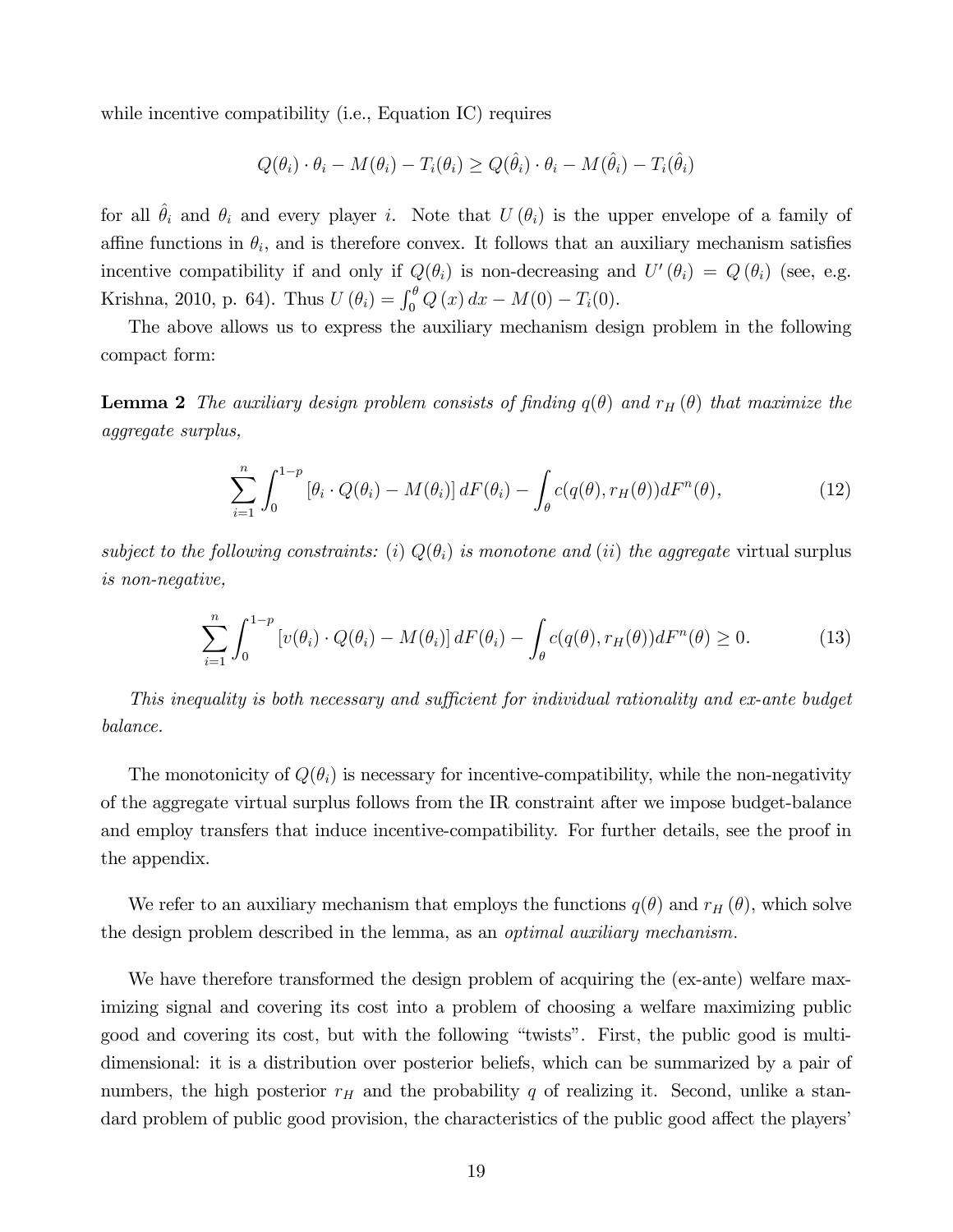while incentive compatibility (i.e., Equation IC) requires

$$Q(\theta_i) \cdot \theta_i - M(\theta_i) - T_i(\theta_i) \geq Q(\hat{\theta}_i) \cdot \theta_i - M(\hat{\theta}_i) - T_i(\hat{\theta}_i)$$

for all $\hat{\theta}_i$ and $\theta_i$ and every player $i$. Note that $U(\theta_i)$ is the upper envelope of a family of affine functions in $\theta_i$, and is therefore convex. It follows that an auxiliary mechanism satisfies incentive compatibility if and only if $Q(\theta_i)$ is non-decreasing and $U'(\theta_i) = Q(\theta_i)$ (see, e.g. Krishna, 2010, p. 64). Thus $U(\theta_i) = \int_0^{\theta} Q(x)\,dx - M(0) - T_i(0)$.

The above allows us to express the auxiliary mechanism design problem in the following compact form:

**Lemma 2** *The auxiliary design problem consists of finding $q(\theta)$ and $r_H(\theta)$ that maximize the aggregate surplus,*

$$\sum_{i=1}^{n} \int_0^{1-p} \left[\theta_i \cdot Q(\theta_i) - M(\theta_i)\right] dF(\theta_i) - \int_{\theta} c(q(\theta), r_H(\theta)) dF^n(\theta), \tag{12}$$

*subject to the following constraints: (i) $Q(\theta_i)$ is monotone and (ii) the aggregate* virtual surplus *is non-negative,*

$$\sum_{i=1}^{n} \int_0^{1-p} \left[v(\theta_i) \cdot Q(\theta_i) - M(\theta_i)\right] dF(\theta_i) - \int_{\theta} c(q(\theta), r_H(\theta)) dF^n(\theta) \geq 0. \tag{13}$$

*This inequality is both necessary and sufficient for individual rationality and ex-ante budget balance.*

The monotonicity of $Q(\theta_i)$ is necessary for incentive-compatibility, while the non-negativity of the aggregate virtual surplus follows from the IR constraint after we impose budget-balance and employ transfers that induce incentive-compatibility. For further details, see the proof in the appendix.

We refer to an auxiliary mechanism that employs the functions $q(\theta)$ and $r_H(\theta)$, which solve the design problem described in the lemma, as an *optimal auxiliary mechanism.*

We have therefore transformed the design problem of acquiring the (ex-ante) welfare maximizing signal and covering its cost into a problem of choosing a welfare maximizing public good and covering its cost, but with the following "twists". First, the public good is multi-dimensional: it is a distribution over posterior beliefs, which can be summarized by a pair of numbers, the high posterior $r_H$ and the probability $q$ of realizing it. Second, unlike a standard problem of public good provision, the characteristics of the public good affect the players'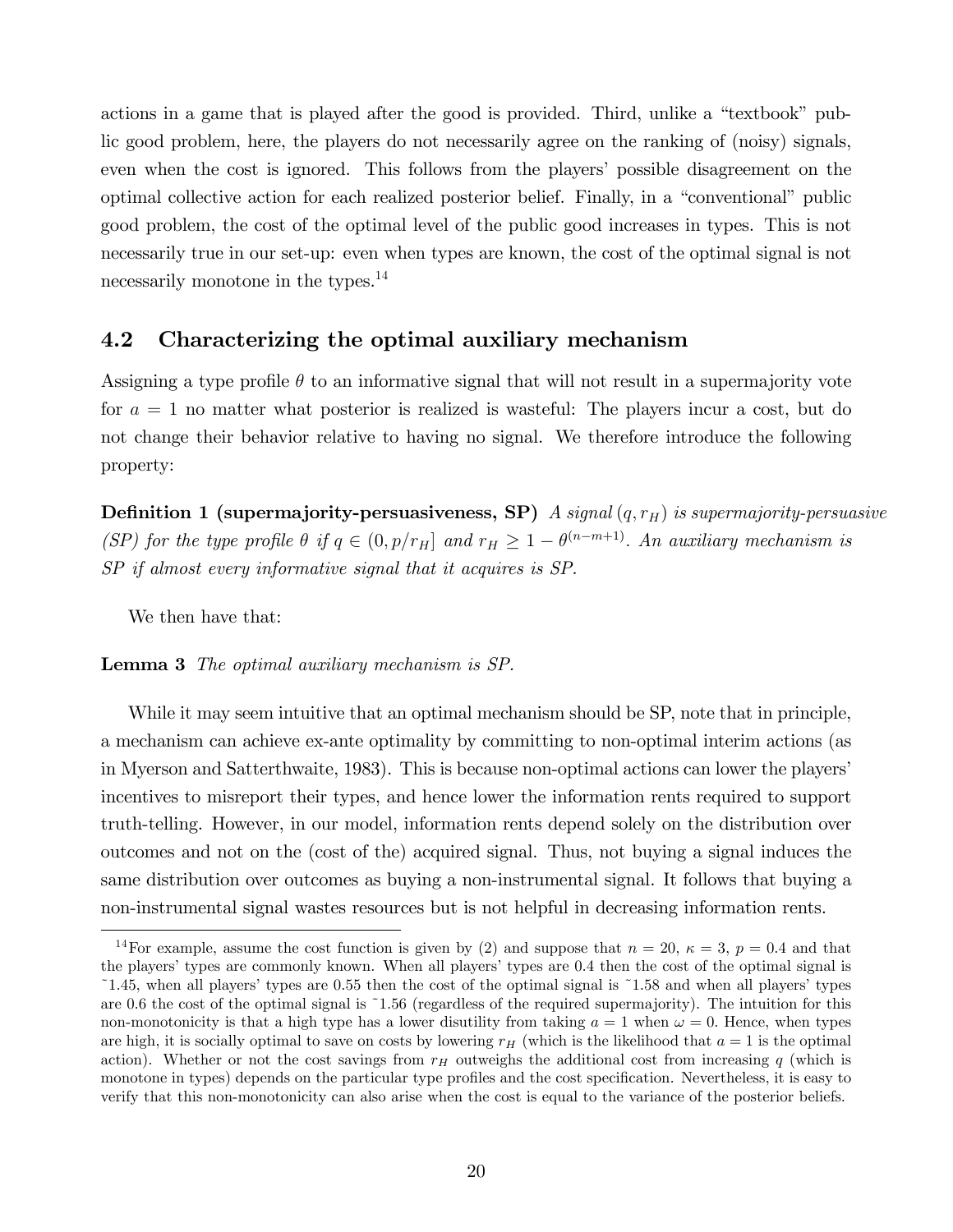actions in a game that is played after the good is provided. Third, unlike a "textbook" public good problem, here, the players do not necessarily agree on the ranking of (noisy) signals, even when the cost is ignored. This follows from the players' possible disagreement on the optimal collective action for each realized posterior belief. Finally, in a "conventional" public good problem, the cost of the optimal level of the public good increases in types. This is not necessarily true in our set-up: even when types are known, the cost of the optimal signal is not necessarily monotone in the types.[14]

## 4.2 Characterizing the optimal auxiliary mechanism

Assigning a type profile $\theta$ to an informative signal that will not result in a supermajority vote for $a = 1$ no matter what posterior is realized is wasteful: The players incur a cost, but do not change their behavior relative to having no signal. We therefore introduce the following property:

**Definition 1 (supermajority-persuasiveness, SP)** *A signal* $(q, r_H)$ *is supermajority-persuasive (SP) for the type profile* $\theta$ *if* $q \in (0, p/r_H]$ *and* $r_H \geq 1 - \theta^{(n-m+1)}$*. An auxiliary mechanism is SP if almost every informative signal that it acquires is SP.*

We then have that:

**Lemma 3** *The optimal auxiliary mechanism is SP.*

While it may seem intuitive that an optimal mechanism should be SP, note that in principle, a mechanism can achieve ex-ante optimality by committing to non-optimal interim actions (as in Myerson and Satterthwaite, 1983). This is because non-optimal actions can lower the players' incentives to misreport their types, and hence lower the information rents required to support truth-telling. However, in our model, information rents depend solely on the distribution over outcomes and not on the (cost of the) acquired signal. Thus, not buying a signal induces the same distribution over outcomes as buying a non-instrumental signal. It follows that buying a non-instrumental signal wastes resources but is not helpful in decreasing information rents.

---

[14] For example, assume the cost function is given by (2) and suppose that $n = 20$, $\kappa = 3$, $p = 0.4$ and that the players' types are commonly known. When all players' types are 0.4 then the cost of the optimal signal is ~1.45, when all players' types are 0.55 then the cost of the optimal signal is ~1.58 and when all players' types are 0.6 the cost of the optimal signal is ~1.56 (regardless of the required supermajority). The intuition for this non-monotonicity is that a high type has a lower disutility from taking $a = 1$ when $\omega = 0$. Hence, when types are high, it is socially optimal to save on costs by lowering $r_H$ (which is the likelihood that $a = 1$ is the optimal action). Whether or not the cost savings from $r_H$ outweighs the additional cost from increasing $q$ (which is monotone in types) depends on the particular type profiles and the cost specification. Nevertheless, it is easy to verify that this non-monotonicity can also arise when the cost is equal to the variance of the posterior beliefs.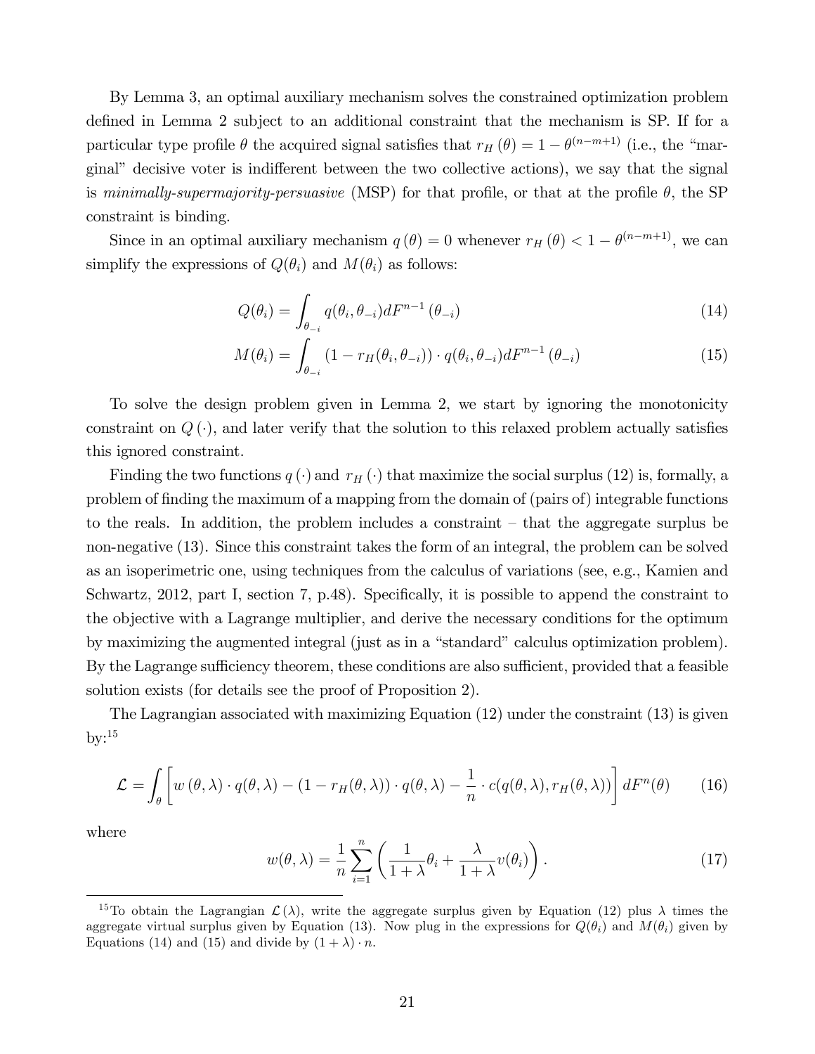By Lemma 3, an optimal auxiliary mechanism solves the constrained optimization problem defined in Lemma 2 subject to an additional constraint that the mechanism is SP. If for a particular type profile $\theta$ the acquired signal satisfies that $r_H(\theta) = 1 - \theta^{(n-m+1)}$ (i.e., the "marginal" decisive voter is indifferent between the two collective actions), we say that the signal is *minimally-supermajority-persuasive* (MSP) for that profile, or that at the profile $\theta$, the SP constraint is binding.

Since in an optimal auxiliary mechanism $q(\theta) = 0$ whenever $r_H(\theta) < 1 - \theta^{(n-m+1)}$, we can simplify the expressions of $Q(\theta_i)$ and $M(\theta_i)$ as follows:

$$Q(\theta_i) = \int_{\theta_{-i}} q(\theta_i, \theta_{-i}) dF^{n-1}(\theta_{-i}) \tag{14}$$

$$M(\theta_i) = \int_{\theta_{-i}} (1 - r_H(\theta_i, \theta_{-i})) \cdot q(\theta_i, \theta_{-i}) dF^{n-1}(\theta_{-i}) \tag{15}$$

To solve the design problem given in Lemma 2, we start by ignoring the monotonicity constraint on $Q(\cdot)$, and later verify that the solution to this relaxed problem actually satisfies this ignored constraint.

Finding the two functions $q(\cdot)$ and $r_H(\cdot)$ that maximize the social surplus (12) is, formally, a problem of finding the maximum of a mapping from the domain of (pairs of) integrable functions to the reals. In addition, the problem includes a constraint – that the aggregate surplus be non-negative (13). Since this constraint takes the form of an integral, the problem can be solved as an isoperimetric one, using techniques from the calculus of variations (see, e.g., Kamien and Schwartz, 2012, part I, section 7, p.48). Specifically, it is possible to append the constraint to the objective with a Lagrange multiplier, and derive the necessary conditions for the optimum by maximizing the augmented integral (just as in a "standard" calculus optimization problem). By the Lagrange sufficiency theorem, these conditions are also sufficient, provided that a feasible solution exists (for details see the proof of Proposition 2).

The Lagrangian associated with maximizing Equation (12) under the constraint (13) is given by:[15]

$$\mathcal{L} = \int_{\theta} \left[ w(\theta, \lambda) \cdot q(\theta, \lambda) - (1 - r_H(\theta, \lambda)) \cdot q(\theta, \lambda) - \frac{1}{n} \cdot c(q(\theta, \lambda), r_H(\theta, \lambda)) \right] dF^n(\theta) \tag{16}$$

where

$$w(\theta, \lambda) = \frac{1}{n} \sum_{i=1}^{n} \left( \frac{1}{1+\lambda} \theta_i + \frac{\lambda}{1+\lambda} v(\theta_i) \right). \tag{17}$$

[15] To obtain the Lagrangian $\mathcal{L}(\lambda)$, write the aggregate surplus given by Equation (12) plus $\lambda$ times the aggregate virtual surplus given by Equation (13). Now plug in the expressions for $Q(\theta_i)$ and $M(\theta_i)$ given by Equations (14) and (15) and divide by $(1 + \lambda) \cdot n$.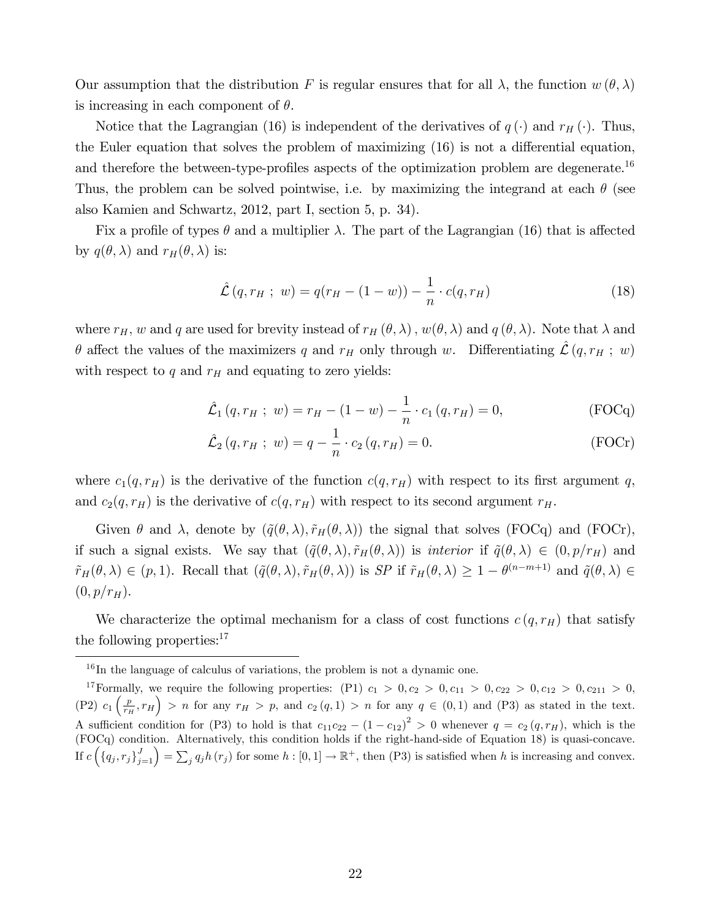Our assumption that the distribution $F$ is regular ensures that for all $\lambda$, the function $w(\theta, \lambda)$ is increasing in each component of $\theta$.

Notice that the Lagrangian (16) is independent of the derivatives of $q(\cdot)$ and $r_H(\cdot)$. Thus, the Euler equation that solves the problem of maximizing (16) is not a differential equation, and therefore the between-type-profiles aspects of the optimization problem are degenerate.[16] Thus, the problem can be solved pointwise, i.e. by maximizing the integrand at each $\theta$ (see also Kamien and Schwartz, 2012, part I, section 5, p. 34).

Fix a profile of types $\theta$ and a multiplier $\lambda$. The part of the Lagrangian (16) that is affected by $q(\theta, \lambda)$ and $r_H(\theta, \lambda)$ is:

$$\hat{\mathcal{L}}(q, r_H \ ; \ w) = q(r_H - (1-w)) - \frac{1}{n} \cdot c(q, r_H) \tag{18}$$

where $r_H$, $w$ and $q$ are used for brevity instead of $r_H(\theta, \lambda)$, $w(\theta, \lambda)$ and $q(\theta, \lambda)$. Note that $\lambda$ and $\theta$ affect the values of the maximizers $q$ and $r_H$ only through $w$. Differentiating $\hat{\mathcal{L}}(q, r_H \ ; \ w)$ with respect to $q$ and $r_H$ and equating to zero yields:

$$\hat{\mathcal{L}}_1(q, r_H \ ; \ w) = r_H - (1-w) - \frac{1}{n} \cdot c_1(q, r_H) = 0, \tag{FOCq}$$

$$\hat{\mathcal{L}}_2(q, r_H \ ; \ w) = q - \frac{1}{n} \cdot c_2(q, r_H) = 0. \tag{FOCr}$$

where $c_1(q, r_H)$ is the derivative of the function $c(q, r_H)$ with respect to its first argument $q$, and $c_2(q, r_H)$ is the derivative of $c(q, r_H)$ with respect to its second argument $r_H$.

Given $\theta$ and $\lambda$, denote by $(\tilde{q}(\theta, \lambda), \tilde{r}_H(\theta, \lambda))$ the signal that solves (FOCq) and (FOCr), if such a signal exists. We say that $(\tilde{q}(\theta, \lambda), \tilde{r}_H(\theta, \lambda))$ is *interior* if $\tilde{q}(\theta, \lambda) \in (0, p/r_H)$ and $\tilde{r}_H(\theta, \lambda) \in (p, 1)$. Recall that $(\tilde{q}(\theta, \lambda), \tilde{r}_H(\theta, \lambda))$ is *SP* if $\tilde{r}_H(\theta, \lambda) \geq 1 - \theta^{(n-m+1)}$ and $\tilde{q}(\theta, \lambda) \in (0, p/r_H)$.

We characterize the optimal mechanism for a class of cost functions $c(q, r_H)$ that satisfy the following properties:[17]

---

[16] In the language of calculus of variations, the problem is not a dynamic one.

[17] Formally, we require the following properties: (P1) $c_1 > 0, c_2 > 0, c_{11} > 0, c_{22} > 0, c_{12} > 0, c_{211} > 0$, (P2) $c_1\left(\frac{p}{r_H}, r_H\right) > n$ for any $r_H > p$, and $c_2(q, 1) > n$ for any $q \in (0, 1)$ and (P3) as stated in the text. A sufficient condition for (P3) to hold is that $c_{11}c_{22} - (1 - c_{12})^2 > 0$ whenever $q = c_2(q, r_H)$, which is the (FOCq) condition. Alternatively, this condition holds if the right-hand-side of Equation 18) is quasi-concave. If $c\left(\{q_j, r_j\}_{j=1}^J\right) = \sum_j q_j h(r_j)$ for some $h : [0, 1] \to \mathbb{R}^+$, then (P3) is satisfied when $h$ is increasing and convex.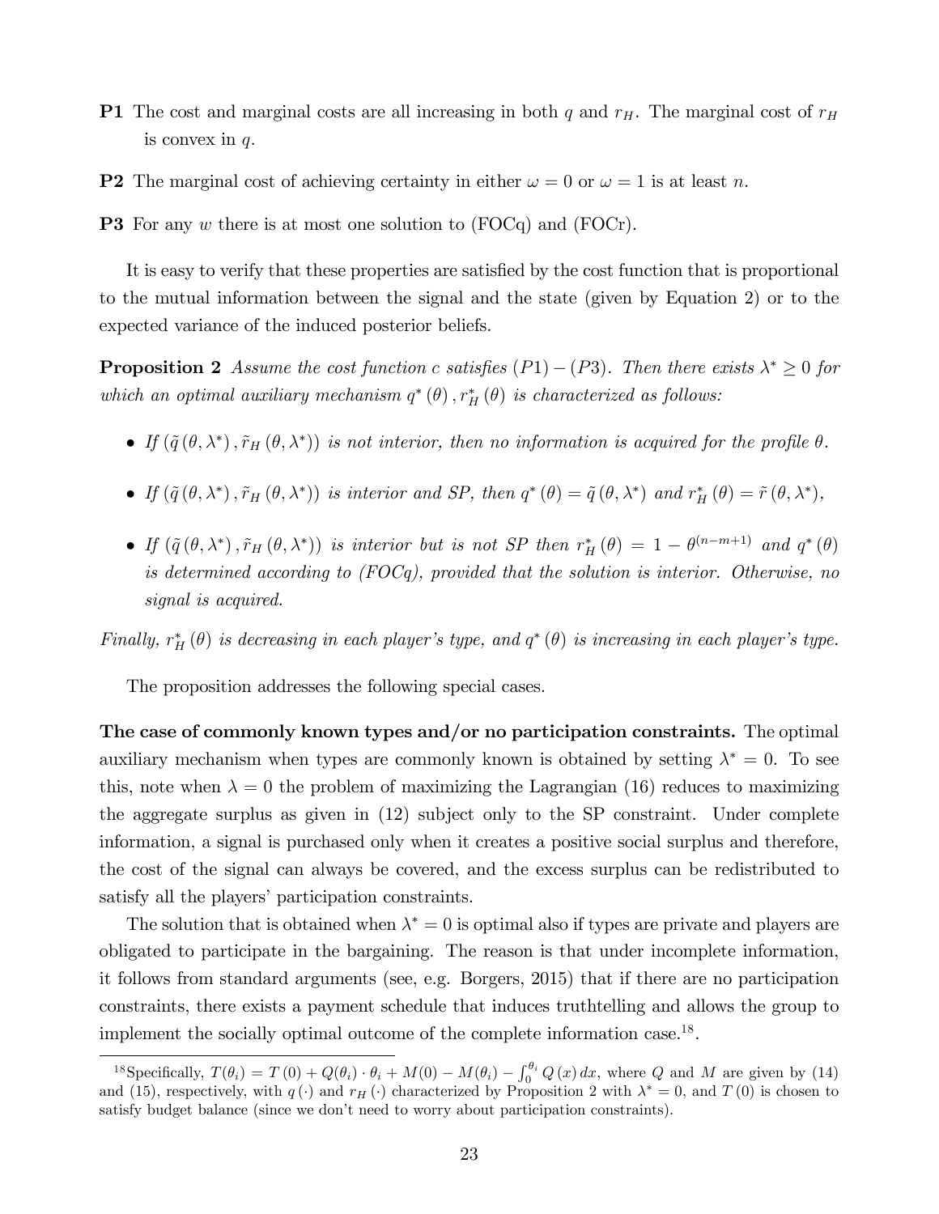**P1** The cost and marginal costs are all increasing in both $q$ and $r_H$. The marginal cost of $r_H$ is convex in $q$.

**P2** The marginal cost of achieving certainty in either $\omega = 0$ or $\omega = 1$ is at least $n$.

**P3** For any $w$ there is at most one solution to (FOCq) and (FOCr).

It is easy to verify that these properties are satisfied by the cost function that is proportional to the mutual information between the signal and the state (given by Equation 2) or to the expected variance of the induced posterior beliefs.

**Proposition 2** *Assume the cost function $c$ satisfies $(P1)-(P3)$. Then there exists $\lambda^* \geq 0$ for which an optimal auxiliary mechanism $q^*(\theta), r_H^*(\theta)$ is characterized as follows:*

- *If $(\tilde{q}(\theta, \lambda^*), \tilde{r}_H(\theta, \lambda^*))$ is not interior, then no information is acquired for the profile $\theta$.*
- *If $(\tilde{q}(\theta, \lambda^*), \tilde{r}_H(\theta, \lambda^*))$ is interior and SP, then $q^*(\theta) = \tilde{q}(\theta, \lambda^*)$ and $r_H^*(\theta) = \tilde{r}(\theta, \lambda^*)$,*
- *If $(\tilde{q}(\theta, \lambda^*), \tilde{r}_H(\theta, \lambda^*))$ is interior but is not SP then $r_H^*(\theta) = 1 - \theta^{(n-m+1)}$ and $q^*(\theta)$ is determined according to (FOCq), provided that the solution is interior. Otherwise, no signal is acquired.*

*Finally, $r_H^*(\theta)$ is decreasing in each player's type, and $q^*(\theta)$ is increasing in each player's type.*

The proposition addresses the following special cases.

**The case of commonly known types and/or no participation constraints.** The optimal auxiliary mechanism when types are commonly known is obtained by setting $\lambda^* = 0$. To see this, note when $\lambda = 0$ the problem of maximizing the Lagrangian (16) reduces to maximizing the aggregate surplus as given in (12) subject only to the SP constraint. Under complete information, a signal is purchased only when it creates a positive social surplus and therefore, the cost of the signal can always be covered, and the excess surplus can be redistributed to satisfy all the players' participation constraints.

The solution that is obtained when $\lambda^* = 0$ is optimal also if types are private and players are obligated to participate in the bargaining. The reason is that under incomplete information, it follows from standard arguments (see, e.g. Borgers, 2015) that if there are no participation constraints, there exists a payment schedule that induces truthtelling and allows the group to implement the socially optimal outcome of the complete information case.[18].

[18]Specifically, $T(\theta_i) = T(0) + Q(\theta_i) \cdot \theta_i + M(0) - M(\theta_i) - \int_0^{\theta_i} Q(x)\,dx$, where $Q$ and $M$ are given by (14) and (15), respectively, with $q(\cdot)$ and $r_H(\cdot)$ characterized by Proposition 2 with $\lambda^* = 0$, and $T(0)$ is chosen to satisfy budget balance (since we don't need to worry about participation constraints).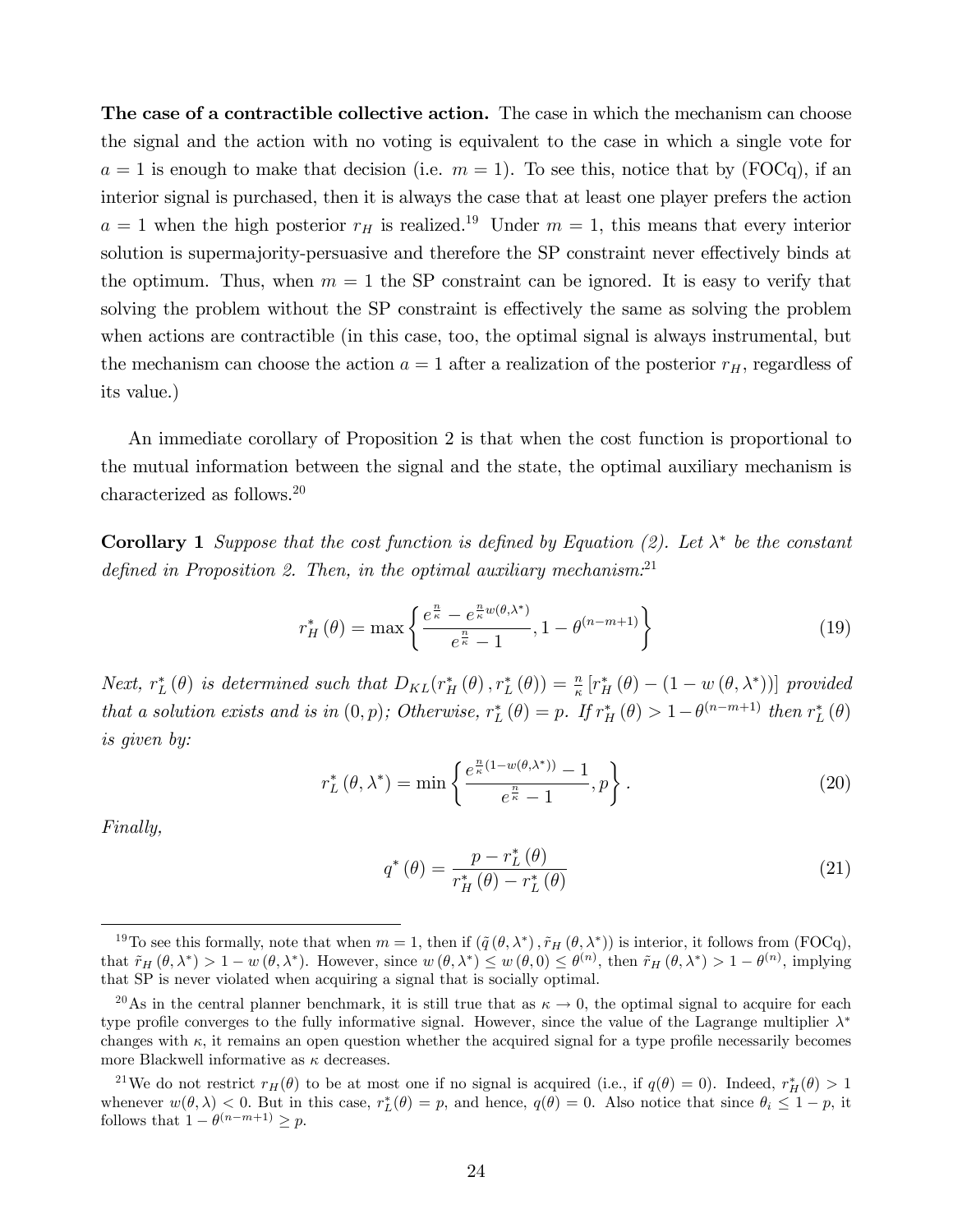**The case of a contractible collective action.** The case in which the mechanism can choose the signal and the action with no voting is equivalent to the case in which a single vote for $a = 1$ is enough to make that decision (i.e. $m = 1$). To see this, notice that by (FOCq), if an interior signal is purchased, then it is always the case that at least one player prefers the action $a = 1$ when the high posterior $r_H$ is realized.[19] Under $m = 1$, this means that every interior solution is supermajority-persuasive and therefore the SP constraint never effectively binds at the optimum. Thus, when $m = 1$ the SP constraint can be ignored. It is easy to verify that solving the problem without the SP constraint is effectively the same as solving the problem when actions are contractible (in this case, too, the optimal signal is always instrumental, but the mechanism can choose the action $a = 1$ after a realization of the posterior $r_H$, regardless of its value.)

An immediate corollary of Proposition 2 is that when the cost function is proportional to the mutual information between the signal and the state, the optimal auxiliary mechanism is characterized as follows.[20]

**Corollary 1** *Suppose that the cost function is defined by Equation (2). Let $\lambda^*$ be the constant defined in Proposition 2. Then, in the optimal auxiliary mechanism:*[21]

$$r_H^*(\theta) = \max\left\{\frac{e^{\frac{n}{\kappa}} - e^{\frac{n}{\kappa}w(\theta,\lambda^*)}}{e^{\frac{n}{\kappa}} - 1}, 1 - \theta^{(n-m+1)}\right\} \tag{19}$$

*Next, $r_L^*(\theta)$ is determined such that $D_{KL}(r_H^*(\theta), r_L^*(\theta)) = \frac{n}{\kappa}\left[r_H^*(\theta) - (1 - w(\theta, \lambda^*))\right]$ provided that a solution exists and is in $(0, p)$; Otherwise, $r_L^*(\theta) = p$. If $r_H^*(\theta) > 1 - \theta^{(n-m+1)}$ then $r_L^*(\theta)$ is given by:*

$$r_L^*(\theta, \lambda^*) = \min\left\{\frac{e^{\frac{n}{\kappa}(1-w(\theta,\lambda^*))} - 1}{e^{\frac{n}{\kappa}} - 1}, p\right\}. \tag{20}$$

*Finally,*

$$q^*(\theta) = \frac{p - r_L^*(\theta)}{r_H^*(\theta) - r_L^*(\theta)} \tag{21}$$

---

[19] To see this formally, note that when $m = 1$, then if $(\tilde{q}(\theta, \lambda^*), \tilde{r}_H(\theta, \lambda^*))$ is interior, it follows from (FOCq), that $\tilde{r}_H(\theta, \lambda^*) > 1 - w(\theta, \lambda^*)$. However, since $w(\theta, \lambda^*) \leq w(\theta, 0) \leq \theta^{(n)}$, then $\tilde{r}_H(\theta, \lambda^*) > 1 - \theta^{(n)}$, implying that SP is never violated when acquiring a signal that is socially optimal.

[20] As in the central planner benchmark, it is still true that as $\kappa \to 0$, the optimal signal to acquire for each type profile converges to the fully informative signal. However, since the value of the Lagrange multiplier $\lambda^*$ changes with $\kappa$, it remains an open question whether the acquired signal for a type profile necessarily becomes more Blackwell informative as $\kappa$ decreases.

[21] We do not restrict $r_H(\theta)$ to be at most one if no signal is acquired (i.e., if $q(\theta) = 0$). Indeed, $r_H^*(\theta) > 1$ whenever $w(\theta, \lambda) < 0$. But in this case, $r_L^*(\theta) = p$, and hence, $q(\theta) = 0$. Also notice that since $\theta_i \leq 1 - p$, it follows that $1 - \theta^{(n-m+1)} \geq p$.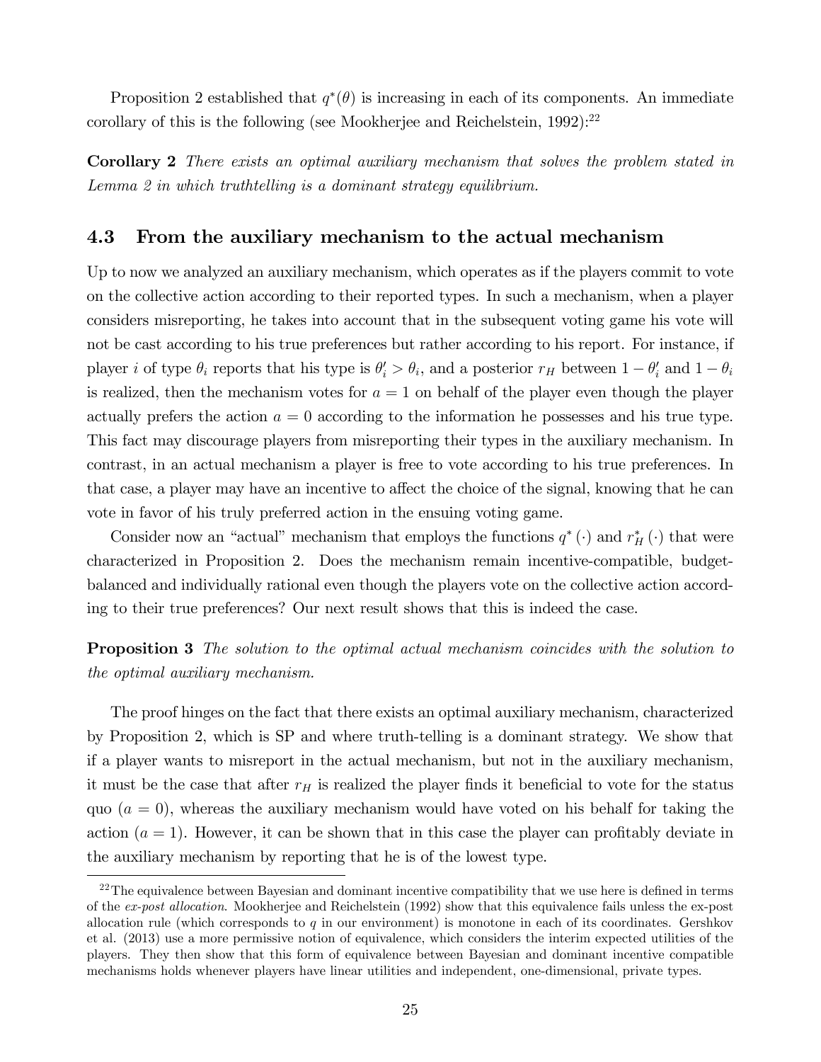Proposition 2 established that $q^*(\theta)$ is increasing in each of its components. An immediate corollary of this is the following (see Mookherjee and Reichelstein, 1992):[22]

**Corollary 2** *There exists an optimal auxiliary mechanism that solves the problem stated in Lemma 2 in which truthtelling is a dominant strategy equilibrium.*

## 4.3 From the auxiliary mechanism to the actual mechanism

Up to now we analyzed an auxiliary mechanism, which operates as if the players commit to vote on the collective action according to their reported types. In such a mechanism, when a player considers misreporting, he takes into account that in the subsequent voting game his vote will not be cast according to his true preferences but rather according to his report. For instance, if player $i$ of type $\theta_i$ reports that his type is $\theta_i' > \theta_i$, and a posterior $r_H$ between $1-\theta_i'$ and $1-\theta_i$ is realized, then the mechanism votes for $a=1$ on behalf of the player even though the player actually prefers the action $a=0$ according to the information he possesses and his true type. This fact may discourage players from misreporting their types in the auxiliary mechanism. In contrast, in an actual mechanism a player is free to vote according to his true preferences. In that case, a player may have an incentive to affect the choice of the signal, knowing that he can vote in favor of his truly preferred action in the ensuing voting game.

Consider now an "actual" mechanism that employs the functions $q^*(\cdot)$ and $r_H^*(\cdot)$ that were characterized in Proposition 2. Does the mechanism remain incentive-compatible, budget-balanced and individually rational even though the players vote on the collective action according to their true preferences? Our next result shows that this is indeed the case.

**Proposition 3** *The solution to the optimal actual mechanism coincides with the solution to the optimal auxiliary mechanism.*

The proof hinges on the fact that there exists an optimal auxiliary mechanism, characterized by Proposition 2, which is SP and where truth-telling is a dominant strategy. We show that if a player wants to misreport in the actual mechanism, but not in the auxiliary mechanism, it must be the case that after $r_H$ is realized the player finds it beneficial to vote for the status quo ($a=0$), whereas the auxiliary mechanism would have voted on his behalf for taking the action ($a=1$). However, it can be shown that in this case the player can profitably deviate in the auxiliary mechanism by reporting that he is of the lowest type.

[22] The equivalence between Bayesian and dominant incentive compatibility that we use here is defined in terms of the *ex-post allocation*. Mookherjee and Reichelstein (1992) show that this equivalence fails unless the ex-post allocation rule (which corresponds to $q$ in our environment) is monotone in each of its coordinates. Gershkov et al. (2013) use a more permissive notion of equivalence, which considers the interim expected utilities of the players. They then show that this form of equivalence between Bayesian and dominant incentive compatible mechanisms holds whenever players have linear utilities and independent, one-dimensional, private types.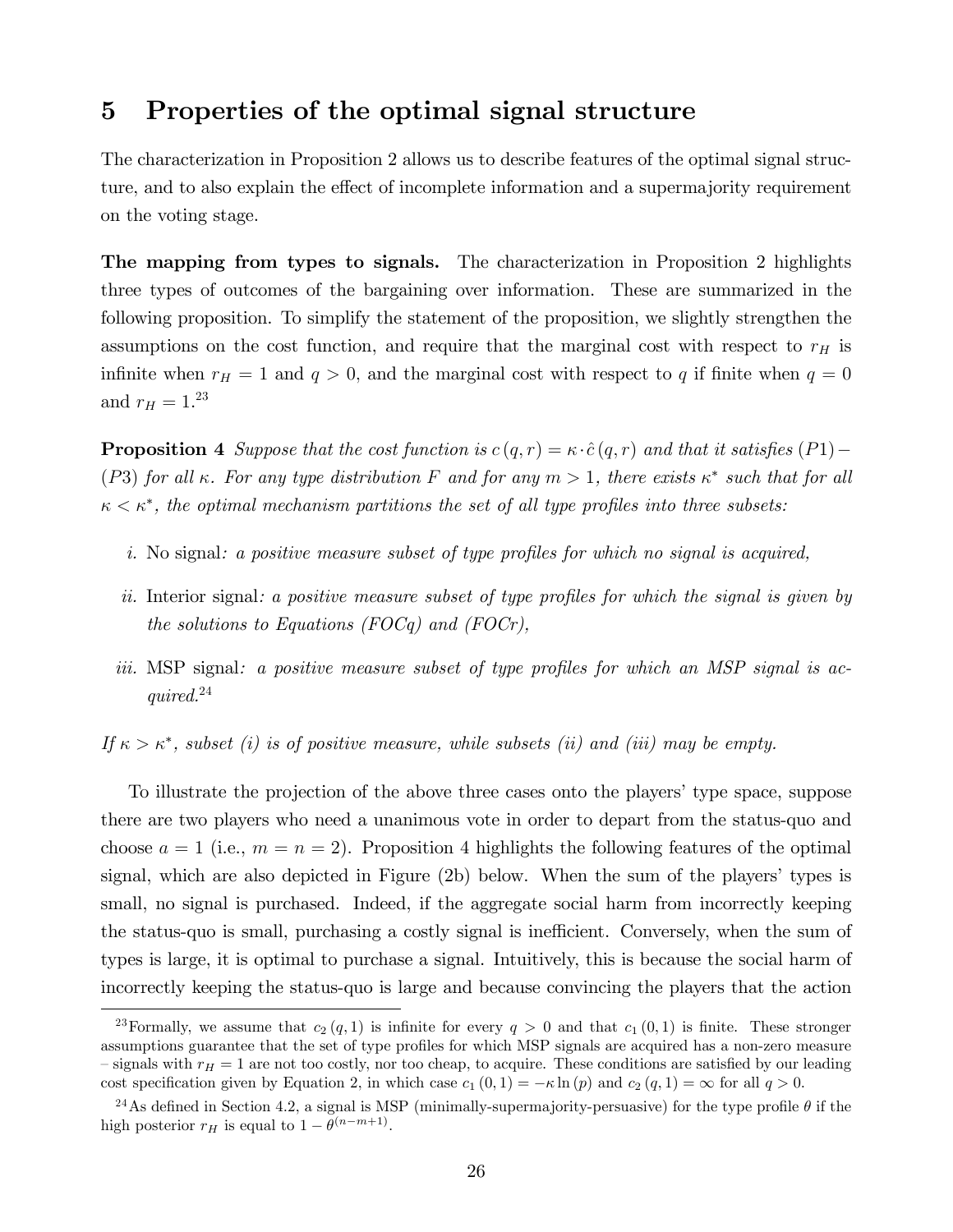# 5 Properties of the optimal signal structure

The characterization in Proposition 2 allows us to describe features of the optimal signal structure, and to also explain the effect of incomplete information and a supermajority requirement on the voting stage.

**The mapping from types to signals.** The characterization in Proposition 2 highlights three types of outcomes of the bargaining over information. These are summarized in the following proposition. To simplify the statement of the proposition, we slightly strengthen the assumptions on the cost function, and require that the marginal cost with respect to $r_H$ is infinite when $r_H = 1$ and $q > 0$, and the marginal cost with respect to $q$ if finite when $q = 0$ and $r_H = 1$.[23]

**Proposition 4** *Suppose that the cost function is $c(q, r) = \kappa \cdot \hat{c}(q, r)$ and that it satisfies (P1)−(P3) for all $\kappa$. For any type distribution $F$ and for any $m > 1$, there exists $\kappa^*$ such that for all $\kappa < \kappa^*$, the optimal mechanism partitions the set of all type profiles into three subsets:*

*i.* No signal*: a positive measure subset of type profiles for which no signal is acquired,*

*ii.* Interior signal*: a positive measure subset of type profiles for which the signal is given by the solutions to Equations (FOCq) and (FOCr),*

*iii.* MSP signal*: a positive measure subset of type profiles for which an MSP signal is acquired.*[24]

*If $\kappa > \kappa^*$, subset (i) is of positive measure, while subsets (ii) and (iii) may be empty.*

To illustrate the projection of the above three cases onto the players' type space, suppose there are two players who need a unanimous vote in order to depart from the status-quo and choose $a = 1$ (i.e., $m = n = 2$). Proposition 4 highlights the following features of the optimal signal, which are also depicted in Figure (2b) below. When the sum of the players' types is small, no signal is purchased. Indeed, if the aggregate social harm from incorrectly keeping the status-quo is small, purchasing a costly signal is inefficient. Conversely, when the sum of types is large, it is optimal to purchase a signal. Intuitively, this is because the social harm of incorrectly keeping the status-quo is large and because convincing the players that the action

---

[23] Formally, we assume that $c_2(q, 1)$ is infinite for every $q > 0$ and that $c_1(0, 1)$ is finite. These stronger assumptions guarantee that the set of type profiles for which MSP signals are acquired has a non-zero measure – signals with $r_H = 1$ are not too costly, nor too cheap, to acquire. These conditions are satisfied by our leading cost specification given by Equation 2, in which case $c_1(0, 1) = -\kappa \ln(p)$ and $c_2(q, 1) = \infty$ for all $q > 0$.

[24] As defined in Section 4.2, a signal is MSP (minimally-supermajority-persuasive) for the type profile $\theta$ if the high posterior $r_H$ is equal to $1 - \theta^{(n-m+1)}$.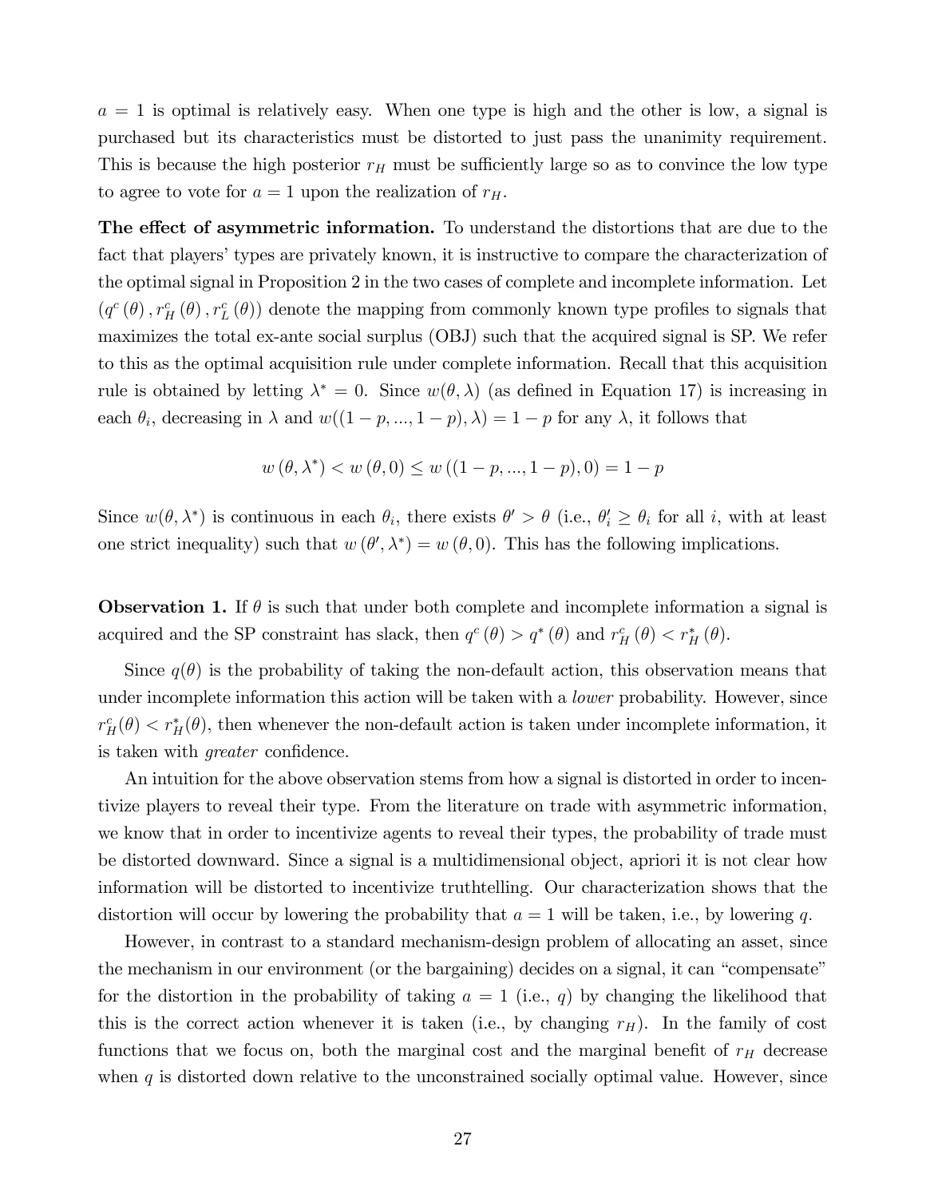$a = 1$ is optimal is relatively easy. When one type is high and the other is low, a signal is purchased but its characteristics must be distorted to just pass the unanimity requirement. This is because the high posterior $r_H$ must be sufficiently large so as to convince the low type to agree to vote for $a = 1$ upon the realization of $r_H$.

**The effect of asymmetric information.** To understand the distortions that are due to the fact that players' types are privately known, it is instructive to compare the characterization of the optimal signal in Proposition 2 in the two cases of complete and incomplete information. Let $(q^c(\theta), r_H^c(\theta), r_L^c(\theta))$ denote the mapping from commonly known type profiles to signals that maximizes the total ex-ante social surplus (OBJ) such that the acquired signal is SP. We refer to this as the optimal acquisition rule under complete information. Recall that this acquisition rule is obtained by letting $\lambda^* = 0$. Since $w(\theta, \lambda)$ (as defined in Equation 17) is increasing in each $\theta_i$, decreasing in $\lambda$ and $w((1-p, ..., 1-p), \lambda) = 1-p$ for any $\lambda$, it follows that

$$w(\theta, \lambda^*) < w(\theta, 0) \leq w((1-p, ..., 1-p), 0) = 1-p$$

Since $w(\theta, \lambda^*)$ is continuous in each $\theta_i$, there exists $\theta' > \theta$ (i.e., $\theta'_i \geq \theta_i$ for all $i$, with at least one strict inequality) such that $w(\theta', \lambda^*) = w(\theta, 0)$. This has the following implications.

**Observation 1.** If $\theta$ is such that under both complete and incomplete information a signal is acquired and the SP constraint has slack, then $q^c(\theta) > q^*(\theta)$ and $r_H^c(\theta) < r_H^*(\theta)$.

Since $q(\theta)$ is the probability of taking the non-default action, this observation means that under incomplete information this action will be taken with a *lower* probability. However, since $r_H^c(\theta) < r_H^*(\theta)$, then whenever the non-default action is taken under incomplete information, it is taken with *greater* confidence.

An intuition for the above observation stems from how a signal is distorted in order to incentivize players to reveal their type. From the literature on trade with asymmetric information, we know that in order to incentivize agents to reveal their types, the probability of trade must be distorted downward. Since a signal is a multidimensional object, apriori it is not clear how information will be distorted to incentivize truthtelling. Our characterization shows that the distortion will occur by lowering the probability that $a = 1$ will be taken, i.e., by lowering $q$.

However, in contrast to a standard mechanism-design problem of allocating an asset, since the mechanism in our environment (or the bargaining) decides on a signal, it can "compensate" for the distortion in the probability of taking $a = 1$ (i.e., $q$) by changing the likelihood that this is the correct action whenever it is taken (i.e., by changing $r_H$). In the family of cost functions that we focus on, both the marginal cost and the marginal benefit of $r_H$ decrease when $q$ is distorted down relative to the unconstrained socially optimal value. However, since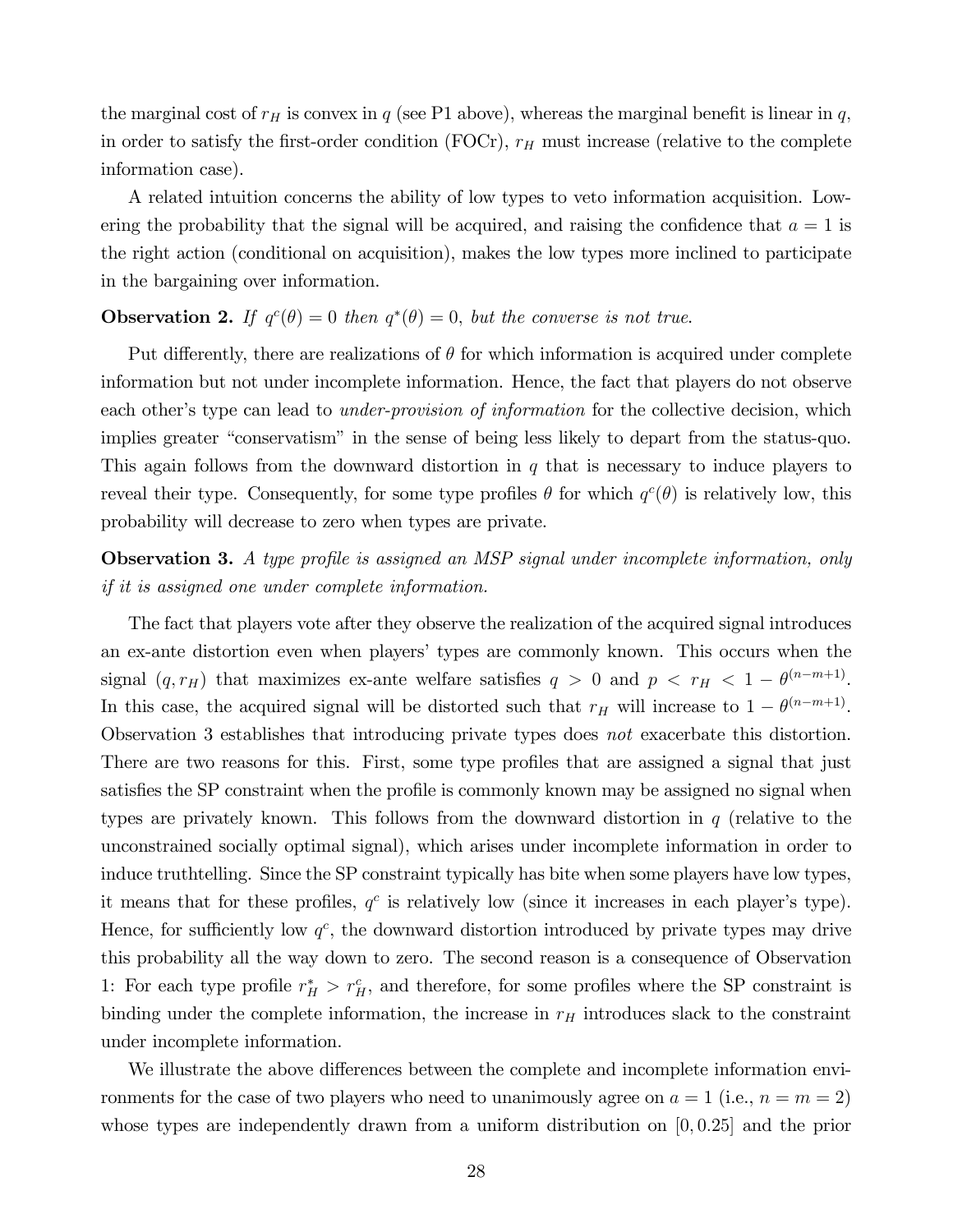the marginal cost of $r_H$ is convex in $q$ (see P1 above), whereas the marginal benefit is linear in $q$, in order to satisfy the first-order condition (FOCr), $r_H$ must increase (relative to the complete information case).

A related intuition concerns the ability of low types to veto information acquisition. Lowering the probability that the signal will be acquired, and raising the confidence that $a = 1$ is the right action (conditional on acquisition), makes the low types more inclined to participate in the bargaining over information.

**Observation 2.** *If $q^c(\theta) = 0$ then $q^*(\theta) = 0$, but the converse is not true.*

Put differently, there are realizations of $\theta$ for which information is acquired under complete information but not under incomplete information. Hence, the fact that players do not observe each other's type can lead to *under-provision of information* for the collective decision, which implies greater "conservatism" in the sense of being less likely to depart from the status-quo. This again follows from the downward distortion in $q$ that is necessary to induce players to reveal their type. Consequently, for some type profiles $\theta$ for which $q^c(\theta)$ is relatively low, this probability will decrease to zero when types are private.

**Observation 3.** *A type profile is assigned an MSP signal under incomplete information, only if it is assigned one under complete information.*

The fact that players vote after they observe the realization of the acquired signal introduces an ex-ante distortion even when players' types are commonly known. This occurs when the signal $(q, r_H)$ that maximizes ex-ante welfare satisfies $q > 0$ and $p < r_H < 1 - \theta^{(n-m+1)}$. In this case, the acquired signal will be distorted such that $r_H$ will increase to $1 - \theta^{(n-m+1)}$. Observation 3 establishes that introducing private types does *not* exacerbate this distortion. There are two reasons for this. First, some type profiles that are assigned a signal that just satisfies the SP constraint when the profile is commonly known may be assigned no signal when types are privately known. This follows from the downward distortion in $q$ (relative to the unconstrained socially optimal signal), which arises under incomplete information in order to induce truthtelling. Since the SP constraint typically has bite when some players have low types, it means that for these profiles, $q^c$ is relatively low (since it increases in each player's type). Hence, for sufficiently low $q^c$, the downward distortion introduced by private types may drive this probability all the way down to zero. The second reason is a consequence of Observation 1: For each type profile $r_H^* > r_H^c$, and therefore, for some profiles where the SP constraint is binding under the complete information, the increase in $r_H$ introduces slack to the constraint under incomplete information.

We illustrate the above differences between the complete and incomplete information environments for the case of two players who need to unanimously agree on $a = 1$ (i.e., $n = m = 2$) whose types are independently drawn from a uniform distribution on $[0, 0.25]$ and the prior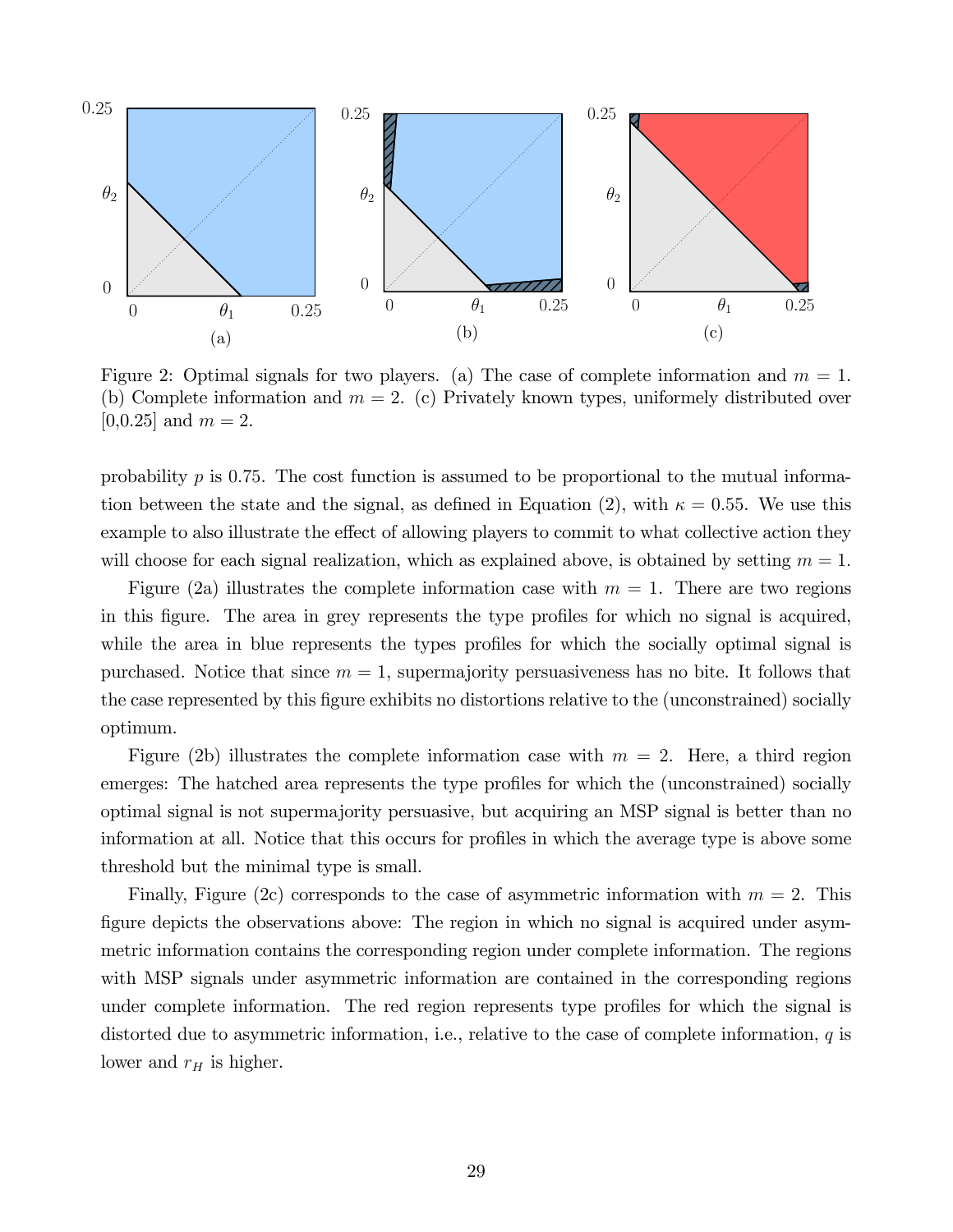Figure 2: Optimal signals for two players. (a) The case of complete information and $m = 1$. (b) Complete information and $m = 2$. (c) Privately known types, uniformely distributed over [0,0.25] and $m = 2$.

probability $p$ is 0.75. The cost function is assumed to be proportional to the mutual information between the state and the signal, as defined in Equation (2), with $\kappa = 0.55$. We use this example to also illustrate the effect of allowing players to commit to what collective action they will choose for each signal realization, which as explained above, is obtained by setting $m = 1$.

Figure (2a) illustrates the complete information case with $m = 1$. There are two regions in this figure. The area in grey represents the type profiles for which no signal is acquired, while the area in blue represents the types profiles for which the socially optimal signal is purchased. Notice that since $m = 1$, supermajority persuasiveness has no bite. It follows that the case represented by this figure exhibits no distortions relative to the (unconstrained) socially optimum.

Figure (2b) illustrates the complete information case with $m = 2$. Here, a third region emerges: The hatched area represents the type profiles for which the (unconstrained) socially optimal signal is not supermajority persuasive, but acquiring an MSP signal is better than no information at all. Notice that this occurs for profiles in which the average type is above some threshold but the minimal type is small.

Finally, Figure (2c) corresponds to the case of asymmetric information with $m = 2$. This figure depicts the observations above: The region in which no signal is acquired under asymmetric information contains the corresponding region under complete information. The regions with MSP signals under asymmetric information are contained in the corresponding regions under complete information. The red region represents type profiles for which the signal is distorted due to asymmetric information, i.e., relative to the case of complete information, $q$ is lower and $r_H$ is higher.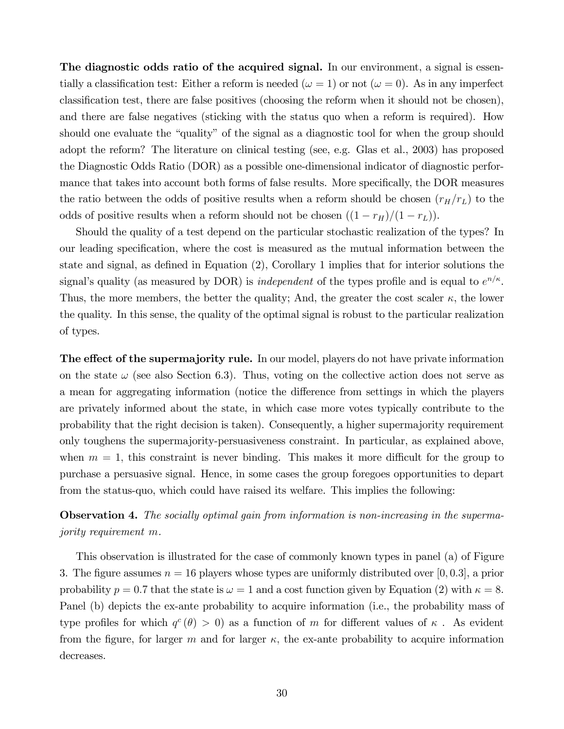**The diagnostic odds ratio of the acquired signal.** In our environment, a signal is essentially a classification test: Either a reform is needed ($\omega = 1$) or not ($\omega = 0$). As in any imperfect classification test, there are false positives (choosing the reform when it should not be chosen), and there are false negatives (sticking with the status quo when a reform is required). How should one evaluate the "quality" of the signal as a diagnostic tool for when the group should adopt the reform? The literature on clinical testing (see, e.g. Glas et al., 2003) has proposed the Diagnostic Odds Ratio (DOR) as a possible one-dimensional indicator of diagnostic performance that takes into account both forms of false results. More specifically, the DOR measures the ratio between the odds of positive results when a reform should be chosen ($r_H/r_L$) to the odds of positive results when a reform should not be chosen ($(1-r_H)/(1-r_L)$).

Should the quality of a test depend on the particular stochastic realization of the types? In our leading specification, where the cost is measured as the mutual information between the state and signal, as defined in Equation (2), Corollary 1 implies that for interior solutions the signal's quality (as measured by DOR) is *independent* of the types profile and is equal to $e^{n/\kappa}$. Thus, the more members, the better the quality; And, the greater the cost scaler $\kappa$, the lower the quality. In this sense, the quality of the optimal signal is robust to the particular realization of types.

**The effect of the supermajority rule.** In our model, players do not have private information on the state $\omega$ (see also Section 6.3). Thus, voting on the collective action does not serve as a mean for aggregating information (notice the difference from settings in which the players are privately informed about the state, in which case more votes typically contribute to the probability that the right decision is taken). Consequently, a higher supermajority requirement only toughens the supermajority-persuasiveness constraint. In particular, as explained above, when $m = 1$, this constraint is never binding. This makes it more difficult for the group to purchase a persuasive signal. Hence, in some cases the group foregoes opportunities to depart from the status-quo, which could have raised its welfare. This implies the following:

**Observation 4.** *The socially optimal gain from information is non-increasing in the supermajority requirement $m$.*

This observation is illustrated for the case of commonly known types in panel (a) of Figure 3. The figure assumes $n = 16$ players whose types are uniformly distributed over $[0, 0.3]$, a prior probability $p = 0.7$ that the state is $\omega = 1$ and a cost function given by Equation (2) with $\kappa = 8$. Panel (b) depicts the ex-ante probability to acquire information (i.e., the probability mass of type profiles for which $q^c(\theta) > 0$) as a function of $m$ for different values of $\kappa$ . As evident from the figure, for larger $m$ and for larger $\kappa$, the ex-ante probability to acquire information decreases.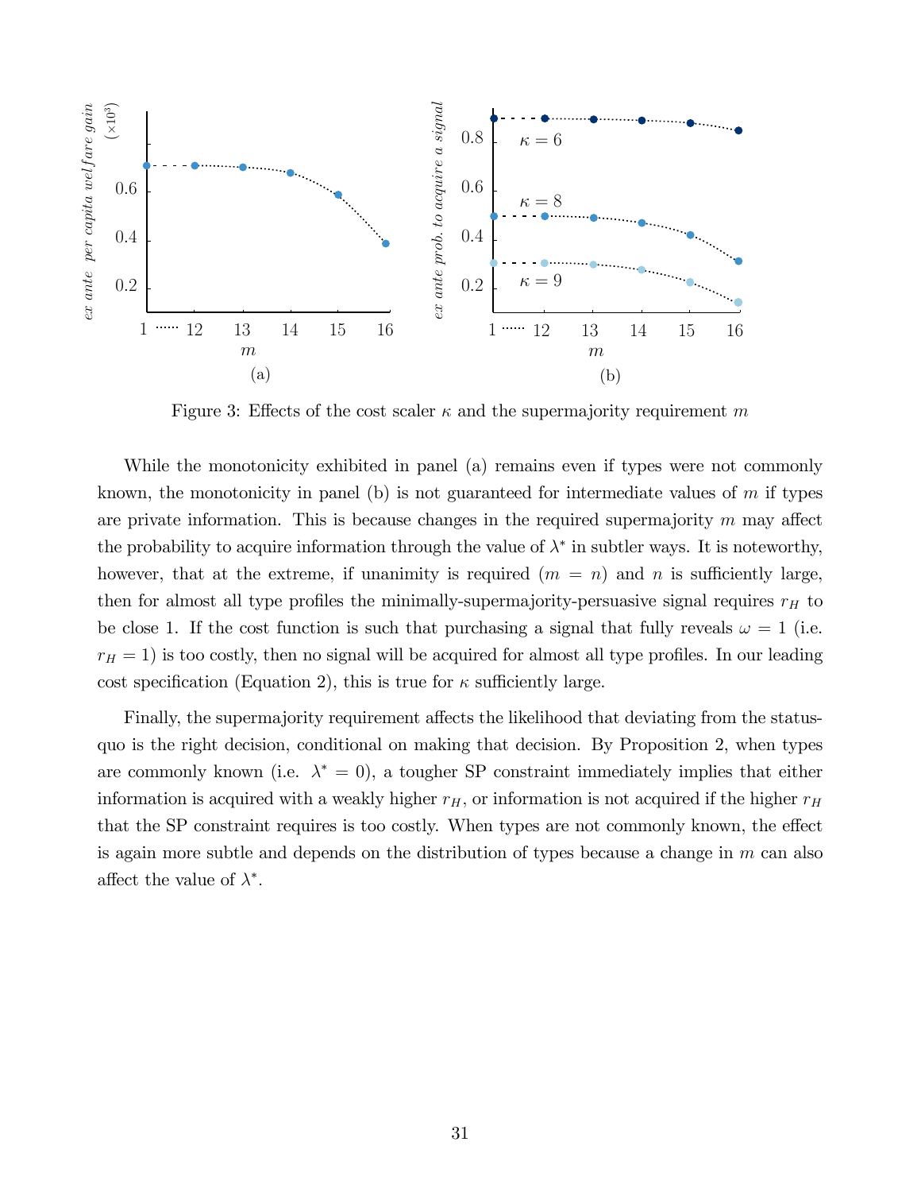Figure 3: Effects of the cost scaler $\kappa$ and the supermajority requirement $m$

While the monotonicity exhibited in panel (a) remains even if types were not commonly known, the monotonicity in panel (b) is not guaranteed for intermediate values of $m$ if types are private information. This is because changes in the required supermajority $m$ may affect the probability to acquire information through the value of $\lambda^*$ in subtler ways. It is noteworthy, however, that at the extreme, if unanimity is required ($m = n$) and $n$ is sufficiently large, then for almost all type profiles the minimally-supermajority-persuasive signal requires $r_H$ to be close 1. If the cost function is such that purchasing a signal that fully reveals $\omega = 1$ (i.e. $r_H = 1$) is too costly, then no signal will be acquired for almost all type profiles. In our leading cost specification (Equation 2), this is true for $\kappa$ sufficiently large.

Finally, the supermajority requirement affects the likelihood that deviating from the status-quo is the right decision, conditional on making that decision. By Proposition 2, when types are commonly known (i.e. $\lambda^* = 0$), a tougher SP constraint immediately implies that either information is acquired with a weakly higher $r_H$, or information is not acquired if the higher $r_H$ that the SP constraint requires is too costly. When types are not commonly known, the effect is again more subtle and depends on the distribution of types because a change in $m$ can also affect the value of $\lambda^*$.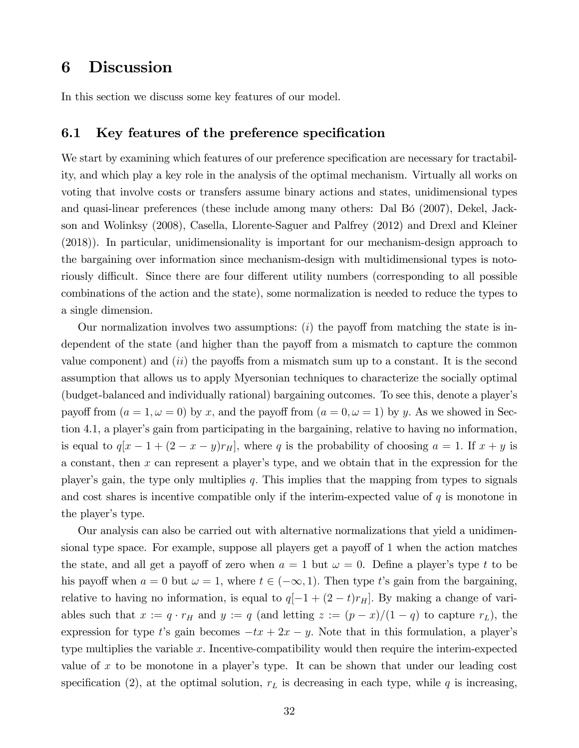# 6 Discussion

In this section we discuss some key features of our model.

## 6.1 Key features of the preference specification

We start by examining which features of our preference specification are necessary for tractability, and which play a key role in the analysis of the optimal mechanism. Virtually all works on voting that involve costs or transfers assume binary actions and states, unidimensional types and quasi-linear preferences (these include among many others: Dal Bó (2007), Dekel, Jackson and Wolinksy (2008), Casella, Llorente-Saguer and Palfrey (2012) and Drexl and Kleiner (2018)). In particular, unidimensionality is important for our mechanism-design approach to the bargaining over information since mechanism-design with multidimensional types is notoriously difficult. Since there are four different utility numbers (corresponding to all possible combinations of the action and the state), some normalization is needed to reduce the types to a single dimension.

Our normalization involves two assumptions: (*i*) the payoff from matching the state is independent of the state (and higher than the payoff from a mismatch to capture the common value component) and (*ii*) the payoffs from a mismatch sum up to a constant. It is the second assumption that allows us to apply Myersonian techniques to characterize the socially optimal (budget-balanced and individually rational) bargaining outcomes. To see this, denote a player's payoff from $(a = 1, \omega = 0)$ by $x$, and the payoff from $(a = 0, \omega = 1)$ by $y$. As we showed in Section 4.1, a player's gain from participating in the bargaining, relative to having no information, is equal to $q[x - 1 + (2 - x - y)r_H]$, where $q$ is the probability of choosing $a = 1$. If $x + y$ is a constant, then $x$ can represent a player's type, and we obtain that in the expression for the player's gain, the type only multiplies $q$. This implies that the mapping from types to signals and cost shares is incentive compatible only if the interim-expected value of $q$ is monotone in the player's type.

Our analysis can also be carried out with alternative normalizations that yield a unidimensional type space. For example, suppose all players get a payoff of 1 when the action matches the state, and all get a payoff of zero when $a = 1$ but $\omega = 0$. Define a player's type $t$ to be his payoff when $a = 0$ but $\omega = 1$, where $t \in (-\infty, 1)$. Then type $t$'s gain from the bargaining, relative to having no information, is equal to $q[-1 + (2 - t)r_H]$. By making a change of variables such that $x := q \cdot r_H$ and $y := q$ (and letting $z := (p - x)/(1 - q)$ to capture $r_L$), the expression for type $t$'s gain becomes $-tx + 2x - y$. Note that in this formulation, a player's type multiplies the variable $x$. Incentive-compatibility would then require the interim-expected value of $x$ to be monotone in a player's type. It can be shown that under our leading cost specification (2), at the optimal solution, $r_L$ is decreasing in each type, while $q$ is increasing,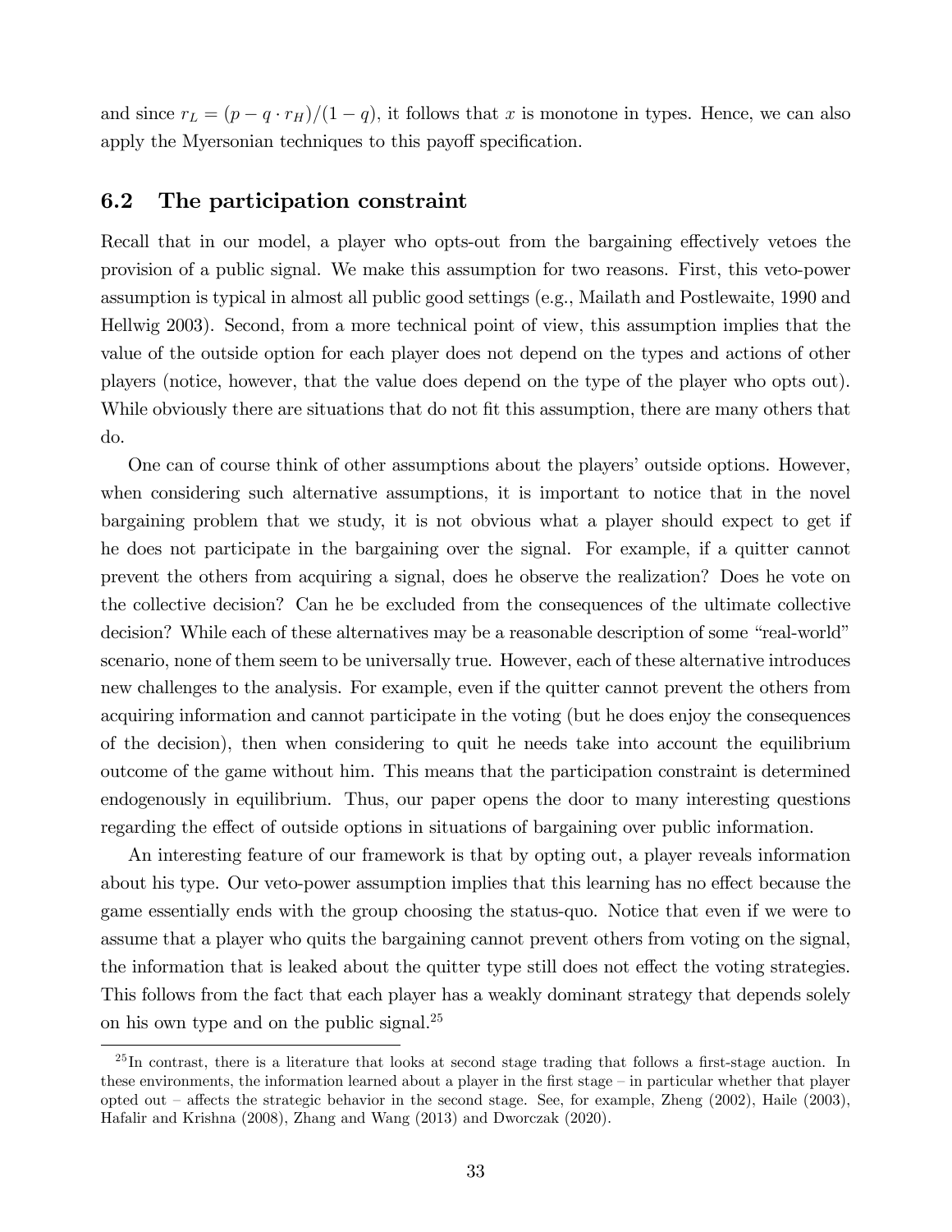and since $r_L = (p - q \cdot r_H)/(1 - q)$, it follows that $x$ is monotone in types. Hence, we can also apply the Myersonian techniques to this payoff specification.

## 6.2 The participation constraint

Recall that in our model, a player who opts-out from the bargaining effectively vetoes the provision of a public signal. We make this assumption for two reasons. First, this veto-power assumption is typical in almost all public good settings (e.g., Mailath and Postlewaite, 1990 and Hellwig 2003). Second, from a more technical point of view, this assumption implies that the value of the outside option for each player does not depend on the types and actions of other players (notice, however, that the value does depend on the type of the player who opts out). While obviously there are situations that do not fit this assumption, there are many others that do.

One can of course think of other assumptions about the players' outside options. However, when considering such alternative assumptions, it is important to notice that in the novel bargaining problem that we study, it is not obvious what a player should expect to get if he does not participate in the bargaining over the signal. For example, if a quitter cannot prevent the others from acquiring a signal, does he observe the realization? Does he vote on the collective decision? Can he be excluded from the consequences of the ultimate collective decision? While each of these alternatives may be a reasonable description of some "real-world" scenario, none of them seem to be universally true. However, each of these alternative introduces new challenges to the analysis. For example, even if the quitter cannot prevent the others from acquiring information and cannot participate in the voting (but he does enjoy the consequences of the decision), then when considering to quit he needs take into account the equilibrium outcome of the game without him. This means that the participation constraint is determined endogenously in equilibrium. Thus, our paper opens the door to many interesting questions regarding the effect of outside options in situations of bargaining over public information.

An interesting feature of our framework is that by opting out, a player reveals information about his type. Our veto-power assumption implies that this learning has no effect because the game essentially ends with the group choosing the status-quo. Notice that even if we were to assume that a player who quits the bargaining cannot prevent others from voting on the signal, the information that is leaked about the quitter type still does not effect the voting strategies. This follows from the fact that each player has a weakly dominant strategy that depends solely on his own type and on the public signal.[25]

[25] In contrast, there is a literature that looks at second stage trading that follows a first-stage auction. In these environments, the information learned about a player in the first stage – in particular whether that player opted out – affects the strategic behavior in the second stage. See, for example, Zheng (2002), Haile (2003), Hafalir and Krishna (2008), Zhang and Wang (2013) and Dworczak (2020).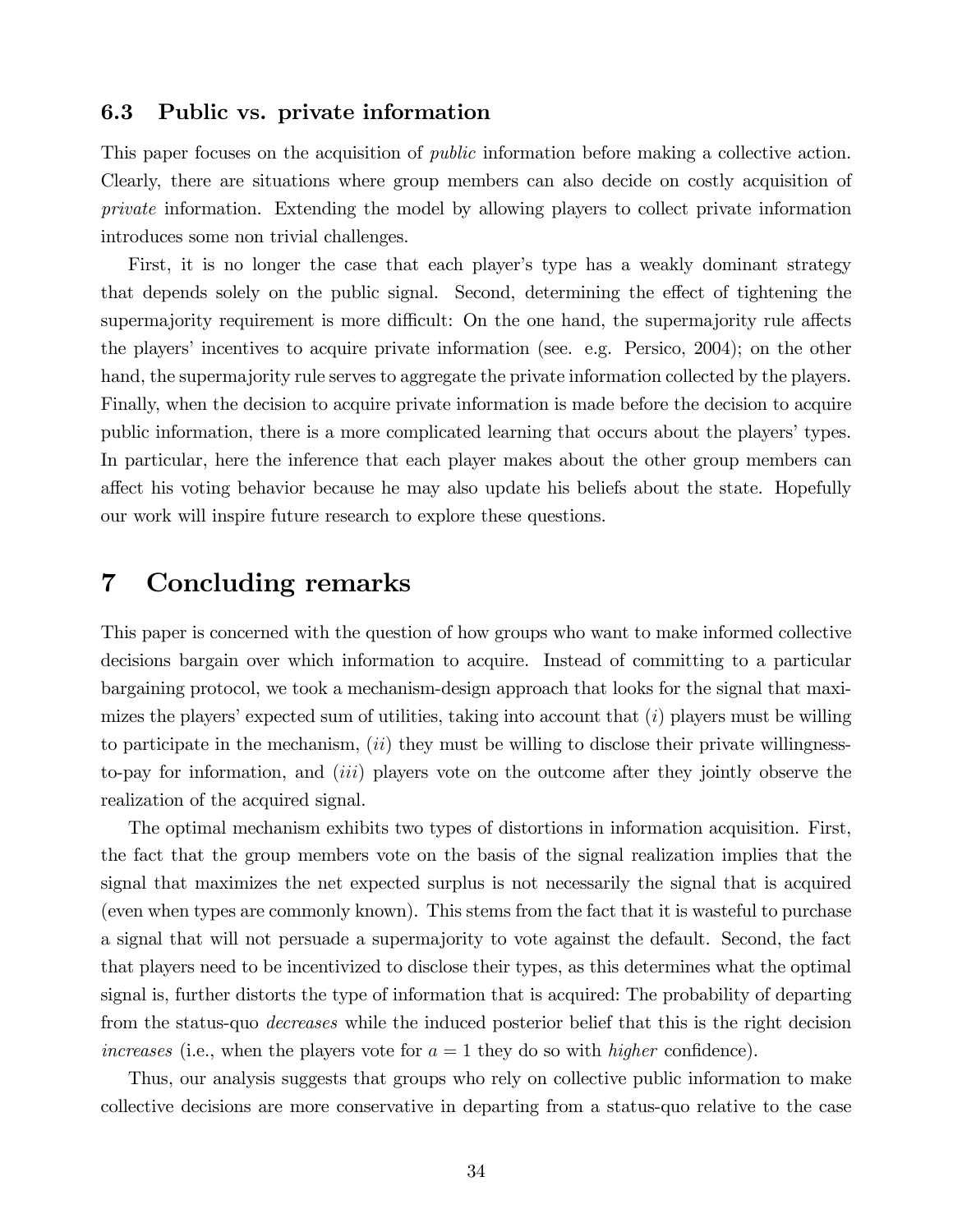### 6.3 Public vs. private information

This paper focuses on the acquisition of *public* information before making a collective action. Clearly, there are situations where group members can also decide on costly acquisition of *private* information. Extending the model by allowing players to collect private information introduces some non trivial challenges.

First, it is no longer the case that each player's type has a weakly dominant strategy that depends solely on the public signal. Second, determining the effect of tightening the supermajority requirement is more difficult: On the one hand, the supermajority rule affects the players' incentives to acquire private information (see. e.g. Persico, 2004); on the other hand, the supermajority rule serves to aggregate the private information collected by the players. Finally, when the decision to acquire private information is made before the decision to acquire public information, there is a more complicated learning that occurs about the players' types. In particular, here the inference that each player makes about the other group members can affect his voting behavior because he may also update his beliefs about the state. Hopefully our work will inspire future research to explore these questions.

# 7 Concluding remarks

This paper is concerned with the question of how groups who want to make informed collective decisions bargain over which information to acquire. Instead of committing to a particular bargaining protocol, we took a mechanism-design approach that looks for the signal that maximizes the players' expected sum of utilities, taking into account that ($i$) players must be willing to participate in the mechanism, ($ii$) they must be willing to disclose their private willingness-to-pay for information, and ($iii$) players vote on the outcome after they jointly observe the realization of the acquired signal.

The optimal mechanism exhibits two types of distortions in information acquisition. First, the fact that the group members vote on the basis of the signal realization implies that the signal that maximizes the net expected surplus is not necessarily the signal that is acquired (even when types are commonly known). This stems from the fact that it is wasteful to purchase a signal that will not persuade a supermajority to vote against the default. Second, the fact that players need to be incentivized to disclose their types, as this determines what the optimal signal is, further distorts the type of information that is acquired: The probability of departing from the status-quo *decreases* while the induced posterior belief that this is the right decision *increases* (i.e., when the players vote for $a = 1$ they do so with *higher* confidence).

Thus, our analysis suggests that groups who rely on collective public information to make collective decisions are more conservative in departing from a status-quo relative to the case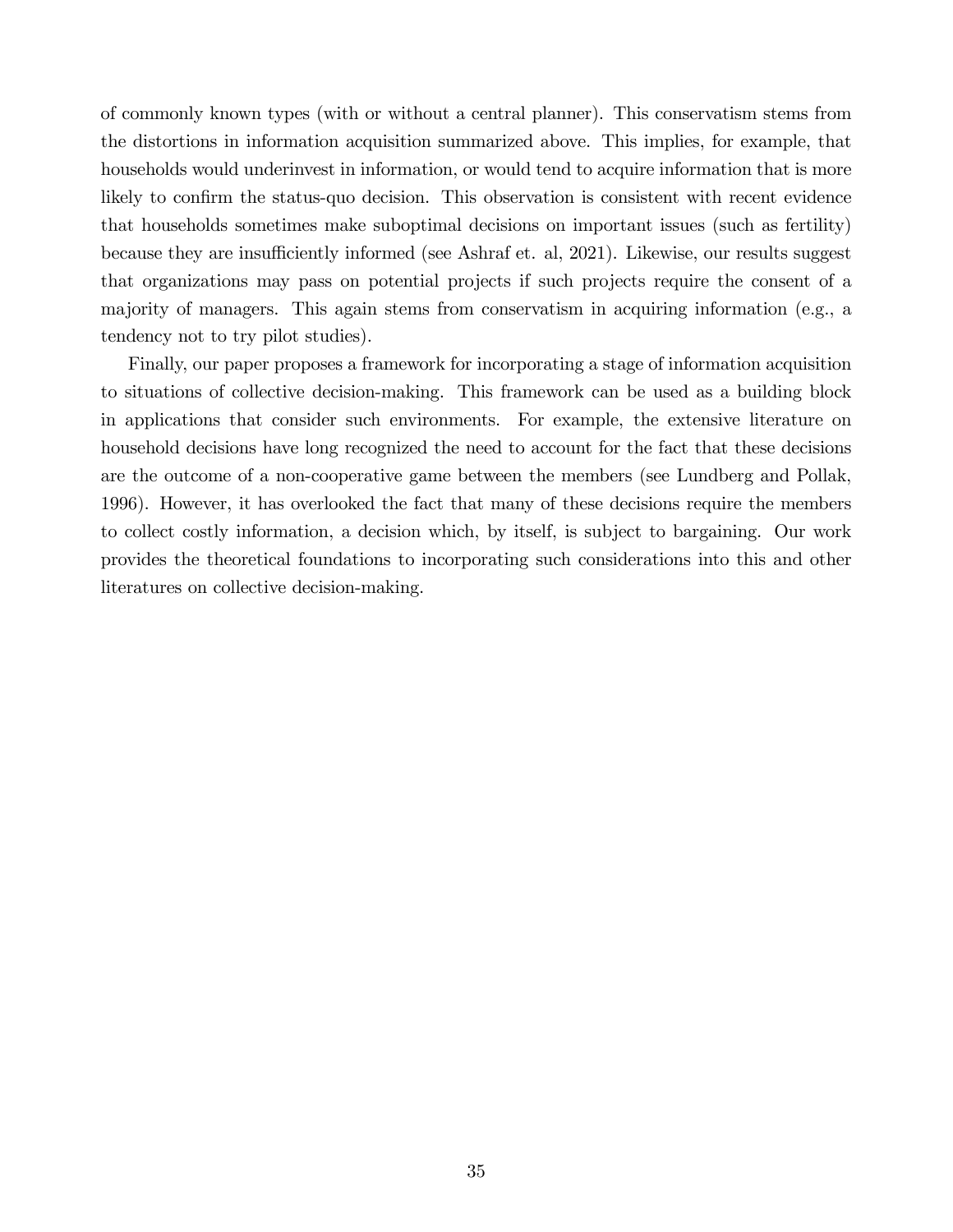of commonly known types (with or without a central planner). This conservatism stems from the distortions in information acquisition summarized above. This implies, for example, that households would underinvest in information, or would tend to acquire information that is more likely to confirm the status-quo decision. This observation is consistent with recent evidence that households sometimes make suboptimal decisions on important issues (such as fertility) because they are insufficiently informed (see Ashraf et. al, 2021). Likewise, our results suggest that organizations may pass on potential projects if such projects require the consent of a majority of managers. This again stems from conservatism in acquiring information (e.g., a tendency not to try pilot studies).

Finally, our paper proposes a framework for incorporating a stage of information acquisition to situations of collective decision-making. This framework can be used as a building block in applications that consider such environments. For example, the extensive literature on household decisions have long recognized the need to account for the fact that these decisions are the outcome of a non-cooperative game between the members (see Lundberg and Pollak, 1996). However, it has overlooked the fact that many of these decisions require the members to collect costly information, a decision which, by itself, is subject to bargaining. Our work provides the theoretical foundations to incorporating such considerations into this and other literatures on collective decision-making.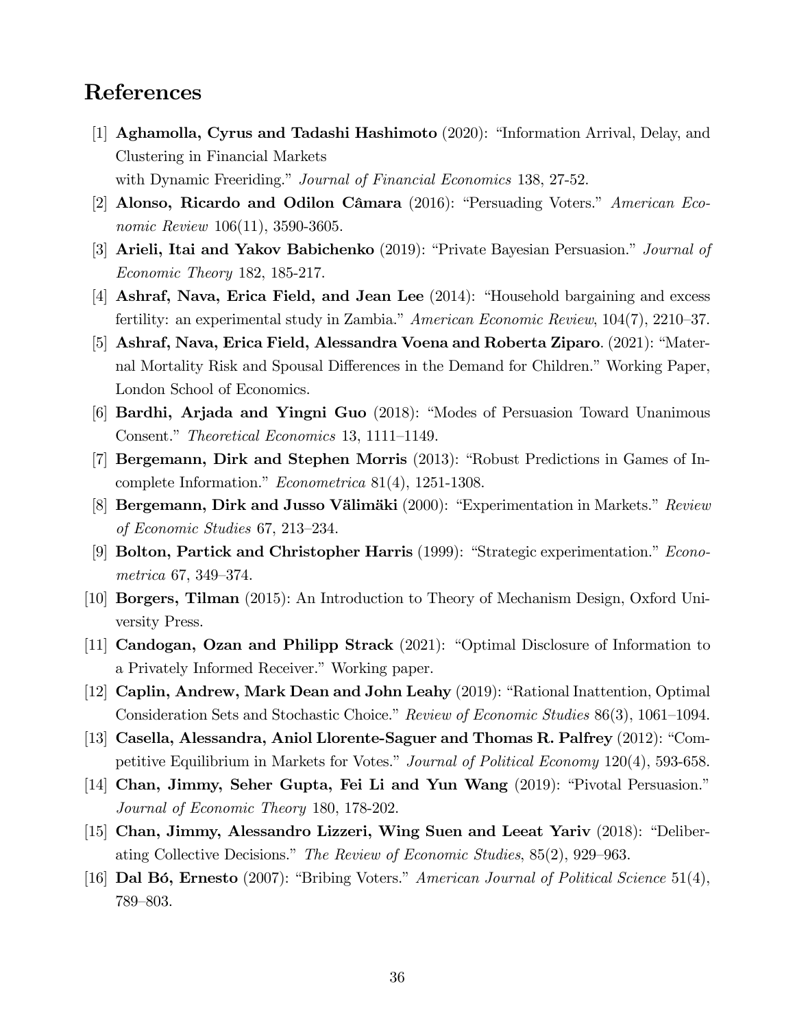# References

[1] **Aghamolla, Cyrus and Tadashi Hashimoto** (2020): "Information Arrival, Delay, and Clustering in Financial Markets
with Dynamic Freeriding." *Journal of Financial Economics* 138, 27-52.

[2] **Alonso, Ricardo and Odilon Câmara** (2016): "Persuading Voters." *American Economic Review* 106(11), 3590-3605.

[3] **Arieli, Itai and Yakov Babichenko** (2019): "Private Bayesian Persuasion." *Journal of Economic Theory* 182, 185-217.

[4] **Ashraf, Nava, Erica Field, and Jean Lee** (2014): "Household bargaining and excess fertility: an experimental study in Zambia." *American Economic Review*, 104(7), 2210–37.

[5] **Ashraf, Nava, Erica Field, Alessandra Voena and Roberta Ziparo**. (2021): "Maternal Mortality Risk and Spousal Differences in the Demand for Children." Working Paper, London School of Economics.

[6] **Bardhi, Arjada and Yingni Guo** (2018): "Modes of Persuasion Toward Unanimous Consent." *Theoretical Economics* 13, 1111–1149.

[7] **Bergemann, Dirk and Stephen Morris** (2013): "Robust Predictions in Games of Incomplete Information." *Econometrica* 81(4), 1251-1308.

[8] **Bergemann, Dirk and Jusso Välimäki** (2000): "Experimentation in Markets." *Review of Economic Studies* 67, 213–234.

[9] **Bolton, Partick and Christopher Harris** (1999): "Strategic experimentation." *Econometrica* 67, 349–374.

[10] **Borgers, Tilman** (2015): An Introduction to Theory of Mechanism Design, Oxford University Press.

[11] **Candogan, Ozan and Philipp Strack** (2021): "Optimal Disclosure of Information to a Privately Informed Receiver." Working paper.

[12] **Caplin, Andrew, Mark Dean and John Leahy** (2019): "Rational Inattention, Optimal Consideration Sets and Stochastic Choice." *Review of Economic Studies* 86(3), 1061–1094.

[13] **Casella, Alessandra, Aniol Llorente-Saguer and Thomas R. Palfrey** (2012): "Competitive Equilibrium in Markets for Votes." *Journal of Political Economy* 120(4), 593-658.

[14] **Chan, Jimmy, Seher Gupta, Fei Li and Yun Wang** (2019): "Pivotal Persuasion." *Journal of Economic Theory* 180, 178-202.

[15] **Chan, Jimmy, Alessandro Lizzeri, Wing Suen and Leeat Yariv** (2018): "Deliberating Collective Decisions." *The Review of Economic Studies*, 85(2), 929–963.

[16] **Dal Bó, Ernesto** (2007): "Bribing Voters." *American Journal of Political Science* 51(4), 789–803.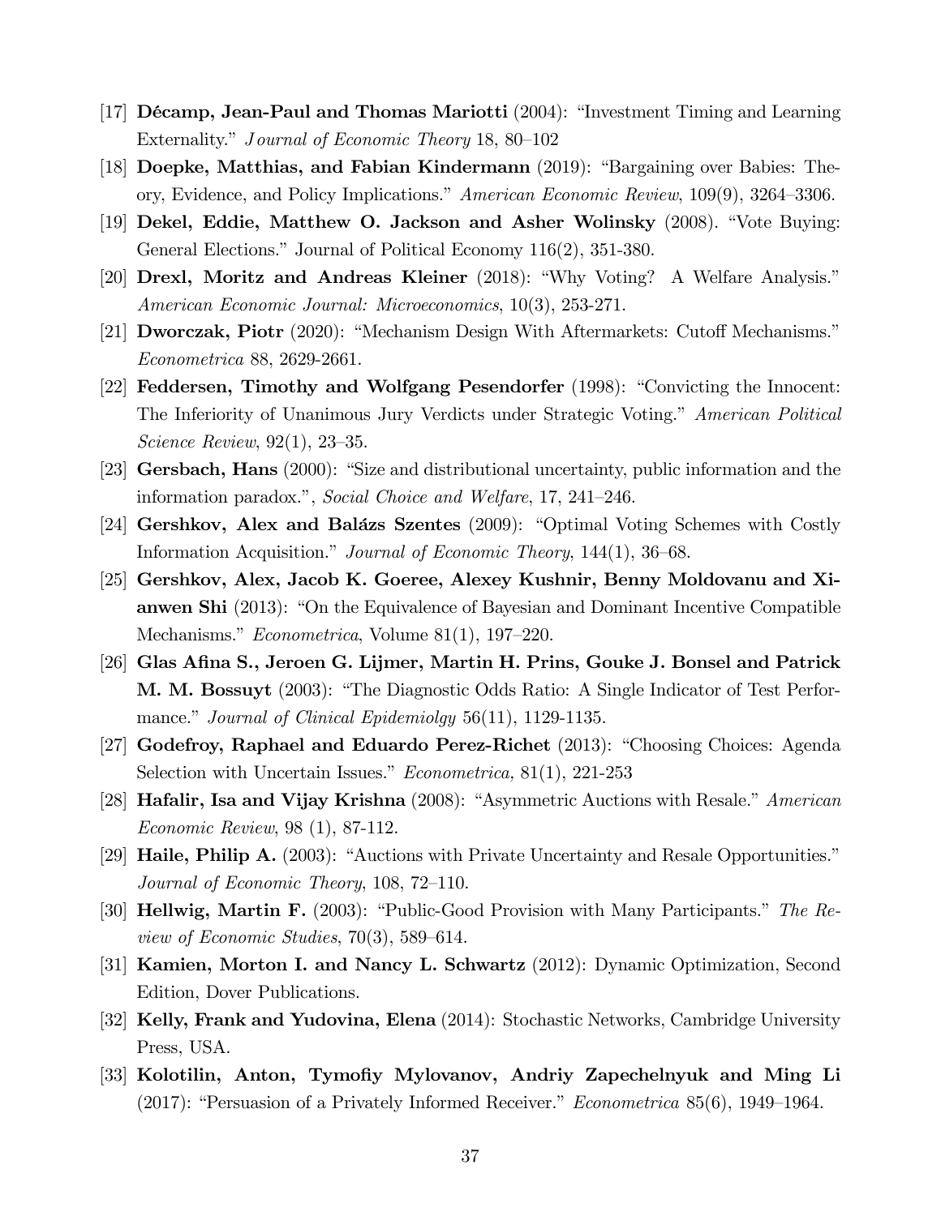[17] **Décamp, Jean-Paul and Thomas Mariotti** (2004): "Investment Timing and Learning Externality." *Journal of Economic Theory* 18, 80–102

[18] **Doepke, Matthias, and Fabian Kindermann** (2019): "Bargaining over Babies: Theory, Evidence, and Policy Implications." *American Economic Review*, 109(9), 3264–3306.

[19] **Dekel, Eddie, Matthew O. Jackson and Asher Wolinsky** (2008). "Vote Buying: General Elections." Journal of Political Economy 116(2), 351-380.

[20] **Drexl, Moritz and Andreas Kleiner** (2018): "Why Voting? A Welfare Analysis." *American Economic Journal: Microeconomics*, 10(3), 253-271.

[21] **Dworczak, Piotr** (2020): "Mechanism Design With Aftermarkets: Cutoff Mechanisms." *Econometrica* 88, 2629-2661.

[22] **Feddersen, Timothy and Wolfgang Pesendorfer** (1998): "Convicting the Innocent: The Inferiority of Unanimous Jury Verdicts under Strategic Voting." *American Political Science Review*, 92(1), 23–35.

[23] **Gersbach, Hans** (2000): "Size and distributional uncertainty, public information and the information paradox.", *Social Choice and Welfare*, 17, 241–246.

[24] **Gershkov, Alex and Balázs Szentes** (2009): "Optimal Voting Schemes with Costly Information Acquisition." *Journal of Economic Theory*, 144(1), 36–68.

[25] **Gershkov, Alex, Jacob K. Goeree, Alexey Kushnir, Benny Moldovanu and Xianwen Shi** (2013): "On the Equivalence of Bayesian and Dominant Incentive Compatible Mechanisms." *Econometrica*, Volume 81(1), 197–220.

[26] **Glas Afina S., Jeroen G. Lijmer, Martin H. Prins, Gouke J. Bonsel and Patrick M. M. Bossuyt** (2003): "The Diagnostic Odds Ratio: A Single Indicator of Test Performance." *Journal of Clinical Epidemiolgy* 56(11), 1129-1135.

[27] **Godefroy, Raphael and Eduardo Perez-Richet** (2013): "Choosing Choices: Agenda Selection with Uncertain Issues." *Econometrica,* 81(1), 221-253

[28] **Hafalir, Isa and Vijay Krishna** (2008): "Asymmetric Auctions with Resale." *American Economic Review*, 98 (1), 87-112.

[29] **Haile, Philip A.** (2003): "Auctions with Private Uncertainty and Resale Opportunities." *Journal of Economic Theory*, 108, 72–110.

[30] **Hellwig, Martin F.** (2003): "Public-Good Provision with Many Participants." *The Review of Economic Studies*, 70(3), 589–614.

[31] **Kamien, Morton I. and Nancy L. Schwartz** (2012): Dynamic Optimization, Second Edition, Dover Publications.

[32] **Kelly, Frank and Yudovina, Elena** (2014): Stochastic Networks, Cambridge University Press, USA.

[33] **Kolotilin, Anton, Tymofiy Mylovanov, Andriy Zapechelnyuk and Ming Li** (2017): "Persuasion of a Privately Informed Receiver." *Econometrica* 85(6), 1949–1964.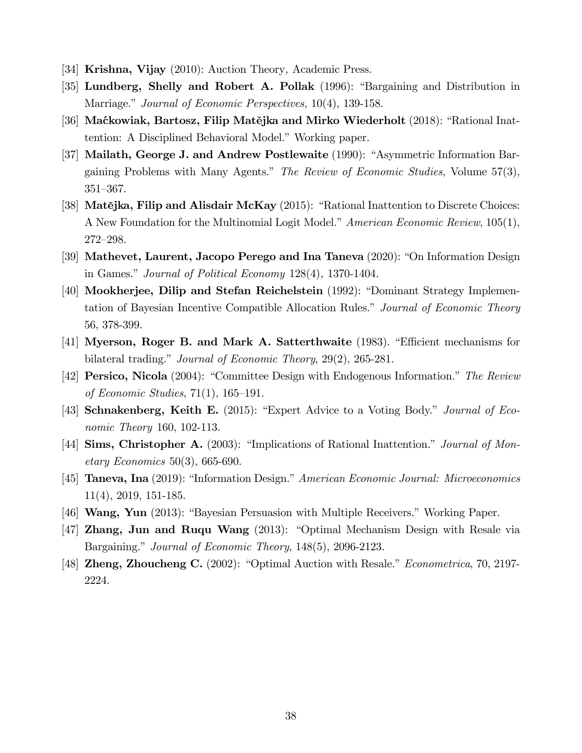[34] **Krishna, Vijay** (2010): Auction Theory, Academic Press.

[35] **Lundberg, Shelly and Robert A. Pollak** (1996): "Bargaining and Distribution in Marriage." *Journal of Economic Perspectives,* 10(4), 139-158.

[36] **Maćkowiak, Bartosz, Filip Matějka and Mirko Wiederholt** (2018): "Rational Inattention: A Disciplined Behavioral Model." Working paper.

[37] **Mailath, George J. and Andrew Postlewaite** (1990): "Asymmetric Information Bargaining Problems with Many Agents." *The Review of Economic Studies*, Volume 57(3), 351–367.

[38] **Matějka, Filip and Alisdair McKay** (2015): "Rational Inattention to Discrete Choices: A New Foundation for the Multinomial Logit Model." *American Economic Review*, 105(1), 272–298.

[39] **Mathevet, Laurent, Jacopo Perego and Ina Taneva** (2020): "On Information Design in Games." *Journal of Political Economy* 128(4), 1370-1404.

[40] **Mookherjee, Dilip and Stefan Reichelstein** (1992): "Dominant Strategy Implementation of Bayesian Incentive Compatible Allocation Rules." *Journal of Economic Theory* 56, 378-399.

[41] **Myerson, Roger B. and Mark A. Satterthwaite** (1983). "Efficient mechanisms for bilateral trading." *Journal of Economic Theory*, 29(2), 265-281.

[42] **Persico, Nicola** (2004): "Committee Design with Endogenous Information." *The Review of Economic Studies*, 71(1), 165–191.

[43] **Schnakenberg, Keith E.** (2015): "Expert Advice to a Voting Body." *Journal of Economic Theory* 160, 102-113.

[44] **Sims, Christopher A.** (2003): "Implications of Rational Inattention." *Journal of Monetary Economics* 50(3), 665-690.

[45] **Taneva, Ina** (2019): "Information Design." *American Economic Journal: Microeconomics* 11(4), 2019, 151-185.

[46] **Wang, Yun** (2013): "Bayesian Persuasion with Multiple Receivers." Working Paper.

[47] **Zhang, Jun and Ruqu Wang** (2013): "Optimal Mechanism Design with Resale via Bargaining." *Journal of Economic Theory*, 148(5), 2096-2123.

[48] **Zheng, Zhoucheng C.** (2002): "Optimal Auction with Resale." *Econometrica*, 70, 2197-2224.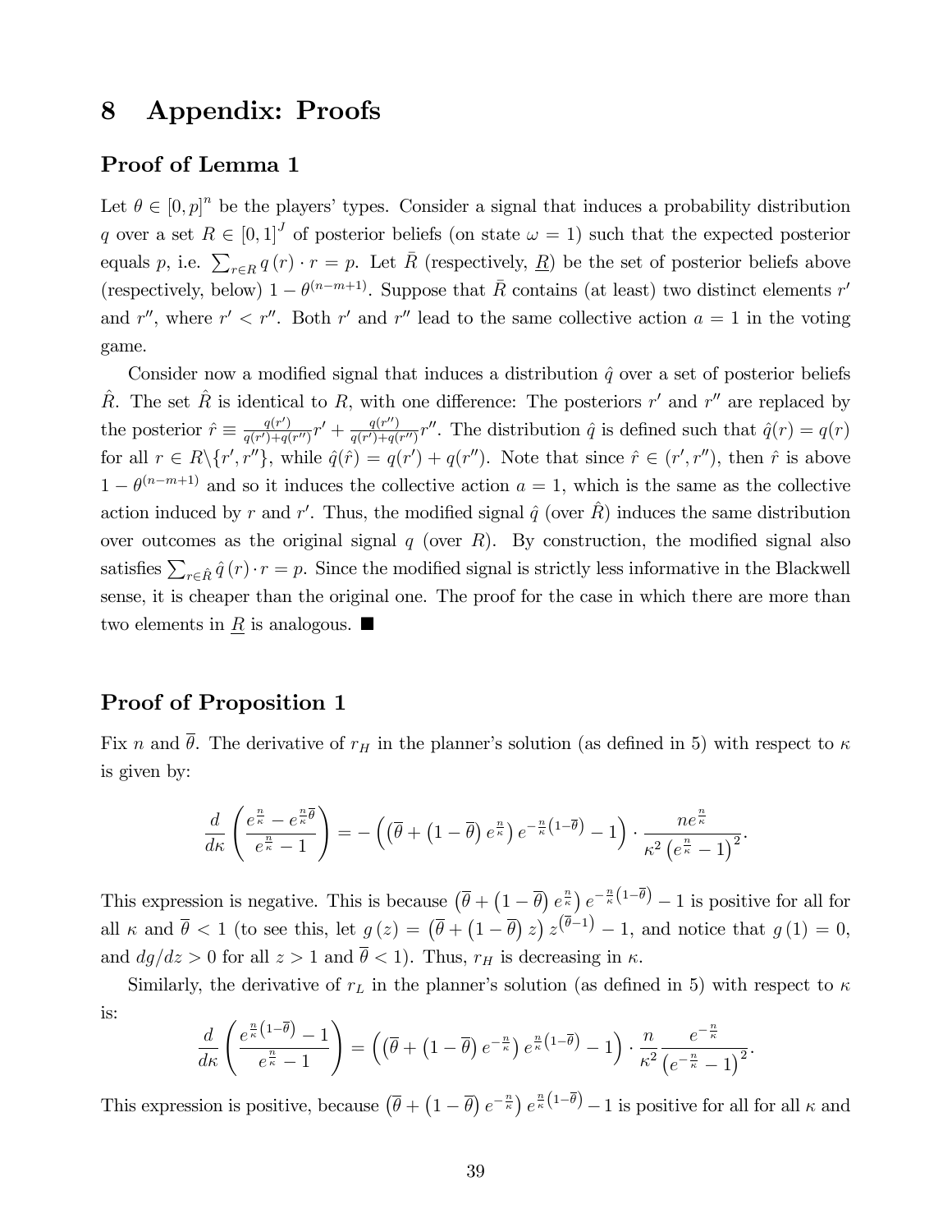# 8 Appendix: Proofs

## Proof of Lemma 1

Let $\theta \in [0,p]^n$ be the players' types. Consider a signal that induces a probability distribution $q$ over a set $R \in [0,1]^J$ of posterior beliefs (on state $\omega = 1$) such that the expected posterior equals $p$, i.e. $\sum_{r \in R} q(r) \cdot r = p$. Let $\bar{R}$ (respectively, $\underline{R}$) be the set of posterior beliefs above (respectively, below) $1 - \theta^{(n-m+1)}$. Suppose that $\bar{R}$ contains (at least) two distinct elements $r'$ and $r''$, where $r' < r''$. Both $r'$ and $r''$ lead to the same collective action $a = 1$ in the voting game.

Consider now a modified signal that induces a distribution $\hat{q}$ over a set of posterior beliefs $\hat{R}$. The set $\hat{R}$ is identical to $R$, with one difference: The posteriors $r'$ and $r''$ are replaced by the posterior $\hat{r} \equiv \frac{q(r')}{q(r')+q(r'')} r' + \frac{q(r'')}{q(r')+q(r'')} r''$. The distribution $\hat{q}$ is defined such that $\hat{q}(r) = q(r)$ for all $r \in R \backslash \{r', r''\}$, while $\hat{q}(\hat{r}) = q(r') + q(r'')$. Note that since $\hat{r} \in (r', r'')$, then $\hat{r}$ is above $1 - \theta^{(n-m+1)}$ and so it induces the collective action $a = 1$, which is the same as the collective action induced by $r$ and $r'$. Thus, the modified signal $\hat{q}$ (over $\hat{R}$) induces the same distribution over outcomes as the original signal $q$ (over $R$). By construction, the modified signal also satisfies $\sum_{r \in \hat{R}} \hat{q}(r) \cdot r = p$. Since the modified signal is strictly less informative in the Blackwell sense, it is cheaper than the original one. The proof for the case in which there are more than two elements in $\underline{R}$ is analogous. ■

## Proof of Proposition 1

Fix $n$ and $\overline{\theta}$. The derivative of $r_H$ in the planner's solution (as defined in 5) with respect to $\kappa$ is given by:

$$\frac{d}{d\kappa}\left(\frac{e^{\frac{n}{\kappa}} - e^{\frac{n}{\kappa}\overline{\theta}}}{e^{\frac{n}{\kappa}} - 1}\right) = -\left(\left(\overline{\theta} + \left(1-\overline{\theta}\right)e^{\frac{n}{\kappa}}\right)e^{-\frac{n}{\kappa}\left(1-\overline{\theta}\right)} - 1\right) \cdot \frac{ne^{\frac{n}{\kappa}}}{\kappa^2\left(e^{\frac{n}{\kappa}} - 1\right)^2}.$$

This expression is negative. This is because $\left(\overline{\theta} + \left(1-\overline{\theta}\right)e^{\frac{n}{\kappa}}\right)e^{-\frac{n}{\kappa}\left(1-\overline{\theta}\right)} - 1$ is positive for all for all $\kappa$ and $\overline{\theta} < 1$ (to see this, let $g(z) = \left(\overline{\theta} + \left(1-\overline{\theta}\right)z\right)z^{\left(\overline{\theta}-1\right)} - 1$, and notice that $g(1) = 0$, and $dg/dz > 0$ for all $z > 1$ and $\overline{\theta} < 1$). Thus, $r_H$ is decreasing in $\kappa$.

Similarly, the derivative of $r_L$ in the planner's solution (as defined in 5) with respect to $\kappa$ is:

$$\frac{d}{d\kappa}\left(\frac{e^{\frac{n}{\kappa}\left(1-\overline{\theta}\right)} - 1}{e^{\frac{n}{\kappa}} - 1}\right) = \left(\left(\overline{\theta} + \left(1-\overline{\theta}\right)e^{-\frac{n}{\kappa}}\right)e^{\frac{n}{\kappa}\left(1-\overline{\theta}\right)} - 1\right) \cdot \frac{n}{\kappa^2}\frac{e^{-\frac{n}{\kappa}}}{\left(e^{-\frac{n}{\kappa}} - 1\right)^2}.$$

This expression is positive, because $\left(\overline{\theta} + \left(1-\overline{\theta}\right)e^{-\frac{n}{\kappa}}\right)e^{\frac{n}{\kappa}\left(1-\overline{\theta}\right)} - 1$ is positive for all for all $\kappa$ and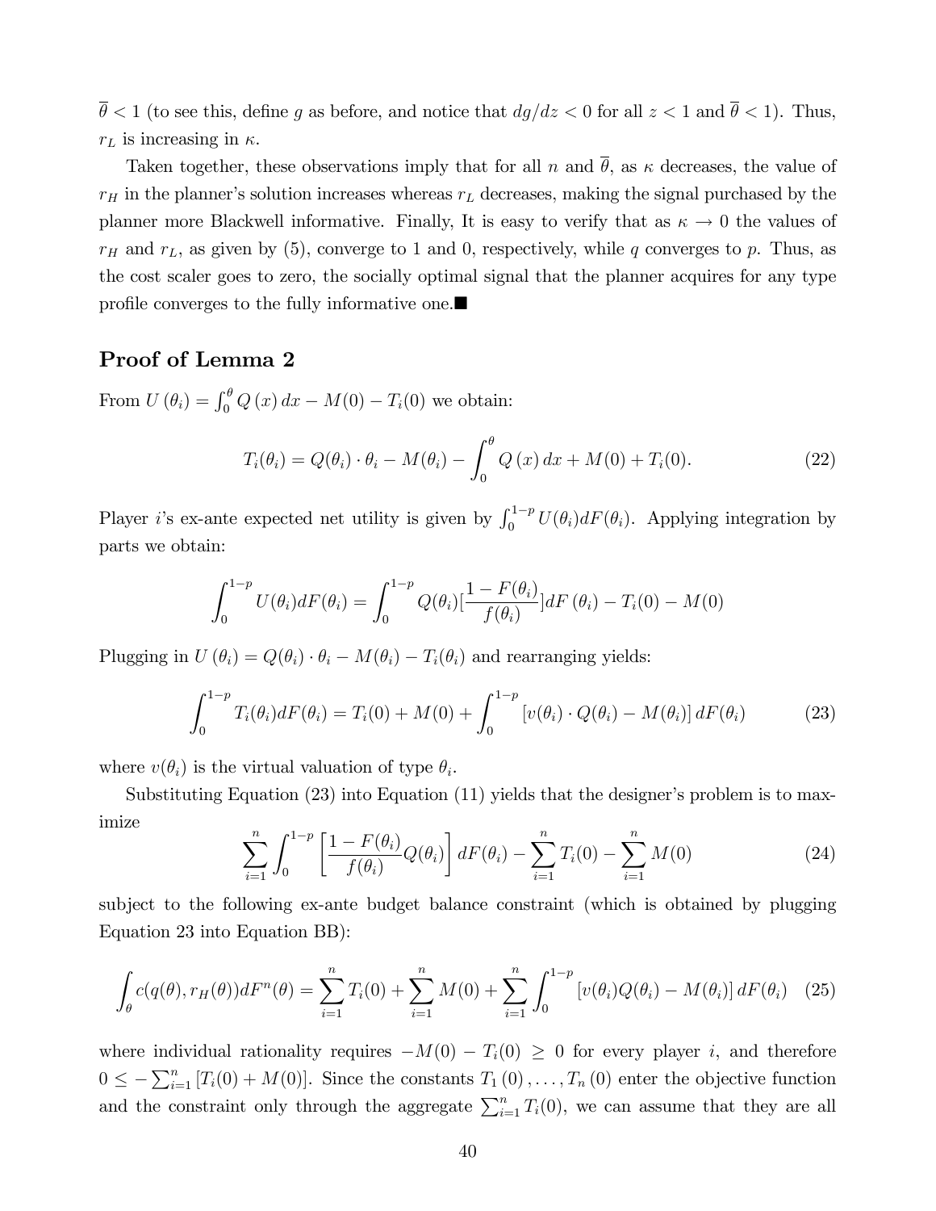$\overline{\theta} < 1$ (to see this, define $g$ as before, and notice that $dg/dz < 0$ for all $z < 1$ and $\overline{\theta} < 1$). Thus, $r_L$ is increasing in $\kappa$.

Taken together, these observations imply that for all $n$ and $\overline{\theta}$, as $\kappa$ decreases, the value of $r_H$ in the planner's solution increases whereas $r_L$ decreases, making the signal purchased by the planner more Blackwell informative. Finally, It is easy to verify that as $\kappa \to 0$ the values of $r_H$ and $r_L$, as given by (5), converge to 1 and 0, respectively, while $q$ converges to $p$. Thus, as the cost scaler goes to zero, the socially optimal signal that the planner acquires for any type profile converges to the fully informative one.■

## Proof of Lemma 2

From $U(\theta_i) = \int_0^\theta Q(x)\,dx - M(0) - T_i(0)$ we obtain:

$$T_i(\theta_i) = Q(\theta_i) \cdot \theta_i - M(\theta_i) - \int_0^\theta Q(x)\,dx + M(0) + T_i(0). \tag{22}$$

Player $i$'s ex-ante expected net utility is given by $\int_0^{1-p} U(\theta_i) dF(\theta_i)$. Applying integration by parts we obtain:

$$\int_0^{1-p} U(\theta_i) dF(\theta_i) = \int_0^{1-p} Q(\theta_i)[\frac{1 - F(\theta_i)}{f(\theta_i)}] dF(\theta_i) - T_i(0) - M(0)$$

Plugging in $U(\theta_i) = Q(\theta_i) \cdot \theta_i - M(\theta_i) - T_i(\theta_i)$ and rearranging yields:

$$\int_0^{1-p} T_i(\theta_i) dF(\theta_i) = T_i(0) + M(0) + \int_0^{1-p} \left[v(\theta_i) \cdot Q(\theta_i) - M(\theta_i)\right] dF(\theta_i) \tag{23}$$

where $v(\theta_i)$ is the virtual valuation of type $\theta_i$.

Substituting Equation (23) into Equation (11) yields that the designer's problem is to maximize

$$\sum_{i=1}^n \int_0^{1-p} \left[\frac{1 - F(\theta_i)}{f(\theta_i)} Q(\theta_i)\right] dF(\theta_i) - \sum_{i=1}^n T_i(0) - \sum_{i=1}^n M(0) \tag{24}$$

subject to the following ex-ante budget balance constraint (which is obtained by plugging Equation 23 into Equation BB):

$$\int_\theta c(q(\theta), r_H(\theta)) dF^n(\theta) = \sum_{i=1}^n T_i(0) + \sum_{i=1}^n M(0) + \sum_{i=1}^n \int_0^{1-p} \left[v(\theta_i) Q(\theta_i) - M(\theta_i)\right] dF(\theta_i) \tag{25}$$

where individual rationality requires $-M(0) - T_i(0) \geq 0$ for every player $i$, and therefore $0 \leq -\sum_{i=1}^n [T_i(0) + M(0)]$. Since the constants $T_1(0), \ldots, T_n(0)$ enter the objective function and the constraint only through the aggregate $\sum_{i=1}^n T_i(0)$, we can assume that they are all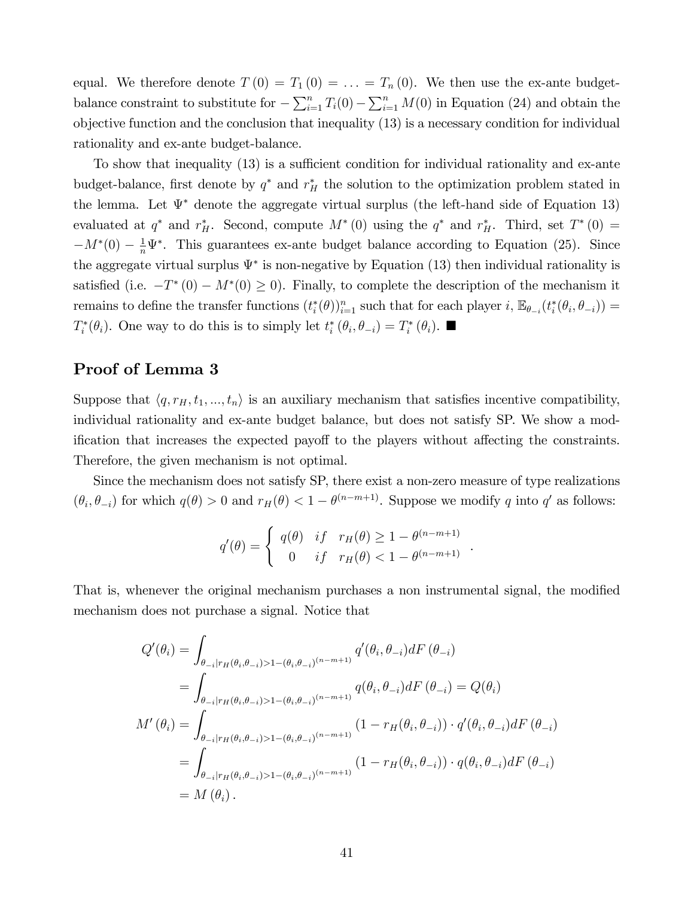equal. We therefore denote $T(0) = T_1(0) = \ldots = T_n(0)$. We then use the ex-ante budget-balance constraint to substitute for $-\sum_{i=1}^{n} T_i(0) - \sum_{i=1}^{n} M(0)$ in Equation (24) and obtain the objective function and the conclusion that inequality (13) is a necessary condition for individual rationality and ex-ante budget-balance.

To show that inequality (13) is a sufficient condition for individual rationality and ex-ante budget-balance, first denote by $q^*$ and $r_H^*$ the solution to the optimization problem stated in the lemma. Let $\Psi^*$ denote the aggregate virtual surplus (the left-hand side of Equation 13) evaluated at $q^*$ and $r_H^*$. Second, compute $M^*(0)$ using the $q^*$ and $r_H^*$. Third, set $T^*(0) = -M^*(0) - \frac{1}{n}\Psi^*$. This guarantees ex-ante budget balance according to Equation (25). Since the aggregate virtual surplus $\Psi^*$ is non-negative by Equation (13) then individual rationality is satisfied (i.e. $-T^*(0) - M^*(0) \geq 0$). Finally, to complete the description of the mechanism it remains to define the transfer functions $(t_i^*(\theta))_{i=1}^n$ such that for each player $i$, $\mathbb{E}_{\theta_{-i}}(t_i^*(\theta_i, \theta_{-i})) = T_i^*(\theta_i)$. One way to do this is to simply let $t_i^*(\theta_i, \theta_{-i}) = T_i^*(\theta_i)$. ■

## Proof of Lemma 3

Suppose that $\langle q, r_H, t_1, ..., t_n \rangle$ is an auxiliary mechanism that satisfies incentive compatibility, individual rationality and ex-ante budget balance, but does not satisfy SP. We show a modification that increases the expected payoff to the players without affecting the constraints. Therefore, the given mechanism is not optimal.

Since the mechanism does not satisfy SP, there exist a non-zero measure of type realizations $(\theta_i, \theta_{-i})$ for which $q(\theta) > 0$ and $r_H(\theta) < 1 - \theta^{(n-m+1)}$. Suppose we modify $q$ into $q'$ as follows:

$$q'(\theta) = \begin{cases} q(\theta) & if \quad r_H(\theta) \geq 1 - \theta^{(n-m+1)} \\ 0 & if \quad r_H(\theta) < 1 - \theta^{(n-m+1)} \end{cases}.$$

That is, whenever the original mechanism purchases a non instrumental signal, the modified mechanism does not purchase a signal. Notice that

$$\begin{aligned}
Q'(\theta_i) &= \int_{\theta_{-i}|r_H(\theta_i,\theta_{-i})>1-(\theta_i,\theta_{-i})^{(n-m+1)}} q'(\theta_i, \theta_{-i}) dF(\theta_{-i}) \\
&= \int_{\theta_{-i}|r_H(\theta_i,\theta_{-i})>1-(\theta_i,\theta_{-i})^{(n-m+1)}} q(\theta_i, \theta_{-i}) dF(\theta_{-i}) = Q(\theta_i) \\
M'(\theta_i) &= \int_{\theta_{-i}|r_H(\theta_i,\theta_{-i})>1-(\theta_i,\theta_{-i})^{(n-m+1)}} (1 - r_H(\theta_i, \theta_{-i})) \cdot q'(\theta_i, \theta_{-i}) dF(\theta_{-i}) \\
&= \int_{\theta_{-i}|r_H(\theta_i,\theta_{-i})>1-(\theta_i,\theta_{-i})^{(n-m+1)}} (1 - r_H(\theta_i, \theta_{-i})) \cdot q(\theta_i, \theta_{-i}) dF(\theta_{-i}) \\
&= M(\theta_i).
\end{aligned}$$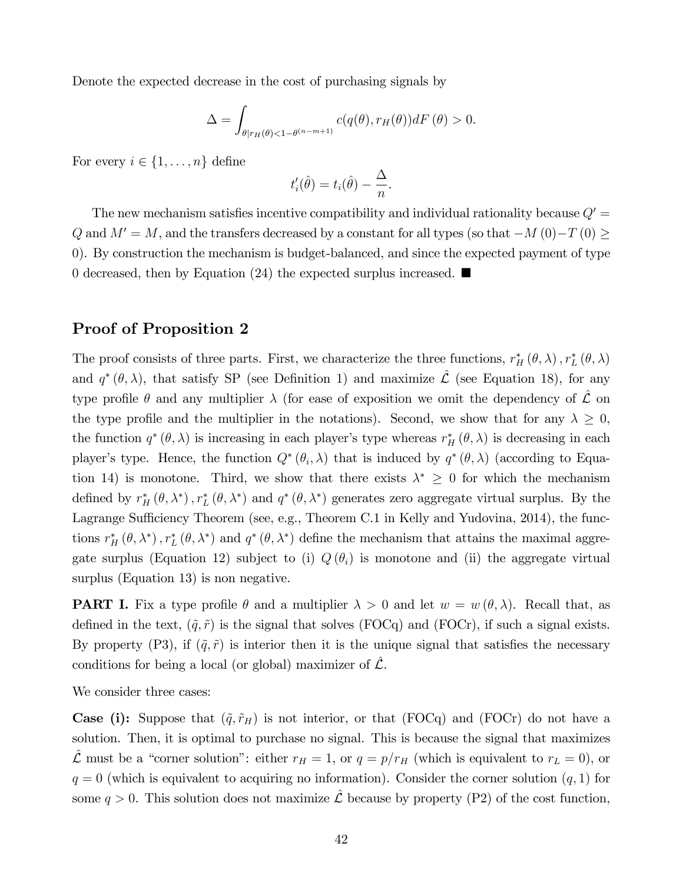Denote the expected decrease in the cost of purchasing signals by

$$\Delta = \int_{\theta | r_H(\theta) < 1 - \theta^{(n-m+1)}} c(q(\theta), r_H(\theta)) dF(\theta) > 0.$$

For every $i \in \{1, \ldots, n\}$ define

$$t_i'(\hat{\theta}) = t_i(\hat{\theta}) - \frac{\Delta}{n}.$$

The new mechanism satisfies incentive compatibility and individual rationality because $Q' = Q$ and $M' = M$, and the transfers decreased by a constant for all types (so that $-M(0) - T(0) \geq 0$). By construction the mechanism is budget-balanced, and since the expected payment of type 0 decreased, then by Equation (24) the expected surplus increased. ■

## Proof of Proposition 2

The proof consists of three parts. First, we characterize the three functions, $r_H^*(\theta, \lambda), r_L^*(\theta, \lambda)$ and $q^*(\theta, \lambda)$, that satisfy SP (see Definition 1) and maximize $\hat{\mathcal{L}}$ (see Equation 18), for any type profile $\theta$ and any multiplier $\lambda$ (for ease of exposition we omit the dependency of $\hat{\mathcal{L}}$ on the type profile and the multiplier in the notations). Second, we show that for any $\lambda \geq 0$, the function $q^*(\theta, \lambda)$ is increasing in each player's type whereas $r_H^*(\theta, \lambda)$ is decreasing in each player's type. Hence, the function $Q^*(\theta_i, \lambda)$ that is induced by $q^*(\theta, \lambda)$ (according to Equation 14) is monotone. Third, we show that there exists $\lambda^* \geq 0$ for which the mechanism defined by $r_H^*(\theta, \lambda^*), r_L^*(\theta, \lambda^*)$ and $q^*(\theta, \lambda^*)$ generates zero aggregate virtual surplus. By the Lagrange Sufficiency Theorem (see, e.g., Theorem C.1 in Kelly and Yudovina, 2014), the functions $r_H^*(\theta, \lambda^*), r_L^*(\theta, \lambda^*)$ and $q^*(\theta, \lambda^*)$ define the mechanism that attains the maximal aggregate surplus (Equation 12) subject to (i) $Q(\theta_i)$ is monotone and (ii) the aggregate virtual surplus (Equation 13) is non negative.

**PART I.** Fix a type profile $\theta$ and a multiplier $\lambda > 0$ and let $w = w(\theta, \lambda)$. Recall that, as defined in the text, $(\tilde{q}, \tilde{r})$ is the signal that solves (FOCq) and (FOCr), if such a signal exists. By property (P3), if $(\tilde{q}, \tilde{r})$ is interior then it is the unique signal that satisfies the necessary conditions for being a local (or global) maximizer of $\hat{\mathcal{L}}$.

We consider three cases:

**Case (i):** Suppose that $(\tilde{q}, \tilde{r}_H)$ is not interior, or that (FOCq) and (FOCr) do not have a solution. Then, it is optimal to purchase no signal. This is because the signal that maximizes $\hat{\mathcal{L}}$ must be a "corner solution": either $r_H = 1$, or $q = p/r_H$ (which is equivalent to $r_L = 0$), or $q = 0$ (which is equivalent to acquiring no information). Consider the corner solution $(q, 1)$ for some $q > 0$. This solution does not maximize $\hat{\mathcal{L}}$ because by property (P2) of the cost function,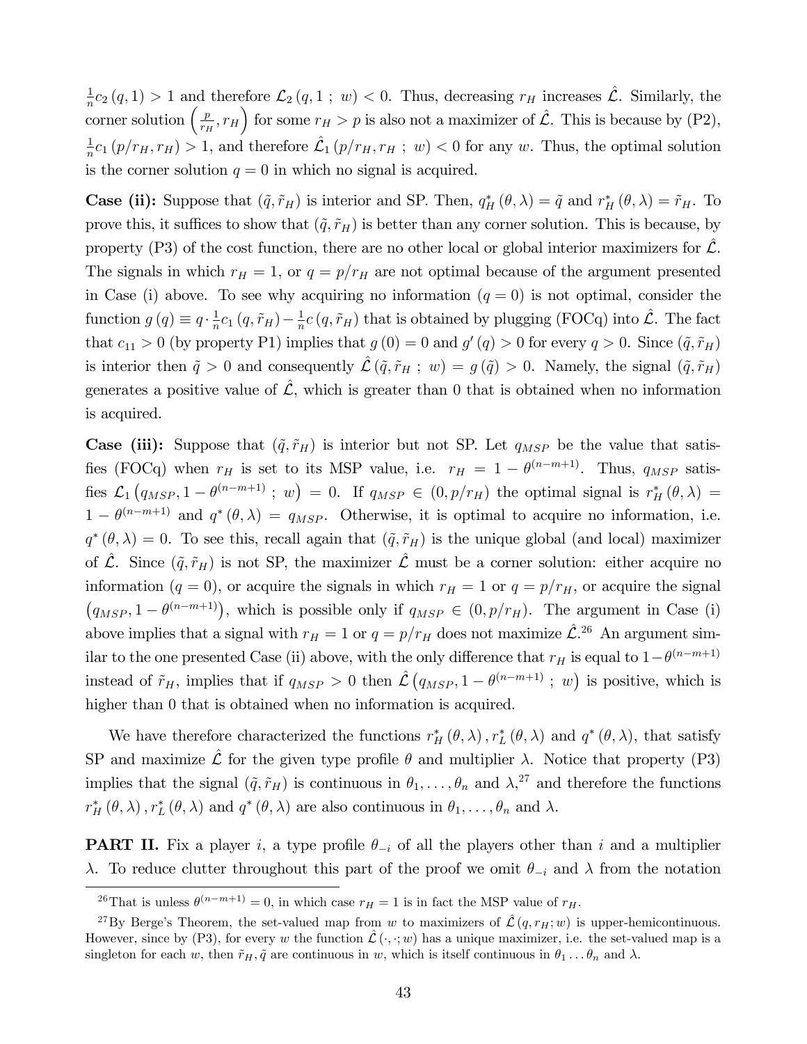$\frac{1}{n}c_2(q,1) > 1$ and therefore $\mathcal{L}_2(q,1\ ;\ w) < 0$. Thus, decreasing $r_H$ increases $\hat{\mathcal{L}}$. Similarly, the corner solution $\left(\frac{p}{r_H}, r_H\right)$ for some $r_H > p$ is also not a maximizer of $\hat{\mathcal{L}}$. This is because by (P2), $\frac{1}{n}c_1(p/r_H, r_H) > 1$, and therefore $\hat{\mathcal{L}}_1(p/r_H, r_H\ ;\ w) < 0$ for any $w$. Thus, the optimal solution is the corner solution $q = 0$ in which no signal is acquired.

**Case (ii):** Suppose that $(\tilde{q}, \tilde{r}_H)$ is interior and SP. Then, $q_H^*(\theta,\lambda) = \tilde{q}$ and $r_H^*(\theta,\lambda) = \tilde{r}_H$. To prove this, it suffices to show that $(\tilde{q}, \tilde{r}_H)$ is better than any corner solution. This is because, by property (P3) of the cost function, there are no other local or global interior maximizers for $\hat{\mathcal{L}}$. The signals in which $r_H = 1$, or $q = p/r_H$ are not optimal because of the argument presented in Case (i) above. To see why acquiring no information ($q = 0$) is not optimal, consider the function $g(q) \equiv q \cdot \frac{1}{n}c_1(q, \tilde{r}_H) - \frac{1}{n}c(q, \tilde{r}_H)$ that is obtained by plugging (FOCq) into $\hat{\mathcal{L}}$. The fact that $c_{11} > 0$ (by property P1) implies that $g(0) = 0$ and $g'(q) > 0$ for every $q > 0$. Since $(\tilde{q}, \tilde{r}_H)$ is interior then $\tilde{q} > 0$ and consequently $\hat{\mathcal{L}}(\tilde{q}, \tilde{r}_H\ ;\ w) = g(\tilde{q}) > 0$. Namely, the signal $(\tilde{q}, \tilde{r}_H)$ generates a positive value of $\hat{\mathcal{L}}$, which is greater than 0 that is obtained when no information is acquired.

**Case (iii):** Suppose that $(\tilde{q}, \tilde{r}_H)$ is interior but not SP. Let $q_{MSP}$ be the value that satisfies (FOCq) when $r_H$ is set to its MSP value, i.e. $r_H = 1 - \theta^{(n-m+1)}$. Thus, $q_{MSP}$ satisfies $\mathcal{L}_1\left(q_{MSP}, 1 - \theta^{(n-m+1)}\ ;\ w\right) = 0$. If $q_{MSP} \in (0, p/r_H)$ the optimal signal is $r_H^*(\theta,\lambda) = 1 - \theta^{(n-m+1)}$ and $q^*(\theta,\lambda) = q_{MSP}$. Otherwise, it is optimal to acquire no information, i.e. $q^*(\theta,\lambda) = 0$. To see this, recall again that $(\tilde{q}, \tilde{r}_H)$ is the unique global (and local) maximizer of $\hat{\mathcal{L}}$. Since $(\tilde{q}, \tilde{r}_H)$ is not SP, the maximizer $\hat{\mathcal{L}}$ must be a corner solution: either acquire no information ($q = 0$), or acquire the signals in which $r_H = 1$ or $q = p/r_H$, or acquire the signal $\left(q_{MSP}, 1 - \theta^{(n-m+1)}\right)$, which is possible only if $q_{MSP} \in (0, p/r_H)$. The argument in Case (i) above implies that a signal with $r_H = 1$ or $q = p/r_H$ does not maximize $\hat{\mathcal{L}}$.[26] An argument similar to the one presented Case (ii) above, with the only difference that $r_H$ is equal to $1-\theta^{(n-m+1)}$ instead of $\tilde{r}_H$, implies that if $q_{MSP} > 0$ then $\hat{\mathcal{L}}\left(q_{MSP}, 1 - \theta^{(n-m+1)}\ ;\ w\right)$ is positive, which is higher than 0 that is obtained when no information is acquired.

We have therefore characterized the functions $r_H^*(\theta,\lambda), r_L^*(\theta,\lambda)$ and $q^*(\theta,\lambda)$, that satisfy SP and maximize $\hat{\mathcal{L}}$ for the given type profile $\theta$ and multiplier $\lambda$. Notice that property (P3) implies that the signal $(\tilde{q}, \tilde{r}_H)$ is continuous in $\theta_1, \ldots, \theta_n$ and $\lambda$,[27] and therefore the functions $r_H^*(\theta,\lambda), r_L^*(\theta,\lambda)$ and $q^*(\theta,\lambda)$ are also continuous in $\theta_1, \ldots, \theta_n$ and $\lambda$.

**PART II.** Fix a player $i$, a type profile $\theta_{-i}$ of all the players other than $i$ and a multiplier $\lambda$. To reduce clutter throughout this part of the proof we omit $\theta_{-i}$ and $\lambda$ from the notation

---

[26] That is unless $\theta^{(n-m+1)} = 0$, in which case $r_H = 1$ is in fact the MSP value of $r_H$.

[27] By Berge's Theorem, the set-valued map from $w$ to maximizers of $\hat{\mathcal{L}}(q, r_H; w)$ is upper-hemicontinuous. However, since by (P3), for every $w$ the function $\hat{\mathcal{L}}(\cdot,\cdot; w)$ has a unique maximizer, i.e. the set-valued map is a singleton for each $w$, then $\tilde{r}_H, \tilde{q}$ are continuous in $w$, which is itself continuous in $\theta_1 \ldots \theta_n$ and $\lambda$.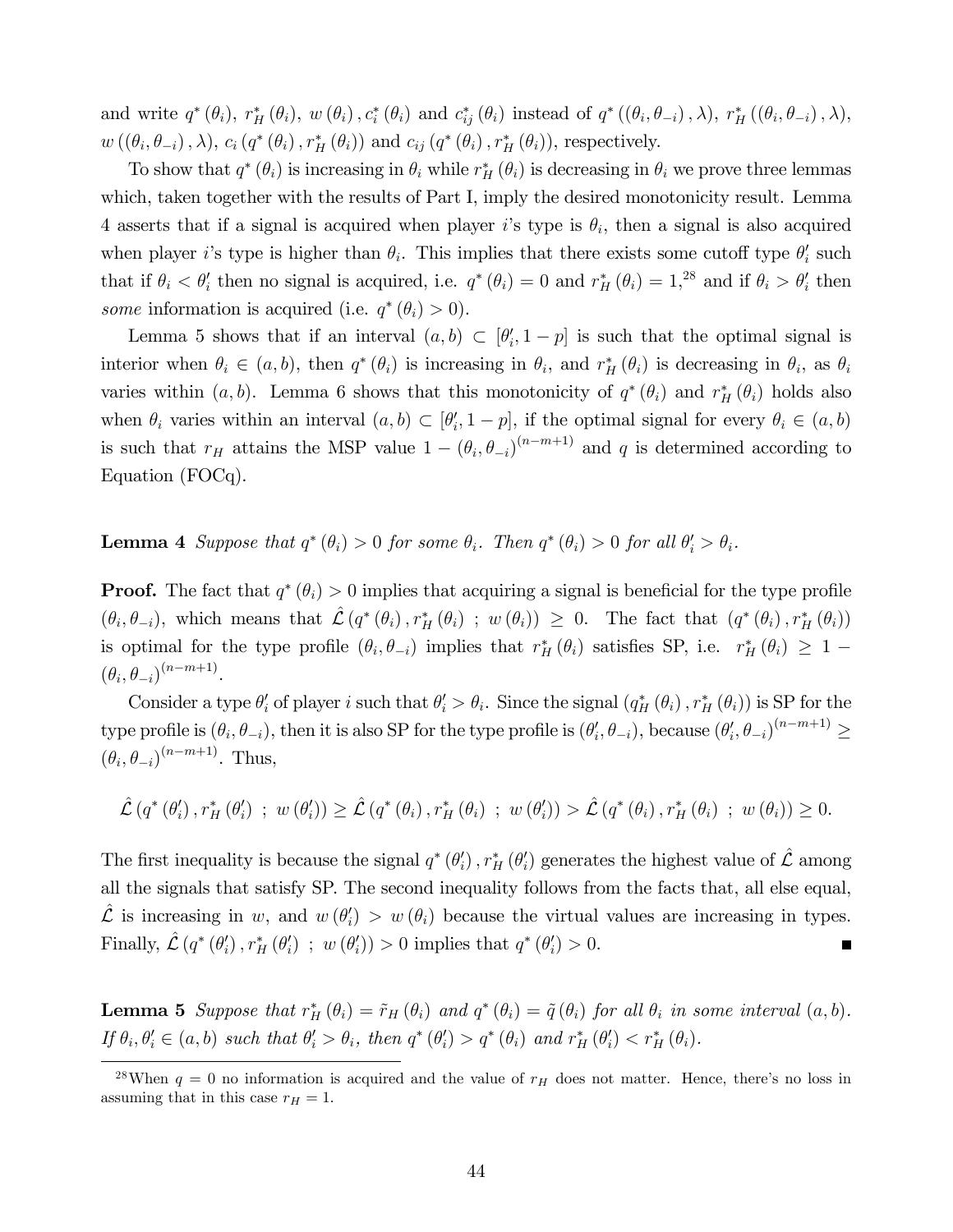and write $q^*(\theta_i)$, $r_H^*(\theta_i)$, $w(\theta_i)$, $c_i^*(\theta_i)$ and $c_{ij}^*(\theta_i)$ instead of $q^*((\theta_i, \theta_{-i}), \lambda)$, $r_H^*((\theta_i, \theta_{-i}), \lambda)$, $w((\theta_i, \theta_{-i}), \lambda)$, $c_i(q^*(\theta_i), r_H^*(\theta_i))$ and $c_{ij}(q^*(\theta_i), r_H^*(\theta_i))$, respectively.

To show that $q^*(\theta_i)$ is increasing in $\theta_i$ while $r_H^*(\theta_i)$ is decreasing in $\theta_i$ we prove three lemmas which, taken together with the results of Part I, imply the desired monotonicity result. Lemma 4 asserts that if a signal is acquired when player $i$'s type is $\theta_i$, then a signal is also acquired when player $i$'s type is higher than $\theta_i$. This implies that there exists some cutoff type $\theta_i'$ such that if $\theta_i < \theta_i'$ then no signal is acquired, i.e. $q^*(\theta_i) = 0$ and $r_H^*(\theta_i) = 1$,[28] and if $\theta_i > \theta_i'$ then *some* information is acquired (i.e. $q^*(\theta_i) > 0$).

Lemma 5 shows that if an interval $(a, b) \subset [\theta_i', 1-p]$ is such that the optimal signal is interior when $\theta_i \in (a, b)$, then $q^*(\theta_i)$ is increasing in $\theta_i$, and $r_H^*(\theta_i)$ is decreasing in $\theta_i$, as $\theta_i$ varies within $(a, b)$. Lemma 6 shows that this monotonicity of $q^*(\theta_i)$ and $r_H^*(\theta_i)$ holds also when $\theta_i$ varies within an interval $(a, b) \subset [\theta_i', 1-p]$, if the optimal signal for every $\theta_i \in (a, b)$ is such that $r_H$ attains the MSP value $1 - (\theta_i, \theta_{-i})^{(n-m+1)}$ and $q$ is determined according to Equation (FOCq).

**Lemma 4** *Suppose that $q^*(\theta_i) > 0$ for some $\theta_i$. Then $q^*(\theta_i) > 0$ for all $\theta_i' > \theta_i$.*

**Proof.** The fact that $q^*(\theta_i) > 0$ implies that acquiring a signal is beneficial for the type profile $(\theta_i, \theta_{-i})$, which means that $\hat{\mathcal{L}}(q^*(\theta_i), r_H^*(\theta_i) \; ; \; w(\theta_i)) \geq 0$. The fact that $(q^*(\theta_i), r_H^*(\theta_i))$ is optimal for the type profile $(\theta_i, \theta_{-i})$ implies that $r_H^*(\theta_i)$ satisfies SP, i.e. $r_H^*(\theta_i) \geq 1 - (\theta_i, \theta_{-i})^{(n-m+1)}$.

Consider a type $\theta_i'$ of player $i$ such that $\theta_i' > \theta_i$. Since the signal $(q_H^*(\theta_i), r_H^*(\theta_i))$ is SP for the type profile is $(\theta_i, \theta_{-i})$, then it is also SP for the type profile is $(\theta_i', \theta_{-i})$, because $(\theta_i', \theta_{-i})^{(n-m+1)} \geq (\theta_i, \theta_{-i})^{(n-m+1)}$. Thus,

$$\hat{\mathcal{L}}(q^*(\theta_i'), r_H^*(\theta_i') \; ; \; w(\theta_i')) \geq \hat{\mathcal{L}}(q^*(\theta_i), r_H^*(\theta_i) \; ; \; w(\theta_i')) > \hat{\mathcal{L}}(q^*(\theta_i), r_H^*(\theta_i) \; ; \; w(\theta_i)) \geq 0.$$

The first inequality is because the signal $q^*(\theta_i'), r_H^*(\theta_i')$ generates the highest value of $\hat{\mathcal{L}}$ among all the signals that satisfy SP. The second inequality follows from the facts that, all else equal, $\hat{\mathcal{L}}$ is increasing in $w$, and $w(\theta_i') > w(\theta_i)$ because the virtual values are increasing in types. Finally, $\hat{\mathcal{L}}(q^*(\theta_i'), r_H^*(\theta_i') \; ; \; w(\theta_i')) > 0$ implies that $q^*(\theta_i') > 0$. ■

**Lemma 5** *Suppose that $r_H^*(\theta_i) = \tilde{r}_H(\theta_i)$ and $q^*(\theta_i) = \tilde{q}(\theta_i)$ for all $\theta_i$ in some interval $(a, b)$. If $\theta_i, \theta_i' \in (a, b)$ such that $\theta_i' > \theta_i$, then $q^*(\theta_i') > q^*(\theta_i)$ and $r_H^*(\theta_i') < r_H^*(\theta_i)$.*

[28] When $q = 0$ no information is acquired and the value of $r_H$ does not matter. Hence, there's no loss in assuming that in this case $r_H = 1$.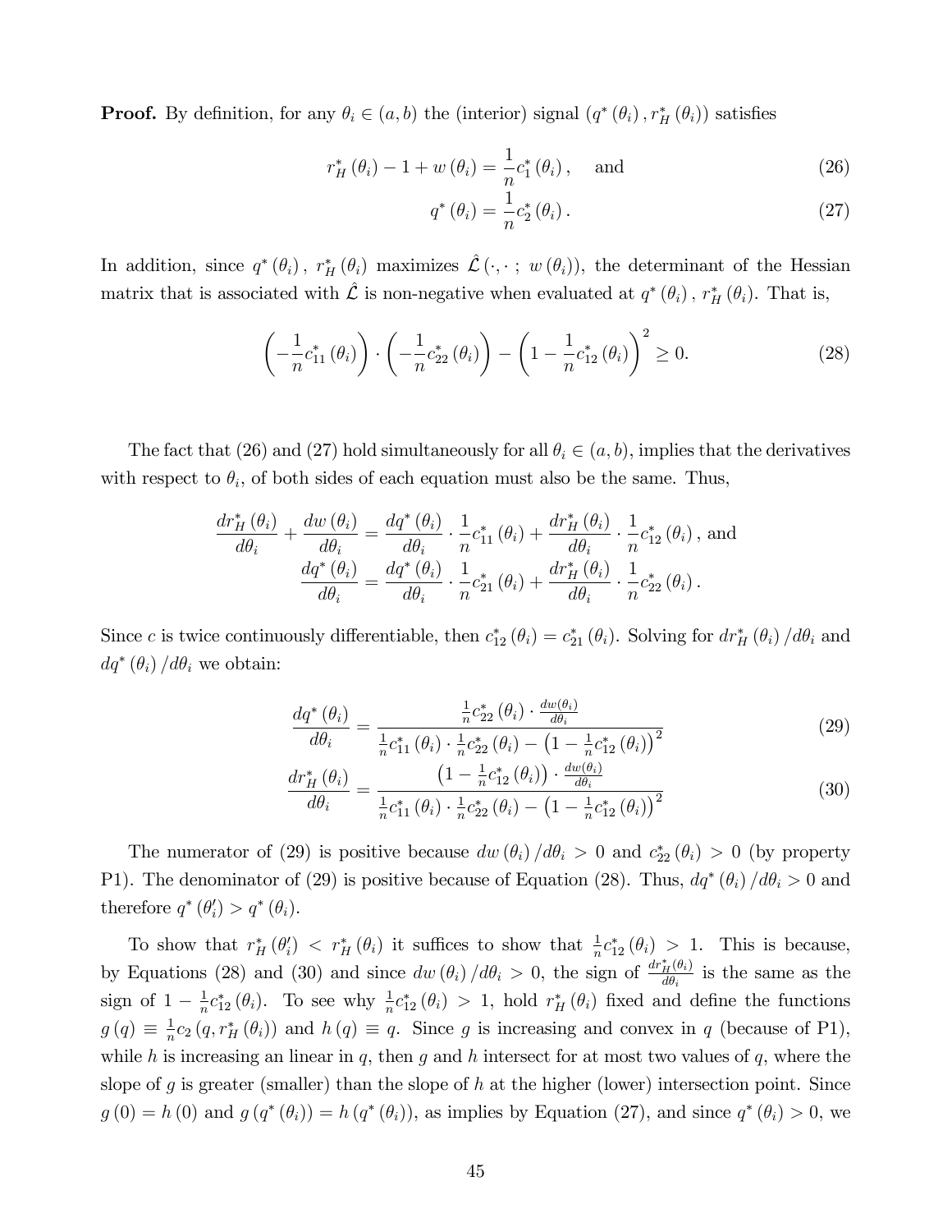**Proof.** By definition, for any $\theta_i \in (a,b)$ the (interior) signal $(q^*(\theta_i), r_H^*(\theta_i))$ satisfies

$$r_H^*(\theta_i) - 1 + w(\theta_i) = \frac{1}{n} c_1^*(\theta_i), \quad \text{and} \tag{26}$$

$$q^*(\theta_i) = \frac{1}{n} c_2^*(\theta_i). \tag{27}$$

In addition, since $q^*(\theta_i)$, $r_H^*(\theta_i)$ maximizes $\hat{\mathcal{L}}(\cdot, \cdot \,;\, w(\theta_i))$, the determinant of the Hessian matrix that is associated with $\hat{\mathcal{L}}$ is non-negative when evaluated at $q^*(\theta_i)$, $r_H^*(\theta_i)$. That is,

$$\left(-\frac{1}{n} c_{11}^*(\theta_i)\right) \cdot \left(-\frac{1}{n} c_{22}^*(\theta_i)\right) - \left(1 - \frac{1}{n} c_{12}^*(\theta_i)\right)^2 \geq 0. \tag{28}$$

The fact that (26) and (27) hold simultaneously for all $\theta_i \in (a,b)$, implies that the derivatives with respect to $\theta_i$, of both sides of each equation must also be the same. Thus,

$$\frac{dr_H^*(\theta_i)}{d\theta_i} + \frac{dw(\theta_i)}{d\theta_i} = \frac{dq^*(\theta_i)}{d\theta_i} \cdot \frac{1}{n} c_{11}^*(\theta_i) + \frac{dr_H^*(\theta_i)}{d\theta_i} \cdot \frac{1}{n} c_{12}^*(\theta_i), \text{ and}$$

$$\frac{dq^*(\theta_i)}{d\theta_i} = \frac{dq^*(\theta_i)}{d\theta_i} \cdot \frac{1}{n} c_{21}^*(\theta_i) + \frac{dr_H^*(\theta_i)}{d\theta_i} \cdot \frac{1}{n} c_{22}^*(\theta_i).$$

Since $c$ is twice continuously differentiable, then $c_{12}^*(\theta_i) = c_{21}^*(\theta_i)$. Solving for $dr_H^*(\theta_i)/d\theta_i$ and $dq^*(\theta_i)/d\theta_i$ we obtain:

$$\frac{dq^*(\theta_i)}{d\theta_i} = \frac{\frac{1}{n} c_{22}^*(\theta_i) \cdot \frac{dw(\theta_i)}{d\theta_i}}{\frac{1}{n} c_{11}^*(\theta_i) \cdot \frac{1}{n} c_{22}^*(\theta_i) - \left(1 - \frac{1}{n} c_{12}^*(\theta_i)\right)^2} \tag{29}$$

$$\frac{dr_H^*(\theta_i)}{d\theta_i} = \frac{\left(1 - \frac{1}{n} c_{12}^*(\theta_i)\right) \cdot \frac{dw(\theta_i)}{d\theta_i}}{\frac{1}{n} c_{11}^*(\theta_i) \cdot \frac{1}{n} c_{22}^*(\theta_i) - \left(1 - \frac{1}{n} c_{12}^*(\theta_i)\right)^2} \tag{30}$$

The numerator of (29) is positive because $dw(\theta_i)/d\theta_i > 0$ and $c_{22}^*(\theta_i) > 0$ (by property P1). The denominator of (29) is positive because of Equation (28). Thus, $dq^*(\theta_i)/d\theta_i > 0$ and therefore $q^*(\theta_i') > q^*(\theta_i)$.

To show that $r_H^*(\theta_i') < r_H^*(\theta_i)$ it suffices to show that $\frac{1}{n} c_{12}^*(\theta_i) > 1$. This is because, by Equations (28) and (30) and since $dw(\theta_i)/d\theta_i > 0$, the sign of $\frac{dr_H^*(\theta_i)}{d\theta_i}$ is the same as the sign of $1 - \frac{1}{n} c_{12}^*(\theta_i)$. To see why $\frac{1}{n} c_{12}^*(\theta_i) > 1$, hold $r_H^*(\theta_i)$ fixed and define the functions $g(q) \equiv \frac{1}{n} c_2(q, r_H^*(\theta_i))$ and $h(q) \equiv q$. Since $g$ is increasing and convex in $q$ (because of P1), while $h$ is increasing an linear in $q$, then $g$ and $h$ intersect for at most two values of $q$, where the slope of $g$ is greater (smaller) than the slope of $h$ at the higher (lower) intersection point. Since $g(0) = h(0)$ and $g(q^*(\theta_i)) = h(q^*(\theta_i))$, as implies by Equation (27), and since $q^*(\theta_i) > 0$, we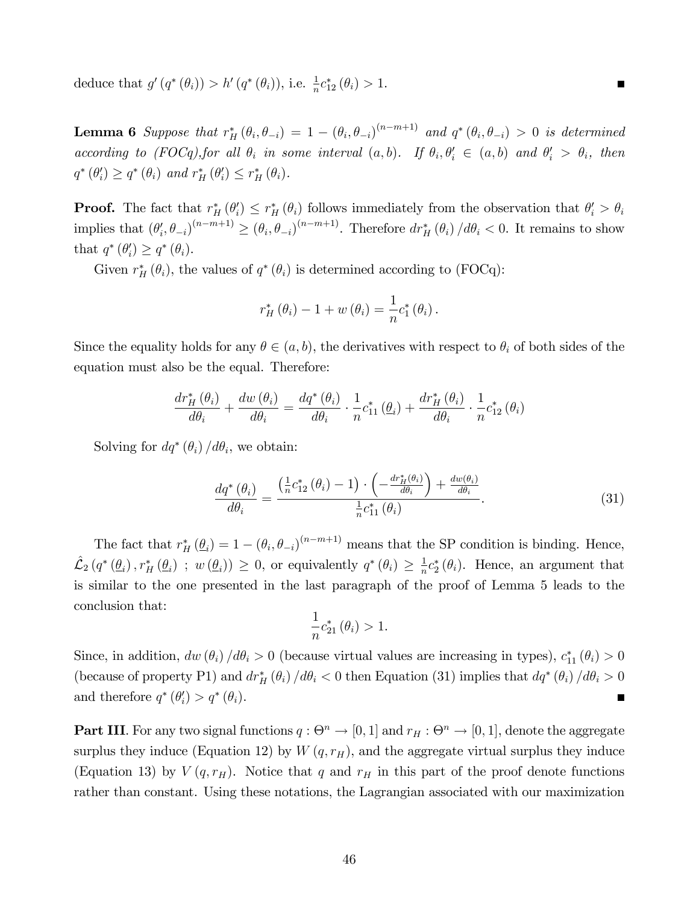deduce that $g'(q^*(\theta_i)) > h'(q^*(\theta_i))$, i.e. $\frac{1}{n}c^*_{12}(\theta_i) > 1$. ∎

**Lemma 6** *Suppose that $r^*_H(\theta_i, \theta_{-i}) = 1 - (\theta_i, \theta_{-i})^{(n-m+1)}$ and $q^*(\theta_i, \theta_{-i}) > 0$ is determined according to (FOCq),for all $\theta_i$ in some interval $(a, b)$. If $\theta_i, \theta'_i \in (a, b)$ and $\theta'_i > \theta_i$, then $q^*(\theta'_i) \geq q^*(\theta_i)$ and $r^*_H(\theta'_i) \leq r^*_H(\theta_i)$.*

**Proof.** The fact that $r^*_H(\theta'_i) \leq r^*_H(\theta_i)$ follows immediately from the observation that $\theta'_i > \theta_i$ implies that $(\theta'_i, \theta_{-i})^{(n-m+1)} \geq (\theta_i, \theta_{-i})^{(n-m+1)}$. Therefore $dr^*_H(\theta_i)/d\theta_i < 0$. It remains to show that $q^*(\theta'_i) \geq q^*(\theta_i)$.

Given $r^*_H(\theta_i)$, the values of $q^*(\theta_i)$ is determined according to (FOCq):

$$r^*_H(\theta_i) - 1 + w(\theta_i) = \frac{1}{n}c^*_1(\theta_i).$$

Since the equality holds for any $\theta \in (a, b)$, the derivatives with respect to $\theta_i$ of both sides of the equation must also be the equal. Therefore:

$$\frac{dr^*_H(\theta_i)}{d\theta_i} + \frac{dw(\theta_i)}{d\theta_i} = \frac{dq^*(\theta_i)}{d\theta_i} \cdot \frac{1}{n}c^*_{11}(\underline{\theta}_i) + \frac{dr^*_H(\theta_i)}{d\theta_i} \cdot \frac{1}{n}c^*_{12}(\theta_i)$$

Solving for $dq^*(\theta_i)/d\theta_i$, we obtain:

$$\frac{dq^*(\theta_i)}{d\theta_i} = \frac{\left(\frac{1}{n}c^*_{12}(\theta_i) - 1\right) \cdot \left(-\frac{dr^*_H(\theta_i)}{d\theta_i}\right) + \frac{dw(\theta_i)}{d\theta_i}}{\frac{1}{n}c^*_{11}(\theta_i)}. \tag{31}$$

The fact that $r^*_H(\underline{\theta}_i) = 1 - (\theta_i, \theta_{-i})^{(n-m+1)}$ means that the SP condition is binding. Hence, $\hat{\mathcal{L}}_2(q^*(\underline{\theta}_i), r^*_H(\underline{\theta}_i) \ ; \ w(\underline{\theta}_i)) \geq 0$, or equivalently $q^*(\theta_i) \geq \frac{1}{n}c^*_2(\theta_i)$. Hence, an argument that is similar to the one presented in the last paragraph of the proof of Lemma 5 leads to the conclusion that:

$$\frac{1}{n}c^*_{21}(\theta_i) > 1.$$

Since, in addition, $dw(\theta_i)/d\theta_i > 0$ (because virtual values are increasing in types), $c^*_{11}(\theta_i) > 0$ (because of property P1) and $dr^*_H(\theta_i)/d\theta_i < 0$ then Equation (31) implies that $dq^*(\theta_i)/d\theta_i > 0$ and therefore $q^*(\theta'_i) > q^*(\theta_i)$. ∎

**Part III**. For any two signal functions $q : \Theta^n \to [0, 1]$ and $r_H : \Theta^n \to [0, 1]$, denote the aggregate surplus they induce (Equation 12) by $W(q, r_H)$, and the aggregate virtual surplus they induce (Equation 13) by $V(q, r_H)$. Notice that $q$ and $r_H$ in this part of the proof denote functions rather than constant. Using these notations, the Lagrangian associated with our maximization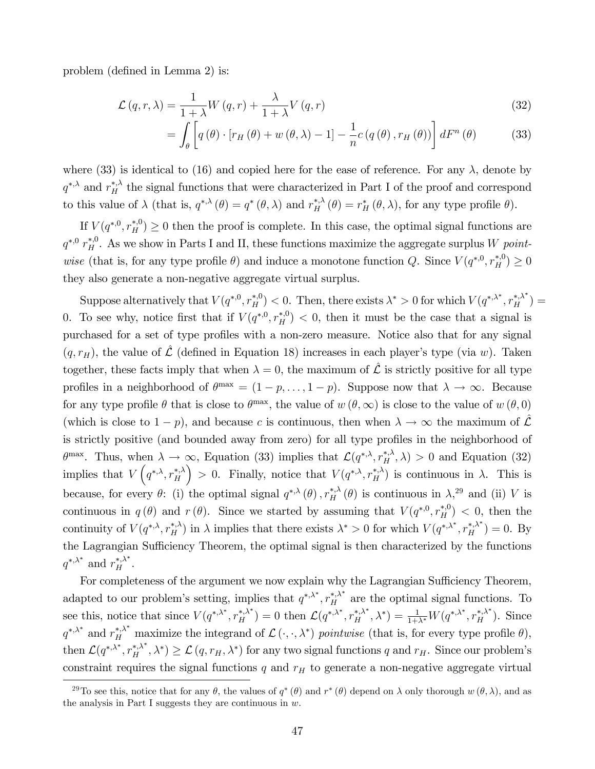problem (defined in Lemma 2) is:

$$\mathcal{L}(q, r, \lambda) = \frac{1}{1+\lambda} W(q, r) + \frac{\lambda}{1+\lambda} V(q, r) \tag{32}$$

$$= \int_{\theta} \left[ q(\theta) \cdot [r_H(\theta) + w(\theta, \lambda) - 1] - \frac{1}{n} c(q(\theta), r_H(\theta)) \right] dF^n(\theta) \tag{33}$$

where (33) is identical to (16) and copied here for the ease of reference. For any $\lambda$, denote by $q^{*,\lambda}$ and $r_H^{*,\lambda}$ the signal functions that were characterized in Part I of the proof and correspond to this value of $\lambda$ (that is, $q^{*,\lambda}(\theta) = q^*(\theta, \lambda)$ and $r_H^{*,\lambda}(\theta) = r_H^*(\theta, \lambda)$, for any type profile $\theta$).

If $V(q^{*,0}, r_H^{*,0}) \geq 0$ then the proof is complete. In this case, the optimal signal functions are $q^{*,0}$ $r_H^{*,0}$. As we show in Parts I and II, these functions maximize the aggregate surplus $W$ *pointwise* (that is, for any type profile $\theta$) and induce a monotone function $Q$. Since $V(q^{*,0}, r_H^{*,0}) \geq 0$ they also generate a non-negative aggregate virtual surplus.

Suppose alternatively that $V(q^{*,0}, r_H^{*,0}) < 0$. Then, there exists $\lambda^* > 0$ for which $V(q^{*,\lambda^*}, r_H^{*,\lambda^*}) = 0$. To see why, notice first that if $V(q^{*,0}, r_H^{*,0}) < 0$, then it must be the case that a signal is purchased for a set of type profiles with a non-zero measure. Notice also that for any signal $(q, r_H)$, the value of $\hat{\mathcal{L}}$ (defined in Equation 18) increases in each player's type (via $w$). Taken together, these facts imply that when $\lambda = 0$, the maximum of $\hat{\mathcal{L}}$ is strictly positive for all type profiles in a neighborhood of $\theta^{\max} = (1-p, \ldots, 1-p)$. Suppose now that $\lambda \to \infty$. Because for any type profile $\theta$ that is close to $\theta^{\max}$, the value of $w(\theta, \infty)$ is close to the value of $w(\theta, 0)$ (which is close to $1-p$), and because $c$ is continuous, then when $\lambda \to \infty$ the maximum of $\hat{\mathcal{L}}$ is strictly positive (and bounded away from zero) for all type profiles in the neighborhood of $\theta^{\max}$. Thus, when $\lambda \to \infty$, Equation (33) implies that $\mathcal{L}(q^{*,\lambda}, r_H^{*,\lambda}, \lambda) > 0$ and Equation (32) implies that $V\left(q^{*,\lambda}, r_H^{*,\lambda}\right) > 0$. Finally, notice that $V(q^{*,\lambda}, r_H^{*,\lambda})$ is continuous in $\lambda$. This is because, for every $\theta$: (i) the optimal signal $q^{*,\lambda}(\theta), r_H^{*,\lambda}(\theta)$ is continuous in $\lambda$,[29] and (ii) $V$ is continuous in $q(\theta)$ and $r(\theta)$. Since we started by assuming that $V(q^{*,0}, r_H^{*,0}) < 0$, then the continuity of $V(q^{*,\lambda}, r_H^{*,\lambda})$ in $\lambda$ implies that there exists $\lambda^* > 0$ for which $V(q^{*,\lambda^*}, r_H^{*,\lambda^*}) = 0$. By the Lagrangian Sufficiency Theorem, the optimal signal is then characterized by the functions $q^{*,\lambda^*}$ and $r_H^{*,\lambda^*}$.

For completeness of the argument we now explain why the Lagrangian Sufficiency Theorem, adapted to our problem's setting, implies that $q^{*,\lambda^*}, r_H^{*,\lambda^*}$ are the optimal signal functions. To see this, notice that since $V(q^{*,\lambda^*}, r_H^{*,\lambda^*}) = 0$ then $\mathcal{L}(q^{*,\lambda^*}, r_H^{*,\lambda^*}, \lambda^*) = \frac{1}{1+\lambda^*} W(q^{*,\lambda^*}, r_H^{*,\lambda^*})$. Since $q^{*,\lambda^*}$ and $r_H^{*,\lambda^*}$ maximize the integrand of $\mathcal{L}(\cdot, \cdot, \lambda^*)$ *pointwise* (that is, for every type profile $\theta$), then $\mathcal{L}(q^{*,\lambda^*}, r_H^{*,\lambda^*}, \lambda^*) \geq \mathcal{L}(q, r_H, \lambda^*)$ for any two signal functions $q$ and $r_H$. Since our problem's constraint requires the signal functions $q$ and $r_H$ to generate a non-negative aggregate virtual

[29] To see this, notice that for any $\theta$, the values of $q^*(\theta)$ and $r^*(\theta)$ depend on $\lambda$ only thorough $w(\theta, \lambda)$, and as the analysis in Part I suggests they are continuous in $w$.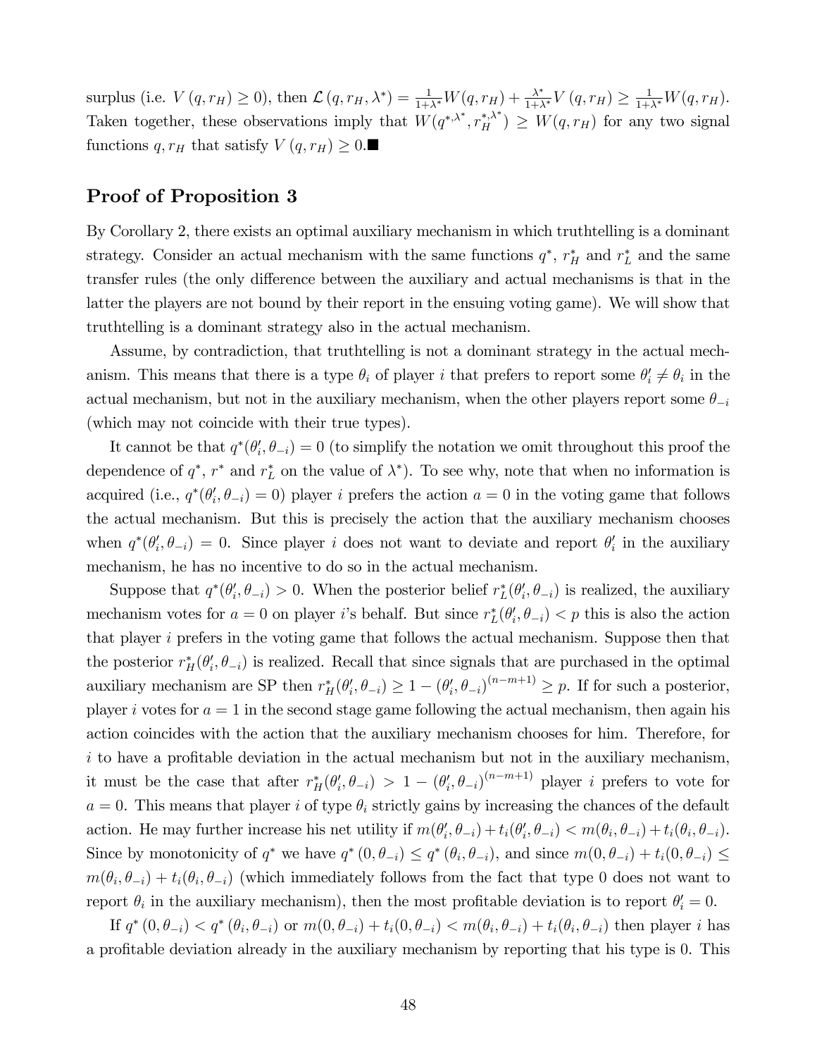surplus (i.e. $V(q, r_H) \geq 0$), then $\mathcal{L}(q, r_H, \lambda^*) = \frac{1}{1+\lambda^*}W(q, r_H) + \frac{\lambda^*}{1+\lambda^*}V(q, r_H) \geq \frac{1}{1+\lambda^*}W(q, r_H)$. Taken together, these observations imply that $W(q^{*,\lambda^*}, r_H^{*,\lambda^*}) \geq W(q, r_H)$ for any two signal functions $q, r_H$ that satisfy $V(q, r_H) \geq 0$.■

## Proof of Proposition 3

By Corollary 2, there exists an optimal auxiliary mechanism in which truthtelling is a dominant strategy. Consider an actual mechanism with the same functions $q^*$, $r_H^*$ and $r_L^*$ and the same transfer rules (the only difference between the auxiliary and actual mechanisms is that in the latter the players are not bound by their report in the ensuing voting game). We will show that truthtelling is a dominant strategy also in the actual mechanism.

Assume, by contradiction, that truthtelling is not a dominant strategy in the actual mechanism. This means that there is a type $\theta_i$ of player $i$ that prefers to report some $\theta_i' \neq \theta_i$ in the actual mechanism, but not in the auxiliary mechanism, when the other players report some $\theta_{-i}$ (which may not coincide with their true types).

It cannot be that $q^*(\theta_i', \theta_{-i}) = 0$ (to simplify the notation we omit throughout this proof the dependence of $q^*$, $r^*$ and $r_L^*$ on the value of $\lambda^*$). To see why, note that when no information is acquired (i.e., $q^*(\theta_i', \theta_{-i}) = 0$) player $i$ prefers the action $a = 0$ in the voting game that follows the actual mechanism. But this is precisely the action that the auxiliary mechanism chooses when $q^*(\theta_i', \theta_{-i}) = 0$. Since player $i$ does not want to deviate and report $\theta_i'$ in the auxiliary mechanism, he has no incentive to do so in the actual mechanism.

Suppose that $q^*(\theta_i', \theta_{-i}) > 0$. When the posterior belief $r_L^*(\theta_i', \theta_{-i})$ is realized, the auxiliary mechanism votes for $a = 0$ on player $i$'s behalf. But since $r_L^*(\theta_i', \theta_{-i}) < p$ this is also the action that player $i$ prefers in the voting game that follows the actual mechanism. Suppose then that the posterior $r_H^*(\theta_i', \theta_{-i})$ is realized. Recall that since signals that are purchased in the optimal auxiliary mechanism are SP then $r_H^*(\theta_i', \theta_{-i}) \geq 1 - (\theta_i', \theta_{-i})^{(n-m+1)} \geq p$. If for such a posterior, player $i$ votes for $a = 1$ in the second stage game following the actual mechanism, then again his action coincides with the action that the auxiliary mechanism chooses for him. Therefore, for $i$ to have a profitable deviation in the actual mechanism but not in the auxiliary mechanism, it must be the case that after $r_H^*(\theta_i', \theta_{-i}) > 1 - (\theta_i', \theta_{-i})^{(n-m+1)}$ player $i$ prefers to vote for $a = 0$. This means that player $i$ of type $\theta_i$ strictly gains by increasing the chances of the default action. He may further increase his net utility if $m(\theta_i', \theta_{-i}) + t_i(\theta_i', \theta_{-i}) < m(\theta_i, \theta_{-i}) + t_i(\theta_i, \theta_{-i})$. Since by monotonicity of $q^*$ we have $q^*(0, \theta_{-i}) \leq q^*(\theta_i, \theta_{-i})$, and since $m(0, \theta_{-i}) + t_i(0, \theta_{-i}) \leq m(\theta_i, \theta_{-i}) + t_i(\theta_i, \theta_{-i})$ (which immediately follows from the fact that type 0 does not want to report $\theta_i$ in the auxiliary mechanism), then the most profitable deviation is to report $\theta_i' = 0$.

If $q^*(0, \theta_{-i}) < q^*(\theta_i, \theta_{-i})$ or $m(0, \theta_{-i}) + t_i(0, \theta_{-i}) < m(\theta_i, \theta_{-i}) + t_i(\theta_i, \theta_{-i})$ then player $i$ has a profitable deviation already in the auxiliary mechanism by reporting that his type is 0. This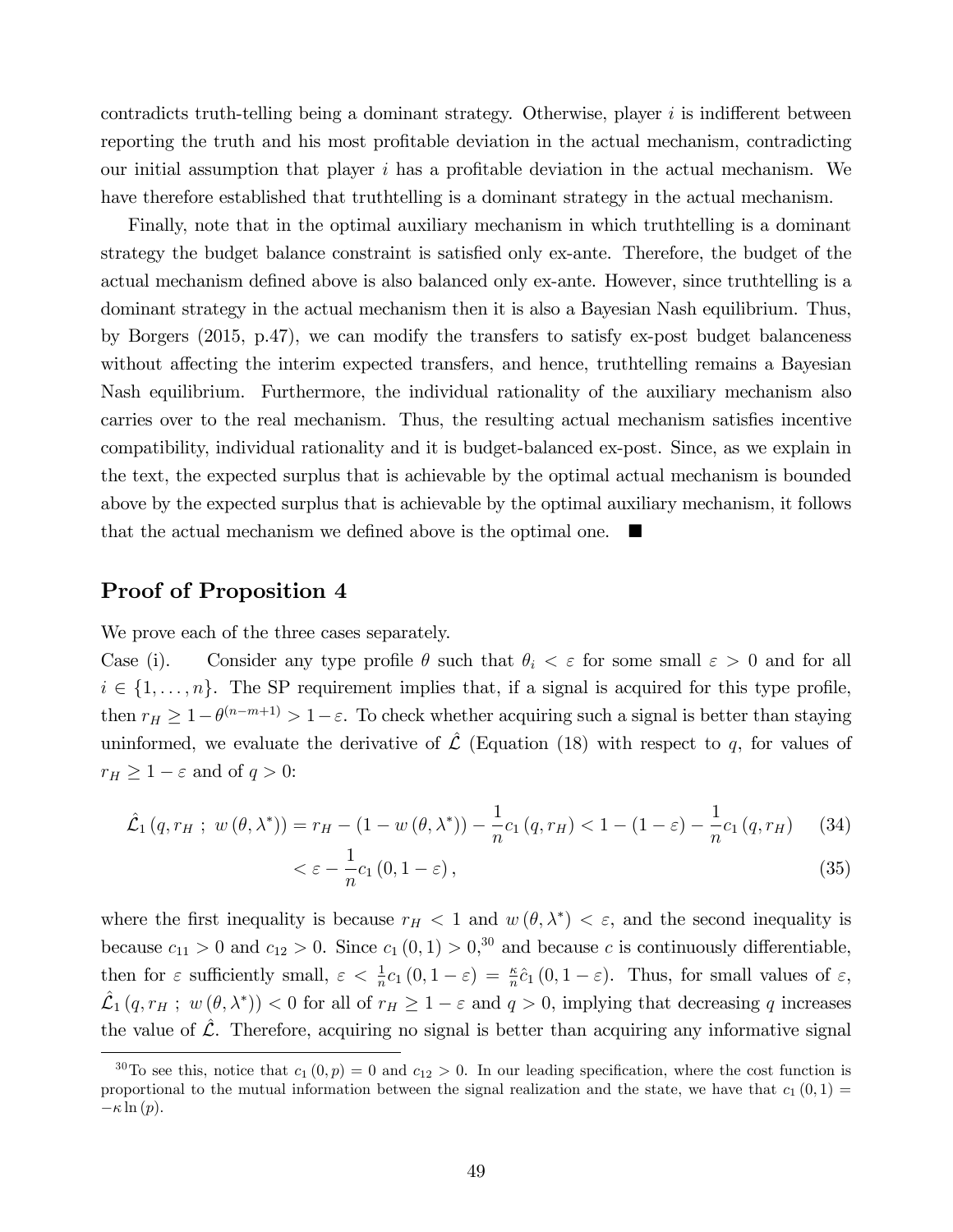contradicts truth-telling being a dominant strategy. Otherwise, player $i$ is indifferent between reporting the truth and his most profitable deviation in the actual mechanism, contradicting our initial assumption that player $i$ has a profitable deviation in the actual mechanism. We have therefore established that truthtelling is a dominant strategy in the actual mechanism.

Finally, note that in the optimal auxiliary mechanism in which truthtelling is a dominant strategy the budget balance constraint is satisfied only ex-ante. Therefore, the budget of the actual mechanism defined above is also balanced only ex-ante. However, since truthtelling is a dominant strategy in the actual mechanism then it is also a Bayesian Nash equilibrium. Thus, by Borgers (2015, p.47), we can modify the transfers to satisfy ex-post budget balanceness without affecting the interim expected transfers, and hence, truthtelling remains a Bayesian Nash equilibrium. Furthermore, the individual rationality of the auxiliary mechanism also carries over to the real mechanism. Thus, the resulting actual mechanism satisfies incentive compatibility, individual rationality and it is budget-balanced ex-post. Since, as we explain in the text, the expected surplus that is achievable by the optimal actual mechanism is bounded above by the expected surplus that is achievable by the optimal auxiliary mechanism, it follows that the actual mechanism we defined above is the optimal one. ■

## Proof of Proposition 4

We prove each of the three cases separately.

Case (i). Consider any type profile $\theta$ such that $\theta_i < \varepsilon$ for some small $\varepsilon > 0$ and for all $i \in \{1, \dots, n\}$. The SP requirement implies that, if a signal is acquired for this type profile, then $r_H \geq 1 - \theta^{(n-m+1)} > 1 - \varepsilon$. To check whether acquiring such a signal is better than staying uninformed, we evaluate the derivative of $\hat{\mathcal{L}}$ (Equation (18) with respect to $q$, for values of $r_H \geq 1 - \varepsilon$ and of $q > 0$:

$$\hat{\mathcal{L}}_1 \left(q, r_H \ ; \ w\left(\theta, \lambda^*\right)\right) = r_H - \left(1 - w\left(\theta, \lambda^*\right)\right) - \frac{1}{n} c_1 \left(q, r_H\right) < 1 - (1 - \varepsilon) - \frac{1}{n} c_1 \left(q, r_H\right) \tag{34}$$

$$< \varepsilon - \frac{1}{n} c_1 \left(0, 1 - \varepsilon\right), \tag{35}$$

where the first inequality is because $r_H < 1$ and $w(\theta, \lambda^*) < \varepsilon$, and the second inequality is because $c_{11} > 0$ and $c_{12} > 0$. Since $c_1(0, 1) > 0$,[30] and because $c$ is continuously differentiable, then for $\varepsilon$ sufficiently small, $\varepsilon < \frac{1}{n} c_1 (0, 1 - \varepsilon) = \frac{\kappa}{n} \hat{c}_1 (0, 1 - \varepsilon)$. Thus, for small values of $\varepsilon$, $\hat{\mathcal{L}}_1 (q, r_H \ ; \ w(\theta, \lambda^*)) < 0$ for all of $r_H \geq 1 - \varepsilon$ and $q > 0$, implying that decreasing $q$ increases the value of $\hat{\mathcal{L}}$. Therefore, acquiring no signal is better than acquiring any informative signal

[30] To see this, notice that $c_1(0, p) = 0$ and $c_{12} > 0$. In our leading specification, where the cost function is proportional to the mutual information between the signal realization and the state, we have that $c_1(0, 1) = -\kappa \ln(p)$.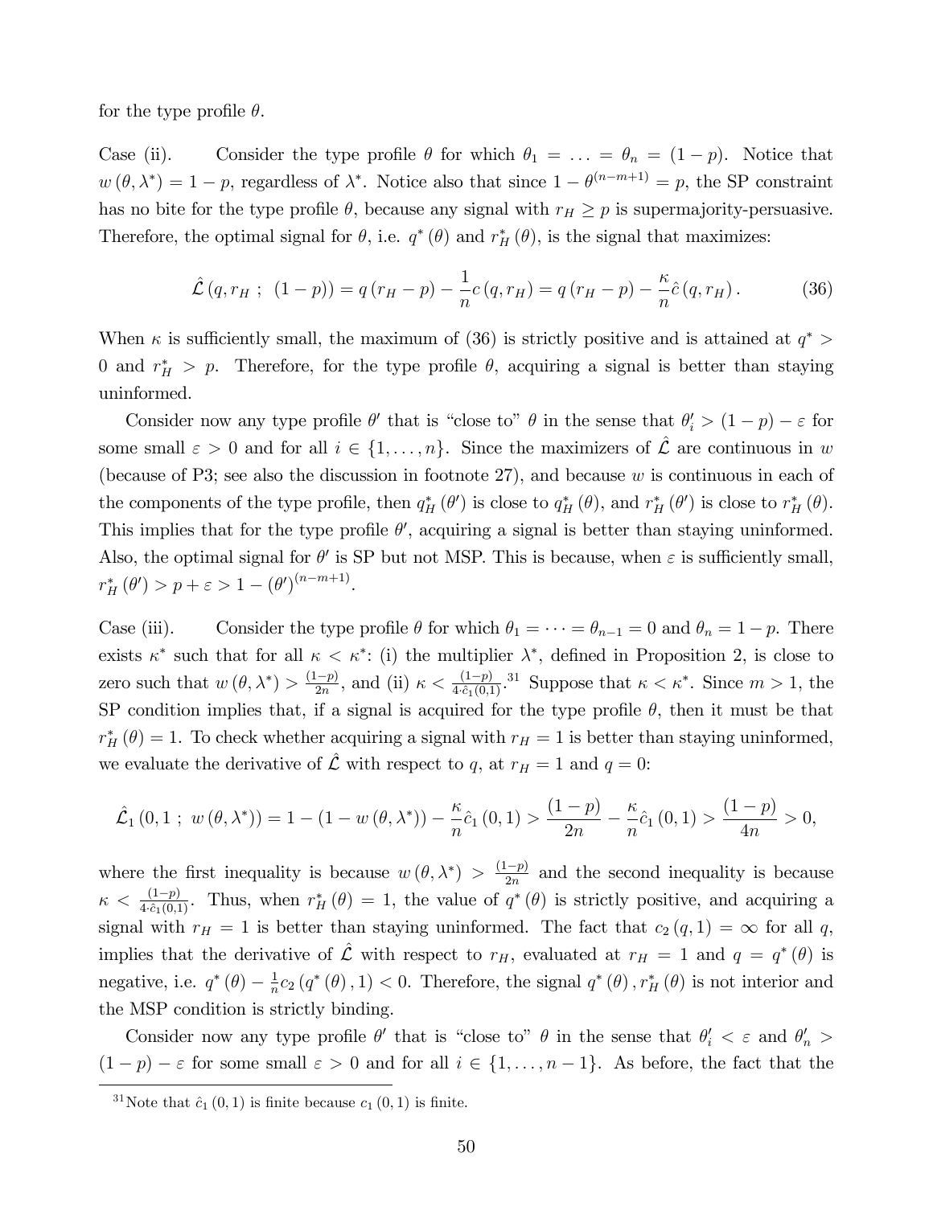for the type profile $\theta$.

Case (ii). Consider the type profile $\theta$ for which $\theta_1 = \ldots = \theta_n = (1-p)$. Notice that $w(\theta, \lambda^*) = 1-p$, regardless of $\lambda^*$. Notice also that since $1 - \theta^{(n-m+1)} = p$, the SP constraint has no bite for the type profile $\theta$, because any signal with $r_H \geq p$ is supermajority-persuasive. Therefore, the optimal signal for $\theta$, i.e. $q^*(\theta)$ and $r_H^*(\theta)$, is the signal that maximizes:

$$\hat{\mathcal{L}}(q, r_H \; ; \; (1-p)) = q(r_H - p) - \frac{1}{n} c(q, r_H) = q(r_H - p) - \frac{\kappa}{n} \hat{c}(q, r_H). \tag{36}$$

When $\kappa$ is sufficiently small, the maximum of (36) is strictly positive and is attained at $q^* > 0$ and $r_H^* > p$. Therefore, for the type profile $\theta$, acquiring a signal is better than staying uninformed.

Consider now any type profile $\theta'$ that is "close to" $\theta$ in the sense that $\theta'_i > (1-p) - \varepsilon$ for some small $\varepsilon > 0$ and for all $i \in \{1, \ldots, n\}$. Since the maximizers of $\hat{\mathcal{L}}$ are continuous in $w$ (because of P3; see also the discussion in footnote 27), and because $w$ is continuous in each of the components of the type profile, then $q_H^*(\theta')$ is close to $q_H^*(\theta)$, and $r_H^*(\theta')$ is close to $r_H^*(\theta)$. This implies that for the type profile $\theta'$, acquiring a signal is better than staying uninformed. Also, the optimal signal for $\theta'$ is SP but not MSP. This is because, when $\varepsilon$ is sufficiently small, $r_H^*(\theta') > p + \varepsilon > 1 - (\theta')^{(n-m+1)}$.

Case (iii). Consider the type profile $\theta$ for which $\theta_1 = \cdots = \theta_{n-1} = 0$ and $\theta_n = 1-p$. There exists $\kappa^*$ such that for all $\kappa < \kappa^*$: (i) the multiplier $\lambda^*$, defined in Proposition 2, is close to zero such that $w(\theta, \lambda^*) > \frac{(1-p)}{2n}$, and (ii) $\kappa < \frac{(1-p)}{4 \cdot \hat{c}_1(0,1)}$.[31] Suppose that $\kappa < \kappa^*$. Since $m > 1$, the SP condition implies that, if a signal is acquired for the type profile $\theta$, then it must be that $r_H^*(\theta) = 1$. To check whether acquiring a signal with $r_H = 1$ is better than staying uninformed, we evaluate the derivative of $\hat{\mathcal{L}}$ with respect to $q$, at $r_H = 1$ and $q = 0$:

$$\hat{\mathcal{L}}_1(0, 1 \; ; \; w(\theta, \lambda^*)) = 1 - (1 - w(\theta, \lambda^*)) - \frac{\kappa}{n} \hat{c}_1(0,1) > \frac{(1-p)}{2n} - \frac{\kappa}{n} \hat{c}_1(0,1) > \frac{(1-p)}{4n} > 0,$$

where the first inequality is because $w(\theta, \lambda^*) > \frac{(1-p)}{2n}$ and the second inequality is because $\kappa < \frac{(1-p)}{4 \cdot \hat{c}_1(0,1)}$. Thus, when $r_H^*(\theta) = 1$, the value of $q^*(\theta)$ is strictly positive, and acquiring a signal with $r_H = 1$ is better than staying uninformed. The fact that $c_2(q, 1) = \infty$ for all $q$, implies that the derivative of $\hat{\mathcal{L}}$ with respect to $r_H$, evaluated at $r_H = 1$ and $q = q^*(\theta)$ is negative, i.e. $q^*(\theta) - \frac{1}{n} c_2(q^*(\theta), 1) < 0$. Therefore, the signal $q^*(\theta), r_H^*(\theta)$ is not interior and the MSP condition is strictly binding.

Consider now any type profile $\theta'$ that is "close to" $\theta$ in the sense that $\theta'_i < \varepsilon$ and $\theta'_n > (1-p) - \varepsilon$ for some small $\varepsilon > 0$ and for all $i \in \{1, \ldots, n-1\}$. As before, the fact that the

[31] Note that $\hat{c}_1(0,1)$ is finite because $c_1(0,1)$ is finite.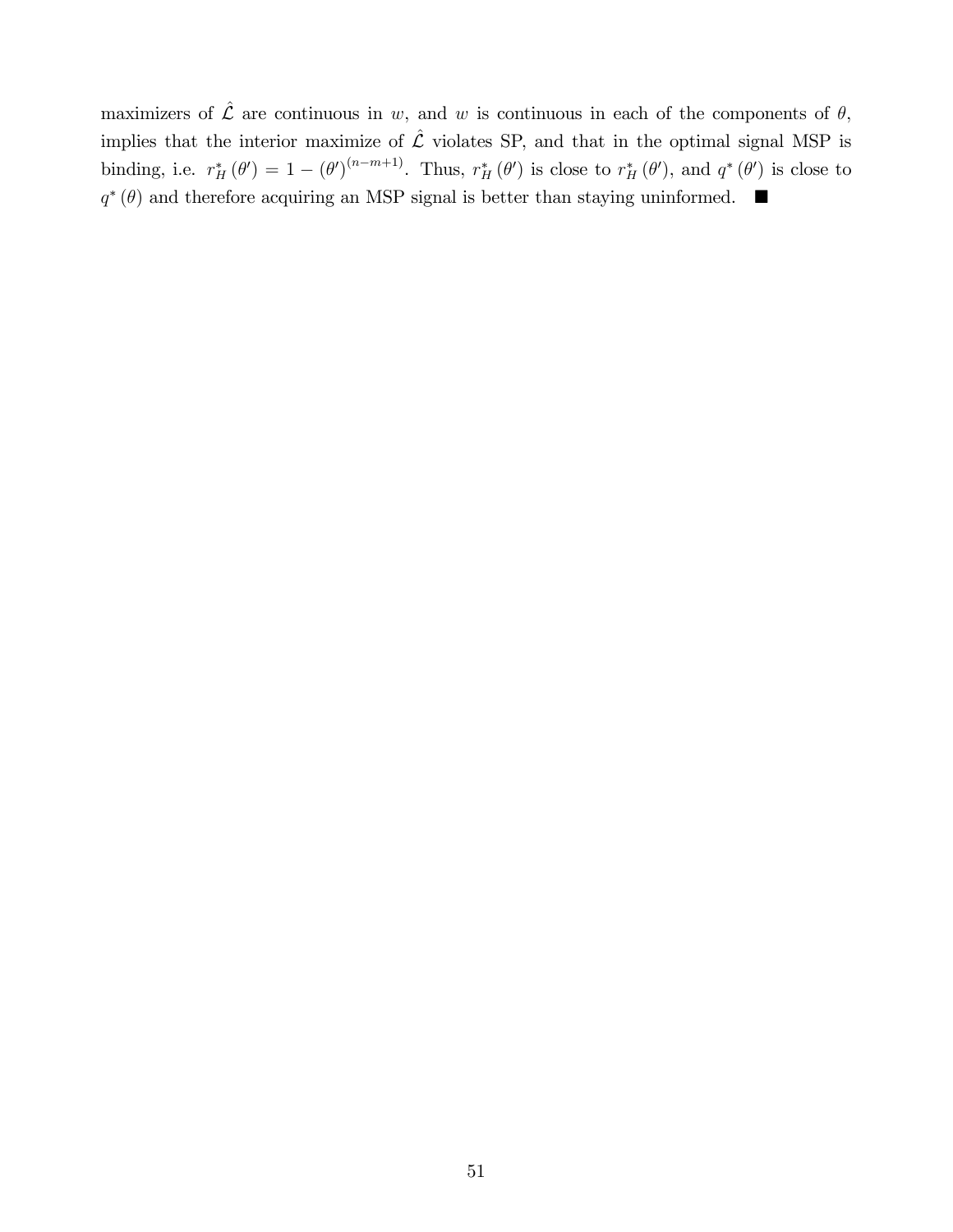maximizers of $\hat{\mathcal{L}}$ are continuous in $w$, and $w$ is continuous in each of the components of $\theta$, implies that the interior maximize of $\hat{\mathcal{L}}$ violates SP, and that in the optimal signal MSP is binding, i.e. $r_H^*(\theta') = 1 - (\theta')^{(n-m+1)}$. Thus, $r_H^*(\theta')$ is close to $r_H^*(\theta')$, and $q^*(\theta')$ is close to $q^*(\theta)$ and therefore acquiring an MSP signal is better than staying uninformed. ■